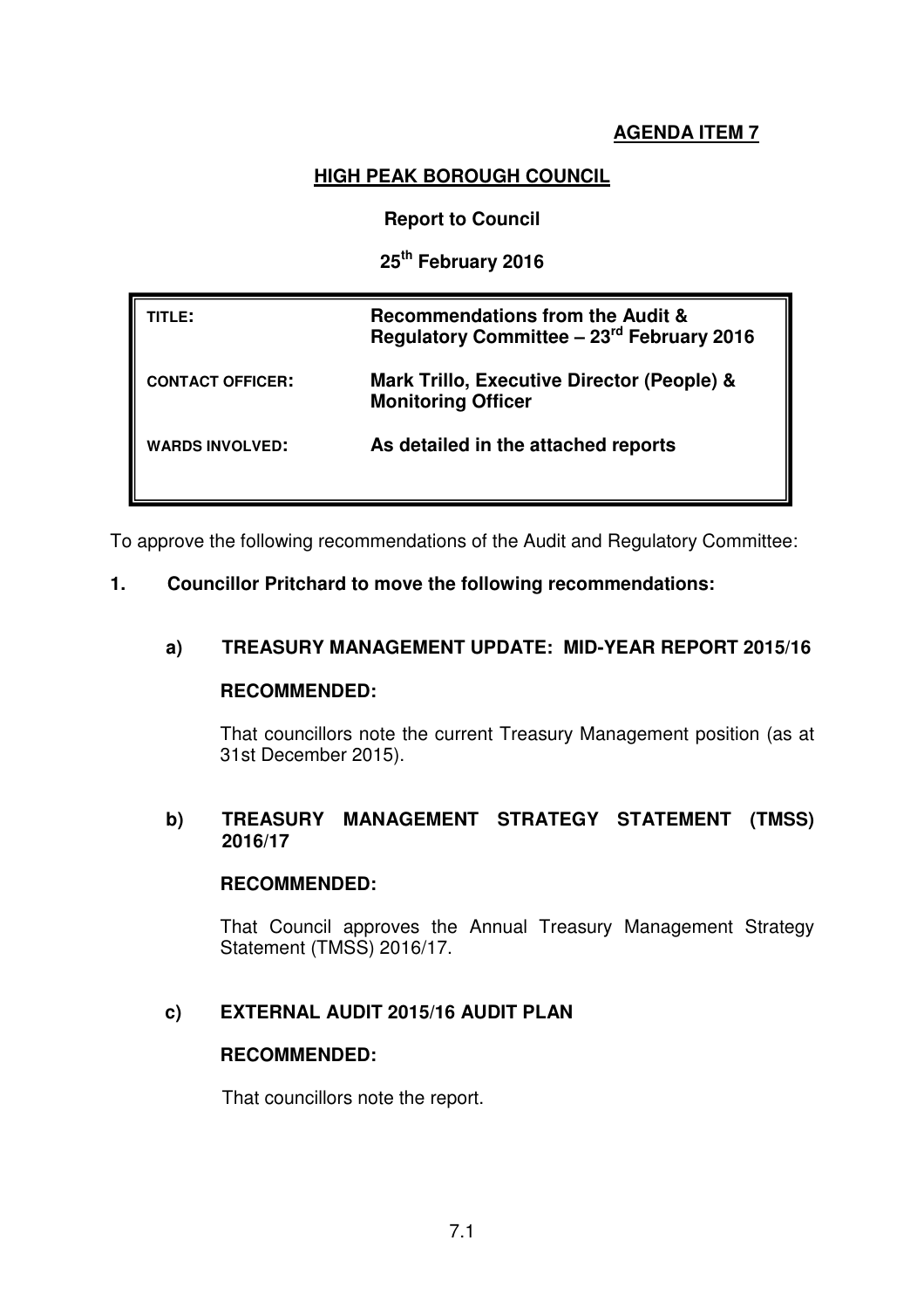**AGENDA ITEM 7**

# HIGH PEAK BOROUGH COUNCIL

**Report to Council**

**25th February 2016**

| | |
|---|---|
| **TITLE:** | **Recommendations from the Audit & Regulatory Committee – 23rd February 2016** |
| **CONTACT OFFICER:** | **Mark Trillo, Executive Director (People) & Monitoring Officer** |
| **WARDS INVOLVED:** | **As detailed in the attached reports** |

To approve the following recommendations of the Audit and Regulatory Committee:

**1. Councillor Pritchard to move the following recommendations:**

**a) TREASURY MANAGEMENT UPDATE: MID-YEAR REPORT 2015/16**

**RECOMMENDED:**

That councillors note the current Treasury Management position (as at 31st December 2015).

**b) TREASURY MANAGEMENT STRATEGY STATEMENT (TMSS) 2016/17**

**RECOMMENDED:**

That Council approves the Annual Treasury Management Strategy Statement (TMSS) 2016/17.

**c) EXTERNAL AUDIT 2015/16 AUDIT PLAN**

**RECOMMENDED:**

That councillors note the report.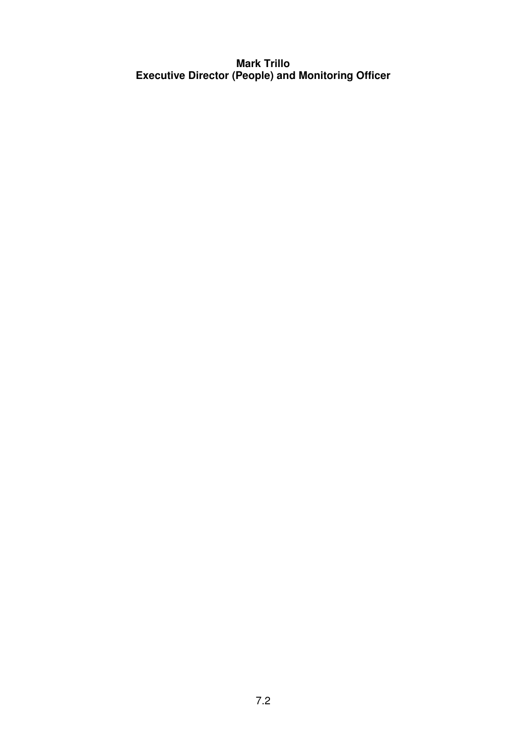**Mark Trillo**
**Executive Director (People) and Monitoring Officer**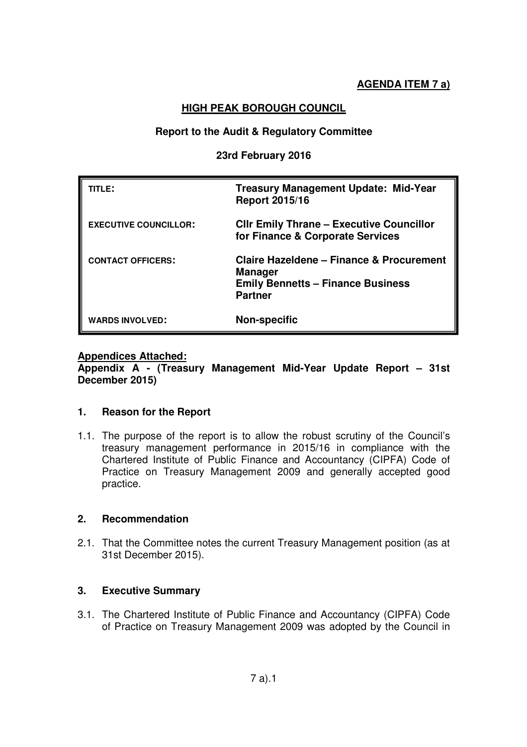**AGENDA ITEM 7 a)**

## HIGH PEAK BOROUGH COUNCIL

**Report to the Audit & Regulatory Committee**

**23rd February 2016**

| | |
|---|---|
| TITLE: | **Treasury Management Update: Mid-Year Report 2015/16** |
| EXECUTIVE COUNCILLOR: | **Cllr Emily Thrane – Executive Councillor for Finance & Corporate Services** |
| CONTACT OFFICERS: | **Claire Hazeldene – Finance & Procurement Manager**<br>**Emily Bennetts – Finance Business Partner** |
| WARDS INVOLVED: | **Non-specific** |

**Appendices Attached:**

**Appendix A - (Treasury Management Mid-Year Update Report – 31st December 2015)**

### 1. Reason for the Report

1.1. The purpose of the report is to allow the robust scrutiny of the Council's treasury management performance in 2015/16 in compliance with the Chartered Institute of Public Finance and Accountancy (CIPFA) Code of Practice on Treasury Management 2009 and generally accepted good practice.

### 2. Recommendation

2.1. That the Committee notes the current Treasury Management position (as at 31st December 2015).

### 3. Executive Summary

3.1. The Chartered Institute of Public Finance and Accountancy (CIPFA) Code of Practice on Treasury Management 2009 was adopted by the Council in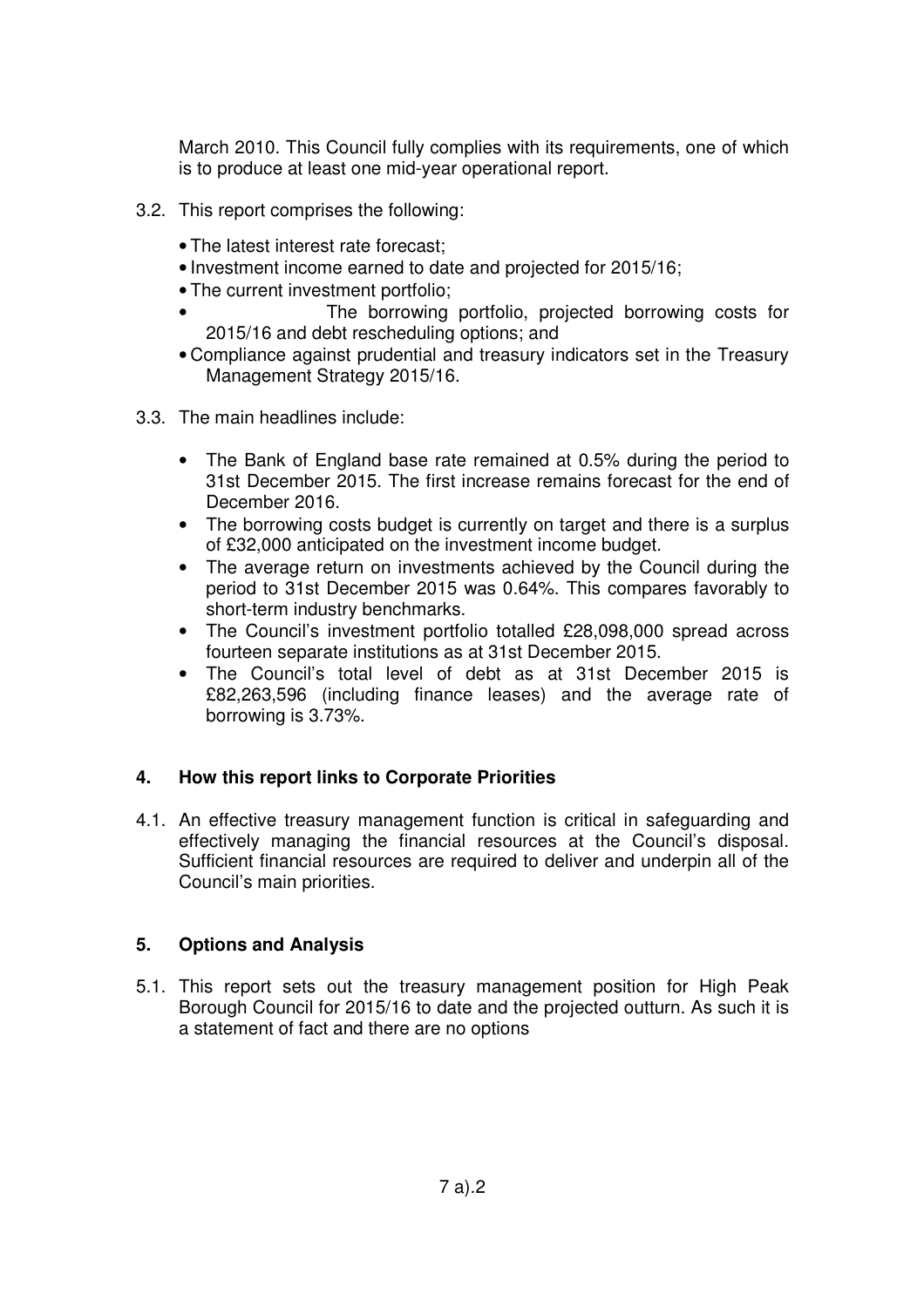March 2010. This Council fully complies with its requirements, one of which is to produce at least one mid-year operational report.

3.2. This report comprises the following:

- The latest interest rate forecast;
- Investment income earned to date and projected for 2015/16;
- The current investment portfolio;
- The borrowing portfolio, projected borrowing costs for 2015/16 and debt rescheduling options; and
- Compliance against prudential and treasury indicators set in the Treasury Management Strategy 2015/16.

3.3. The main headlines include:

- The Bank of England base rate remained at 0.5% during the period to 31st December 2015. The first increase remains forecast for the end of December 2016.
- The borrowing costs budget is currently on target and there is a surplus of £32,000 anticipated on the investment income budget.
- The average return on investments achieved by the Council during the period to 31st December 2015 was 0.64%. This compares favorably to short-term industry benchmarks.
- The Council's investment portfolio totalled £28,098,000 spread across fourteen separate institutions as at 31st December 2015.
- The Council's total level of debt as at 31st December 2015 is £82,263,596 (including finance leases) and the average rate of borrowing is 3.73%.

## 4. How this report links to Corporate Priorities

4.1. An effective treasury management function is critical in safeguarding and effectively managing the financial resources at the Council's disposal. Sufficient financial resources are required to deliver and underpin all of the Council's main priorities.

## 5. Options and Analysis

5.1. This report sets out the treasury management position for High Peak Borough Council for 2015/16 to date and the projected outturn. As such it is a statement of fact and there are no options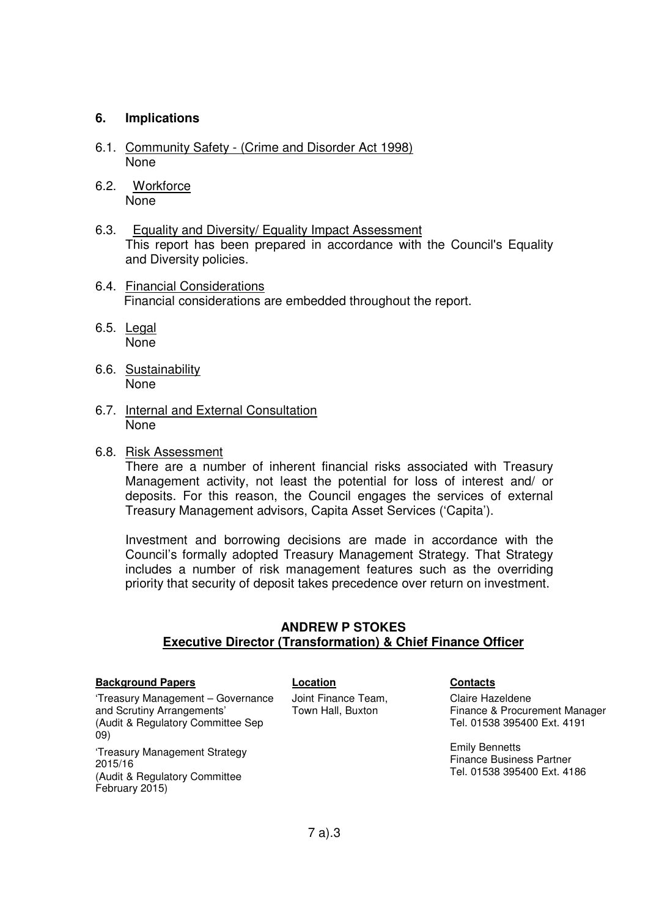## 6. Implications

6.1. Community Safety - (Crime and Disorder Act 1998)
None

6.2. Workforce
None

6.3. Equality and Diversity/ Equality Impact Assessment
This report has been prepared in accordance with the Council's Equality and Diversity policies.

6.4. Financial Considerations
Financial considerations are embedded throughout the report.

6.5. Legal
None

6.6. Sustainability
None

6.7. Internal and External Consultation
None

6.8. Risk Assessment
There are a number of inherent financial risks associated with Treasury Management activity, not least the potential for loss of interest and/ or deposits. For this reason, the Council engages the services of external Treasury Management advisors, Capita Asset Services ('Capita').

Investment and borrowing decisions are made in accordance with the Council's formally adopted Treasury Management Strategy. That Strategy includes a number of risk management features such as the overriding priority that security of deposit takes precedence over return on investment.

**ANDREW P STOKES**
**Executive Director (Transformation) & Chief Finance Officer**

| **Background Papers** | **Location** | **Contacts** |
|---|---|---|
| 'Treasury Management – Governance and Scrutiny Arrangements' (Audit & Regulatory Committee Sep 09) | Joint Finance Team, Town Hall, Buxton | Claire Hazeldene<br>Finance & Procurement Manager<br>Tel. 01538 395400 Ext. 4191 |
| 'Treasury Management Strategy 2015/16 (Audit & Regulatory Committee February 2015) | | Emily Bennetts<br>Finance Business Partner<br>Tel. 01538 395400 Ext. 4186 |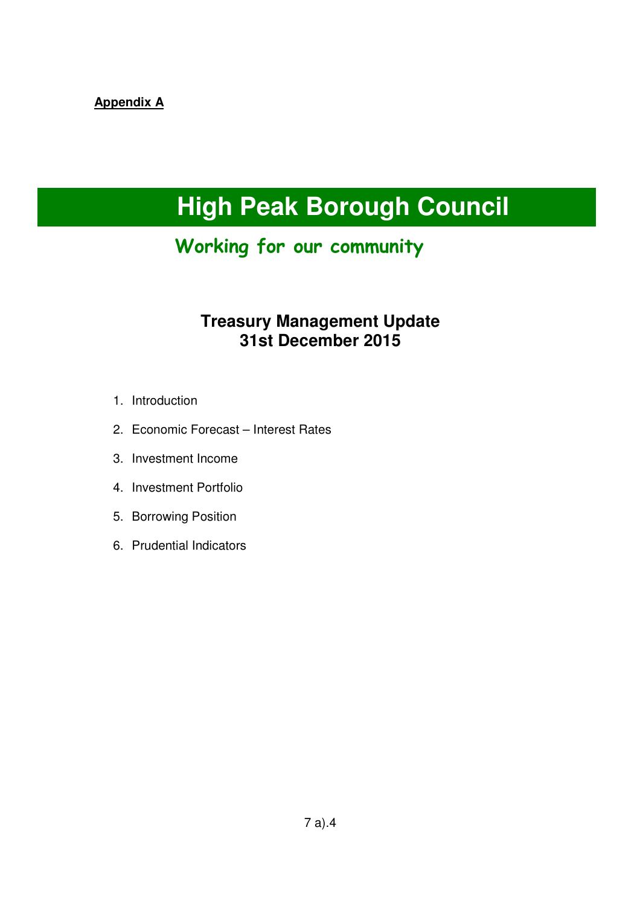**Appendix A**

# High Peak Borough Council

## Working for our community

### Treasury Management Update
### 31st December 2015

1. Introduction
2. Economic Forecast – Interest Rates
3. Investment Income
4. Investment Portfolio
5. Borrowing Position
6. Prudential Indicators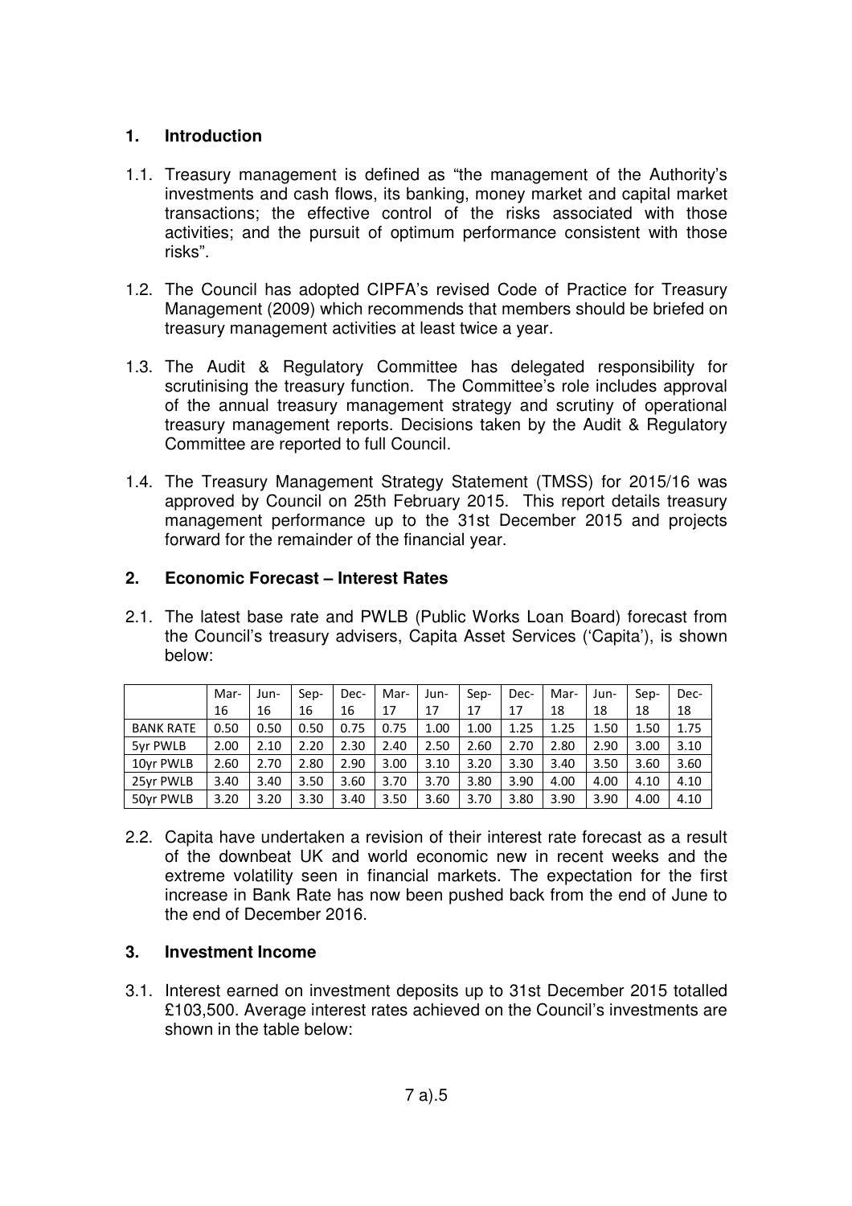## 1. Introduction

1.1. Treasury management is defined as "the management of the Authority's investments and cash flows, its banking, money market and capital market transactions; the effective control of the risks associated with those activities; and the pursuit of optimum performance consistent with those risks".

1.2. The Council has adopted CIPFA's revised Code of Practice for Treasury Management (2009) which recommends that members should be briefed on treasury management activities at least twice a year.

1.3. The Audit & Regulatory Committee has delegated responsibility for scrutinising the treasury function. The Committee's role includes approval of the annual treasury management strategy and scrutiny of operational treasury management reports. Decisions taken by the Audit & Regulatory Committee are reported to full Council.

1.4. The Treasury Management Strategy Statement (TMSS) for 2015/16 was approved by Council on 25th February 2015. This report details treasury management performance up to the 31st December 2015 and projects forward for the remainder of the financial year.

## 2. Economic Forecast – Interest Rates

2.1. The latest base rate and PWLB (Public Works Loan Board) forecast from the Council's treasury advisers, Capita Asset Services ('Capita'), is shown below:

| | Mar-16 | Jun-16 | Sep-16 | Dec-16 | Mar-17 | Jun-17 | Sep-17 | Dec-17 | Mar-18 | Jun-18 | Sep-18 | Dec-18 |
|---|---|---|---|---|---|---|---|---|---|---|---|---|
| BANK RATE | 0.50 | 0.50 | 0.50 | 0.75 | 0.75 | 1.00 | 1.00 | 1.25 | 1.25 | 1.50 | 1.50 | 1.75 |
| 5yr PWLB | 2.00 | 2.10 | 2.20 | 2.30 | 2.40 | 2.50 | 2.60 | 2.70 | 2.80 | 2.90 | 3.00 | 3.10 |
| 10yr PWLB | 2.60 | 2.70 | 2.80 | 2.90 | 3.00 | 3.10 | 3.20 | 3.30 | 3.40 | 3.50 | 3.60 | 3.60 |
| 25yr PWLB | 3.40 | 3.40 | 3.50 | 3.60 | 3.70 | 3.70 | 3.80 | 3.90 | 4.00 | 4.00 | 4.10 | 4.10 |
| 50yr PWLB | 3.20 | 3.20 | 3.30 | 3.40 | 3.50 | 3.60 | 3.70 | 3.80 | 3.90 | 3.90 | 4.00 | 4.10 |

2.2. Capita have undertaken a revision of their interest rate forecast as a result of the downbeat UK and world economic new in recent weeks and the extreme volatility seen in financial markets. The expectation for the first increase in Bank Rate has now been pushed back from the end of June to the end of December 2016.

## 3. Investment Income

3.1. Interest earned on investment deposits up to 31st December 2015 totalled £103,500. Average interest rates achieved on the Council's investments are shown in the table below: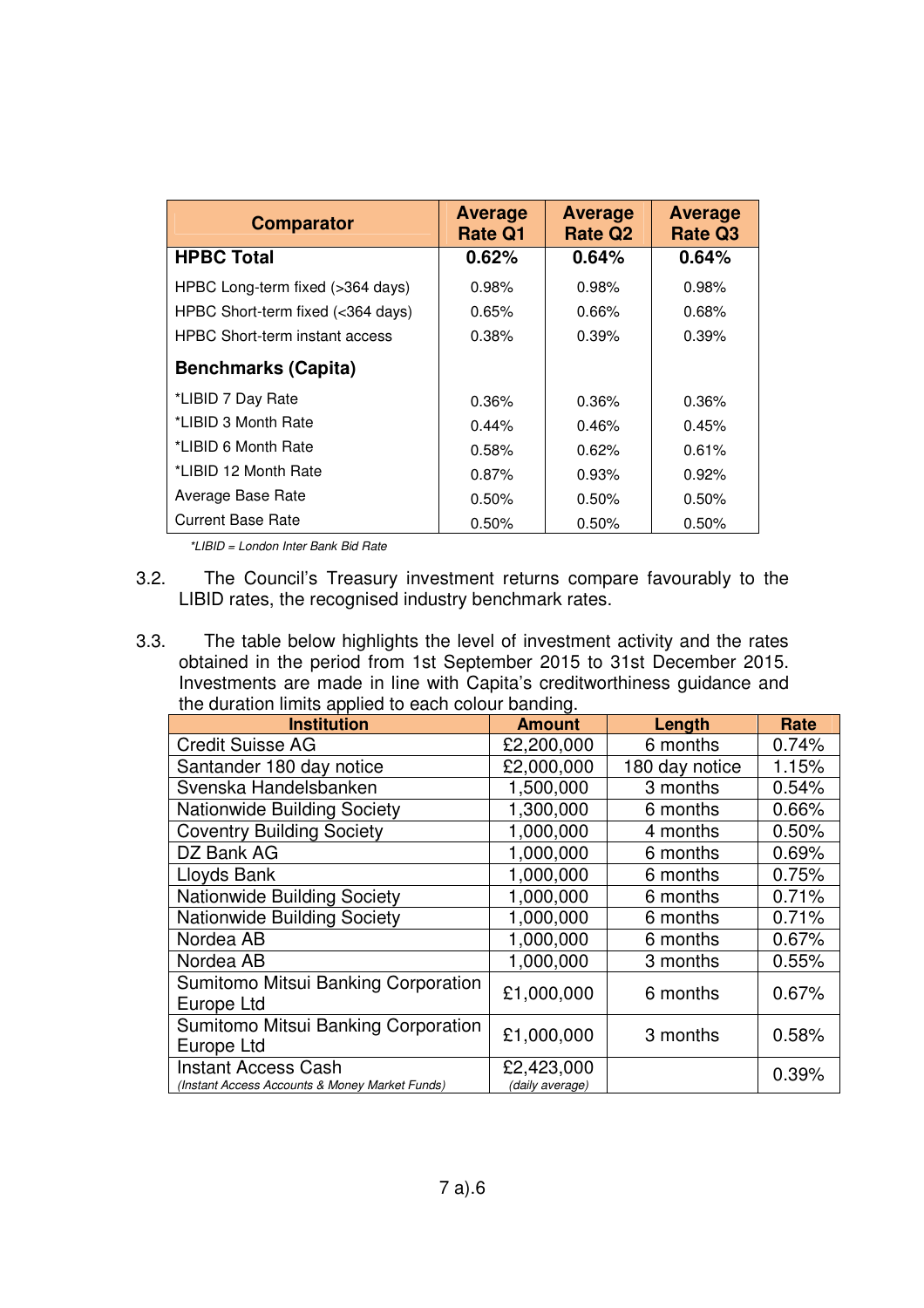| Comparator | Average Rate Q1 | Average Rate Q2 | Average Rate Q3 |
|---|---|---|---|
| **HPBC Total** | **0.62%** | **0.64%** | **0.64%** |
| HPBC Long-term fixed (>364 days) | 0.98% | 0.98% | 0.98% |
| HPBC Short-term fixed (<364 days) | 0.65% | 0.66% | 0.68% |
| HPBC Short-term instant access | 0.38% | 0.39% | 0.39% |
| **Benchmarks (Capita)** | | | |
| *LIBID 7 Day Rate | 0.36% | 0.36% | 0.36% |
| *LIBID 3 Month Rate | 0.44% | 0.46% | 0.45% |
| *LIBID 6 Month Rate | 0.58% | 0.62% | 0.61% |
| *LIBID 12 Month Rate | 0.87% | 0.93% | 0.92% |
| Average Base Rate | 0.50% | 0.50% | 0.50% |
| Current Base Rate | 0.50% | 0.50% | 0.50% |

*\*LIBID = London Inter Bank Bid Rate*

3.2. The Council's Treasury investment returns compare favourably to the LIBID rates, the recognised industry benchmark rates.

3.3. The table below highlights the level of investment activity and the rates obtained in the period from 1st September 2015 to 31st December 2015. Investments are made in line with Capita's creditworthiness guidance and the duration limits applied to each colour banding.

| Institution | Amount | Length | Rate |
|---|---|---|---|
| Credit Suisse AG | £2,200,000 | 6 months | 0.74% |
| Santander 180 day notice | £2,000,000 | 180 day notice | 1.15% |
| Svenska Handelsbanken | 1,500,000 | 3 months | 0.54% |
| Nationwide Building Society | 1,300,000 | 6 months | 0.66% |
| Coventry Building Society | 1,000,000 | 4 months | 0.50% |
| DZ Bank AG | 1,000,000 | 6 months | 0.69% |
| Lloyds Bank | 1,000,000 | 6 months | 0.75% |
| Nationwide Building Society | 1,000,000 | 6 months | 0.71% |
| Nationwide Building Society | 1,000,000 | 6 months | 0.71% |
| Nordea AB | 1,000,000 | 6 months | 0.67% |
| Nordea AB | 1,000,000 | 3 months | 0.55% |
| Sumitomo Mitsui Banking Corporation Europe Ltd | £1,000,000 | 6 months | 0.67% |
| Sumitomo Mitsui Banking Corporation Europe Ltd | £1,000,000 | 3 months | 0.58% |
| Instant Access Cash *(Instant Access Accounts & Money Market Funds)* | £2,423,000 *(daily average)* | | 0.39% |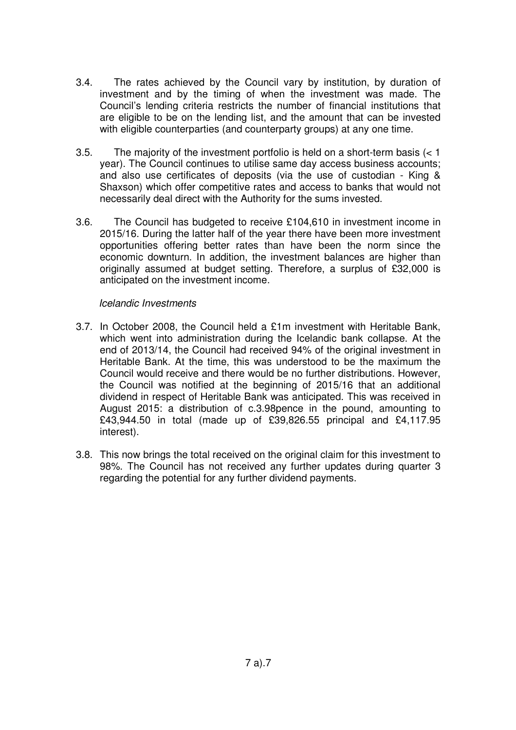3.4. The rates achieved by the Council vary by institution, by duration of investment and by the timing of when the investment was made. The Council's lending criteria restricts the number of financial institutions that are eligible to be on the lending list, and the amount that can be invested with eligible counterparties (and counterparty groups) at any one time.

3.5. The majority of the investment portfolio is held on a short-term basis (< 1 year). The Council continues to utilise same day access business accounts; and also use certificates of deposits (via the use of custodian - King & Shaxson) which offer competitive rates and access to banks that would not necessarily deal direct with the Authority for the sums invested.

3.6. The Council has budgeted to receive £104,610 in investment income in 2015/16. During the latter half of the year there have been more investment opportunities offering better rates than have been the norm since the economic downturn. In addition, the investment balances are higher than originally assumed at budget setting. Therefore, a surplus of £32,000 is anticipated on the investment income.

*Icelandic Investments*

3.7. In October 2008, the Council held a £1m investment with Heritable Bank, which went into administration during the Icelandic bank collapse. At the end of 2013/14, the Council had received 94% of the original investment in Heritable Bank. At the time, this was understood to be the maximum the Council would receive and there would be no further distributions. However, the Council was notified at the beginning of 2015/16 that an additional dividend in respect of Heritable Bank was anticipated. This was received in August 2015: a distribution of c.3.98pence in the pound, amounting to £43,944.50 in total (made up of £39,826.55 principal and £4,117.95 interest).

3.8. This now brings the total received on the original claim for this investment to 98%. The Council has not received any further updates during quarter 3 regarding the potential for any further dividend payments.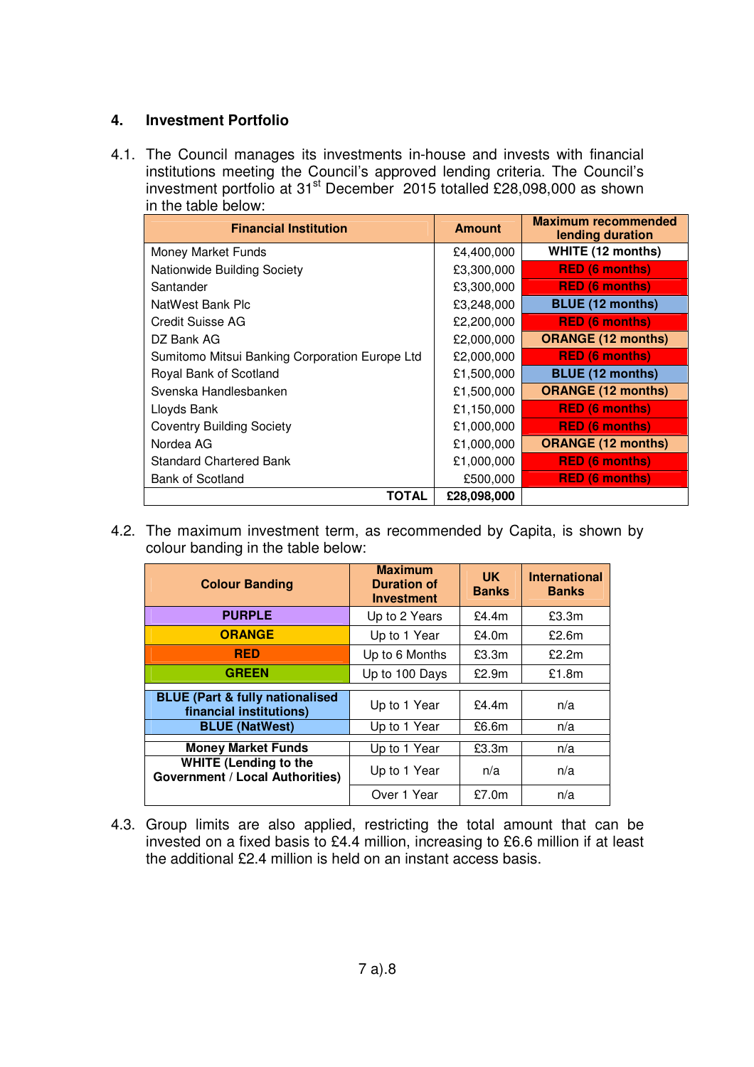## 4. Investment Portfolio

4.1. The Council manages its investments in-house and invests with financial institutions meeting the Council's approved lending criteria. The Council's investment portfolio at 31st December 2015 totalled £28,098,000 as shown in the table below:

| Financial Institution | Amount | Maximum recommended lending duration |
|---|---|---|
| Money Market Funds | £4,400,000 | WHITE (12 months) |
| Nationwide Building Society | £3,300,000 | RED (6 months) |
| Santander | £3,300,000 | RED (6 months) |
| NatWest Bank Plc | £3,248,000 | BLUE (12 months) |
| Credit Suisse AG | £2,200,000 | RED (6 months) |
| DZ Bank AG | £2,000,000 | ORANGE (12 months) |
| Sumitomo Mitsui Banking Corporation Europe Ltd | £2,000,000 | RED (6 months) |
| Royal Bank of Scotland | £1,500,000 | BLUE (12 months) |
| Svenska Handlesbanken | £1,500,000 | ORANGE (12 months) |
| Lloyds Bank | £1,150,000 | RED (6 months) |
| Coventry Building Society | £1,000,000 | RED (6 months) |
| Nordea AG | £1,000,000 | ORANGE (12 months) |
| Standard Chartered Bank | £1,000,000 | RED (6 months) |
| Bank of Scotland | £500,000 | RED (6 months) |
| **TOTAL** | **£28,098,000** | |

4.2. The maximum investment term, as recommended by Capita, is shown by colour banding in the table below:

| Colour Banding | Maximum Duration of Investment | UK Banks | International Banks |
|---|---|---|---|
| PURPLE | Up to 2 Years | £4.4m | £3.3m |
| ORANGE | Up to 1 Year | £4.0m | £2.6m |
| RED | Up to 6 Months | £3.3m | £2.2m |
| GREEN | Up to 100 Days | £2.9m | £1.8m |
| BLUE (Part & fully nationalised financial institutions) | Up to 1 Year | £4.4m | n/a |
| BLUE (NatWest) | Up to 1 Year | £6.6m | n/a |
| Money Market Funds | Up to 1 Year | £3.3m | n/a |
| WHITE (Lending to the Government / Local Authorities) | Up to 1 Year | n/a | n/a |
| | Over 1 Year | £7.0m | n/a |

4.3. Group limits are also applied, restricting the total amount that can be invested on a fixed basis to £4.4 million, increasing to £6.6 million if at least the additional £2.4 million is held on an instant access basis.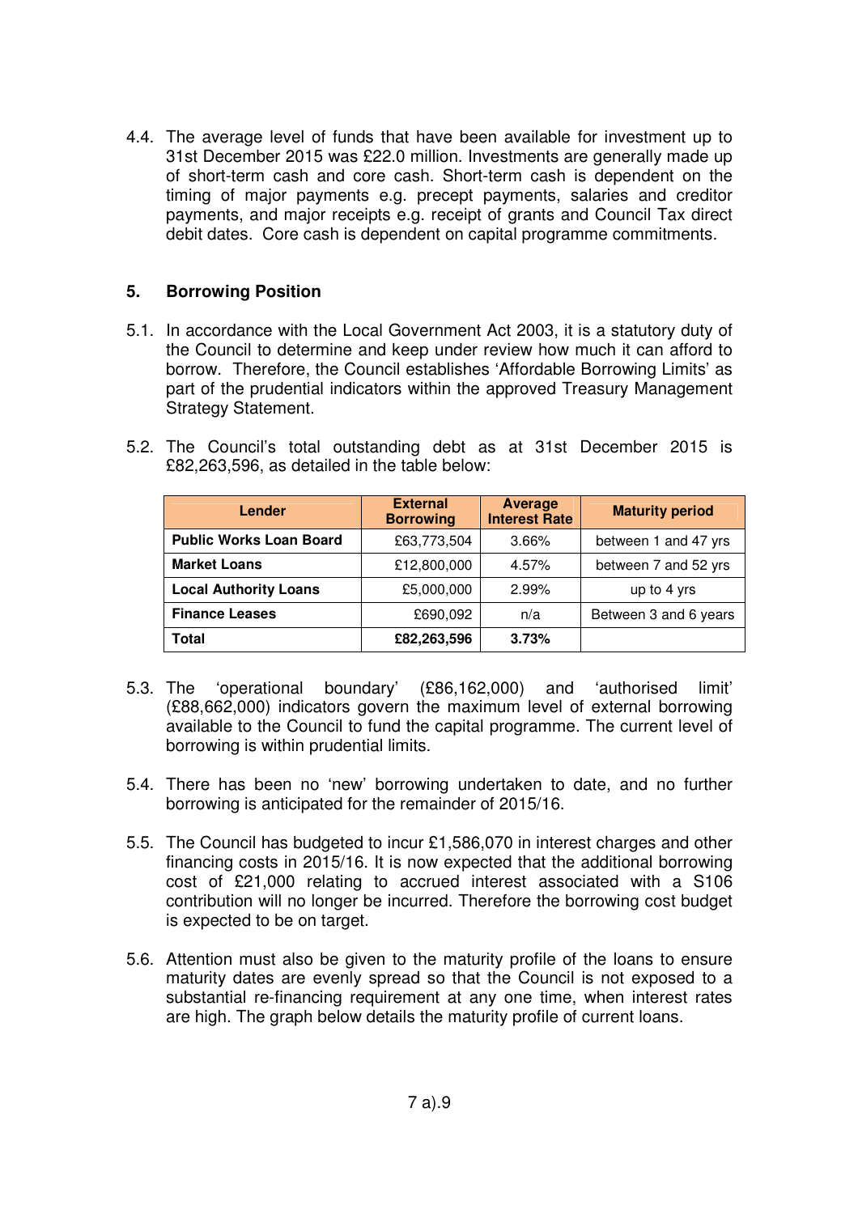4.4. The average level of funds that have been available for investment up to 31st December 2015 was £22.0 million. Investments are generally made up of short-term cash and core cash. Short-term cash is dependent on the timing of major payments e.g. precept payments, salaries and creditor payments, and major receipts e.g. receipt of grants and Council Tax direct debit dates. Core cash is dependent on capital programme commitments.

## 5. Borrowing Position

5.1. In accordance with the Local Government Act 2003, it is a statutory duty of the Council to determine and keep under review how much it can afford to borrow. Therefore, the Council establishes 'Affordable Borrowing Limits' as part of the prudential indicators within the approved Treasury Management Strategy Statement.

5.2. The Council's total outstanding debt as at 31st December 2015 is £82,263,596, as detailed in the table below:

| Lender | External Borrowing | Average Interest Rate | Maturity period |
|---|---|---|---|
| **Public Works Loan Board** | £63,773,504 | 3.66% | between 1 and 47 yrs |
| **Market Loans** | £12,800,000 | 4.57% | between 7 and 52 yrs |
| **Local Authority Loans** | £5,000,000 | 2.99% | up to 4 yrs |
| **Finance Leases** | £690,092 | n/a | Between 3 and 6 years |
| **Total** | **£82,263,596** | **3.73%** | |

5.3. The 'operational boundary' (£86,162,000) and 'authorised limit' (£88,662,000) indicators govern the maximum level of external borrowing available to the Council to fund the capital programme. The current level of borrowing is within prudential limits.

5.4. There has been no 'new' borrowing undertaken to date, and no further borrowing is anticipated for the remainder of 2015/16.

5.5. The Council has budgeted to incur £1,586,070 in interest charges and other financing costs in 2015/16. It is now expected that the additional borrowing cost of £21,000 relating to accrued interest associated with a S106 contribution will no longer be incurred. Therefore the borrowing cost budget is expected to be on target.

5.6. Attention must also be given to the maturity profile of the loans to ensure maturity dates are evenly spread so that the Council is not exposed to a substantial re-financing requirement at any one time, when interest rates are high. The graph below details the maturity profile of current loans.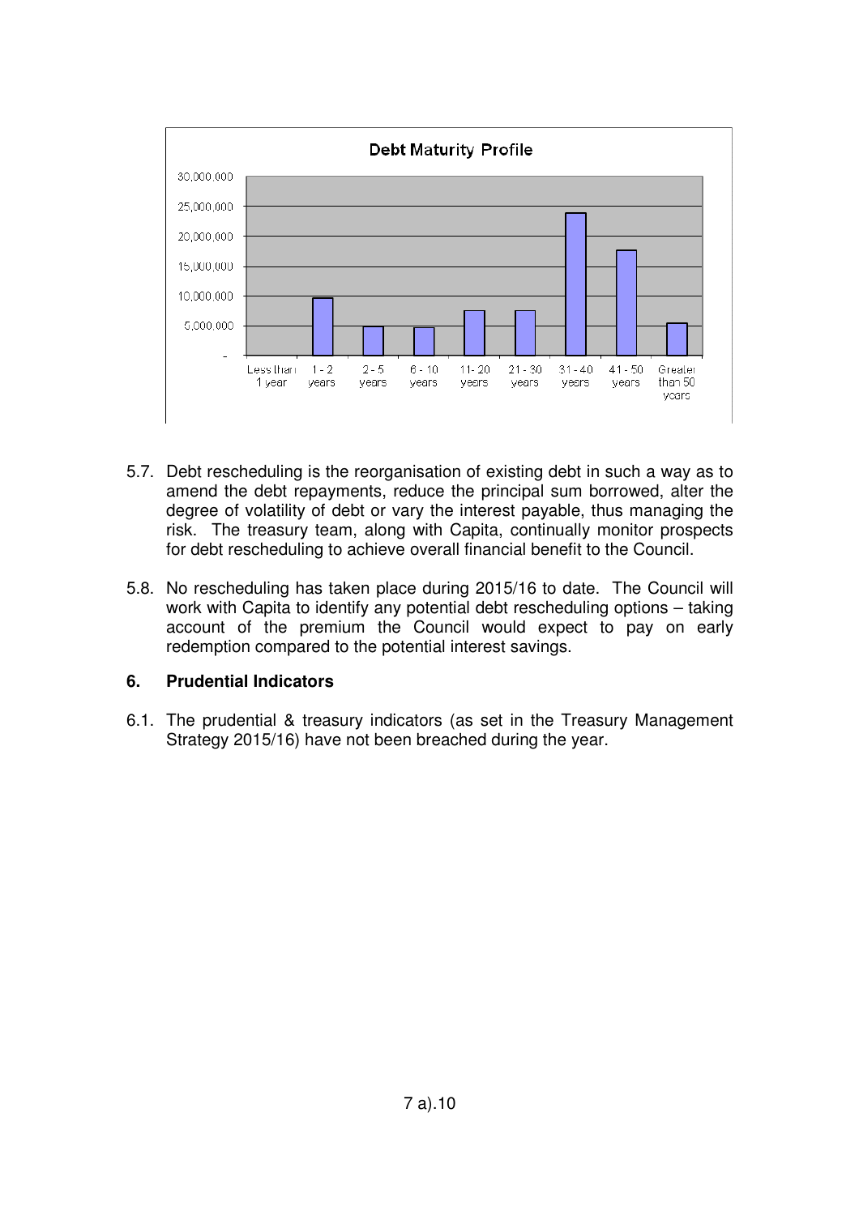5.7. Debt rescheduling is the reorganisation of existing debt in such a way as to amend the debt repayments, reduce the principal sum borrowed, alter the degree of volatility of debt or vary the interest payable, thus managing the risk. The treasury team, along with Capita, continually monitor prospects for debt rescheduling to achieve overall financial benefit to the Council.

5.8. No rescheduling has taken place during 2015/16 to date. The Council will work with Capita to identify any potential debt rescheduling options – taking account of the premium the Council would expect to pay on early redemption compared to the potential interest savings.

## 6. Prudential Indicators

6.1. The prudential & treasury indicators (as set in the Treasury Management Strategy 2015/16) have not been breached during the year.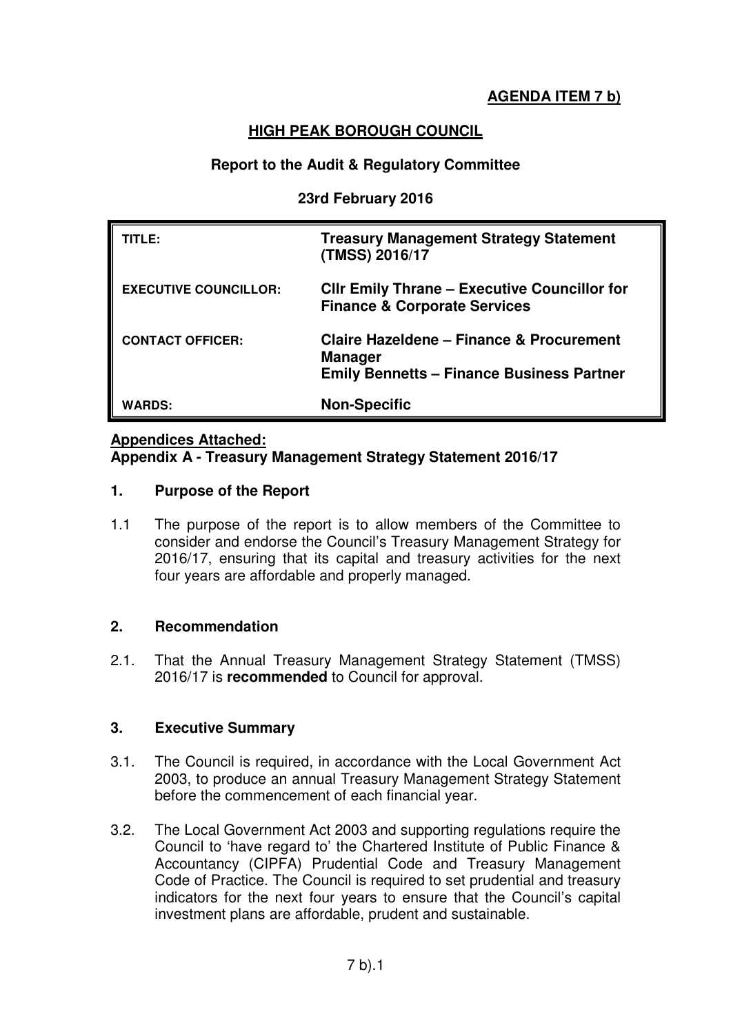**AGENDA ITEM 7 b)**

**HIGH PEAK BOROUGH COUNCIL**

**Report to the Audit & Regulatory Committee**

**23rd February 2016**

| | |
|---|---|
| TITLE: | **Treasury Management Strategy Statement (TMSS) 2016/17** |
| EXECUTIVE COUNCILLOR: | **Cllr Emily Thrane – Executive Councillor for Finance & Corporate Services** |
| CONTACT OFFICER: | **Claire Hazeldene – Finance & Procurement Manager**<br>**Emily Bennetts – Finance Business Partner** |
| WARDS: | **Non-Specific** |

**Appendices Attached:**
**Appendix A - Treasury Management Strategy Statement 2016/17**

## 1. Purpose of the Report

1.1 The purpose of the report is to allow members of the Committee to consider and endorse the Council's Treasury Management Strategy for 2016/17, ensuring that its capital and treasury activities for the next four years are affordable and properly managed.

## 2. Recommendation

2.1. That the Annual Treasury Management Strategy Statement (TMSS) 2016/17 is **recommended** to Council for approval.

## 3. Executive Summary

3.1. The Council is required, in accordance with the Local Government Act 2003, to produce an annual Treasury Management Strategy Statement before the commencement of each financial year.

3.2. The Local Government Act 2003 and supporting regulations require the Council to 'have regard to' the Chartered Institute of Public Finance & Accountancy (CIPFA) Prudential Code and Treasury Management Code of Practice. The Council is required to set prudential and treasury indicators for the next four years to ensure that the Council's capital investment plans are affordable, prudent and sustainable.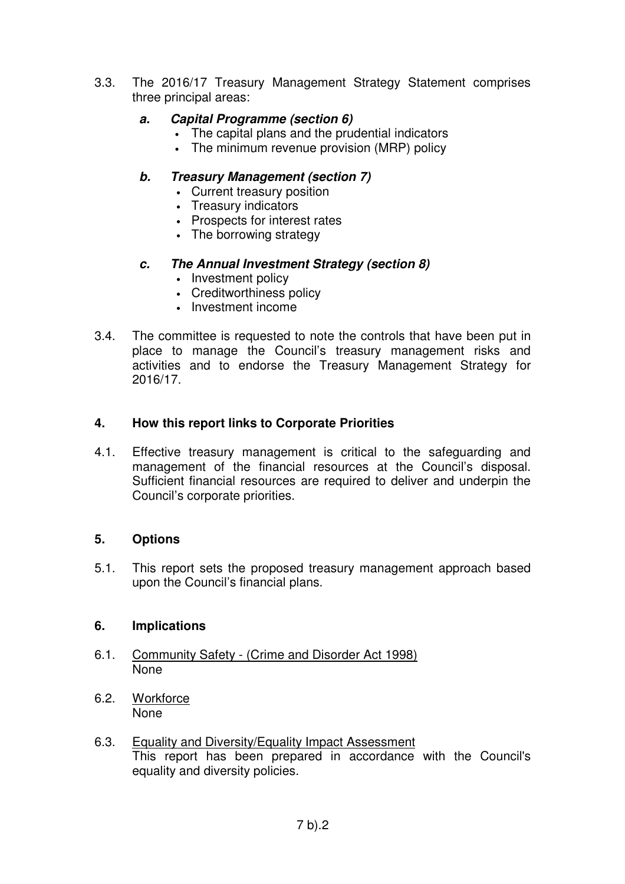3.3. The 2016/17 Treasury Management Strategy Statement comprises three principal areas:

   ***a. Capital Programme (section 6)***
   - The capital plans and the prudential indicators
   - The minimum revenue provision (MRP) policy

   ***b. Treasury Management (section 7)***
   - Current treasury position
   - Treasury indicators
   - Prospects for interest rates
   - The borrowing strategy

   ***c. The Annual Investment Strategy (section 8)***
   - Investment policy
   - Creditworthiness policy
   - Investment income

3.4. The committee is requested to note the controls that have been put in place to manage the Council's treasury management risks and activities and to endorse the Treasury Management Strategy for 2016/17.

## 4. How this report links to Corporate Priorities

4.1. Effective treasury management is critical to the safeguarding and management of the financial resources at the Council's disposal. Sufficient financial resources are required to deliver and underpin the Council's corporate priorities.

## 5. Options

5.1. This report sets the proposed treasury management approach based upon the Council's financial plans.

## 6. Implications

6.1. Community Safety - (Crime and Disorder Act 1998)
None

6.2. Workforce
None

6.3. Equality and Diversity/Equality Impact Assessment
This report has been prepared in accordance with the Council's equality and diversity policies.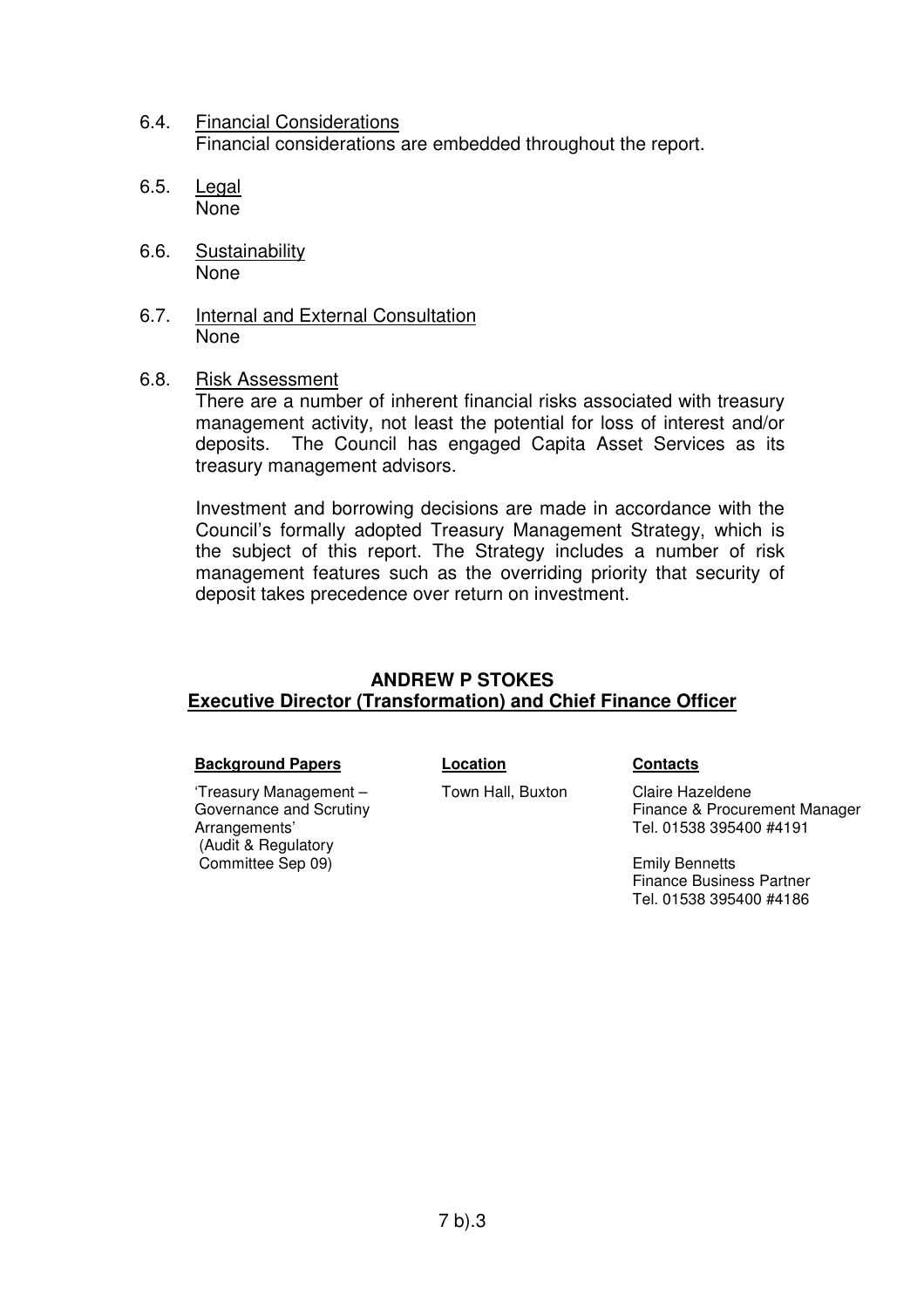6.4. <u>Financial Considerations</u>
Financial considerations are embedded throughout the report.

6.5. <u>Legal</u>
None

6.6. <u>Sustainability</u>
None

6.7. <u>Internal and External Consultation</u>
None

6.8. <u>Risk Assessment</u>
There are a number of inherent financial risks associated with treasury management activity, not least the potential for loss of interest and/or deposits. The Council has engaged Capita Asset Services as its treasury management advisors.

Investment and borrowing decisions are made in accordance with the Council's formally adopted Treasury Management Strategy, which is the subject of this report. The Strategy includes a number of risk management features such as the overriding priority that security of deposit takes precedence over return on investment.

**ANDREW P STOKES**
**Executive Director (Transformation) and Chief Finance Officer**

| **Background Papers** | **Location** | **Contacts** |
|---|---|---|
| 'Treasury Management – Governance and Scrutiny Arrangements' (Audit & Regulatory Committee Sep 09) | Town Hall, Buxton | Claire Hazeldene<br>Finance & Procurement Manager<br>Tel. 01538 395400 #4191<br><br>Emily Bennetts<br>Finance Business Partner<br>Tel. 01538 395400 #4186 |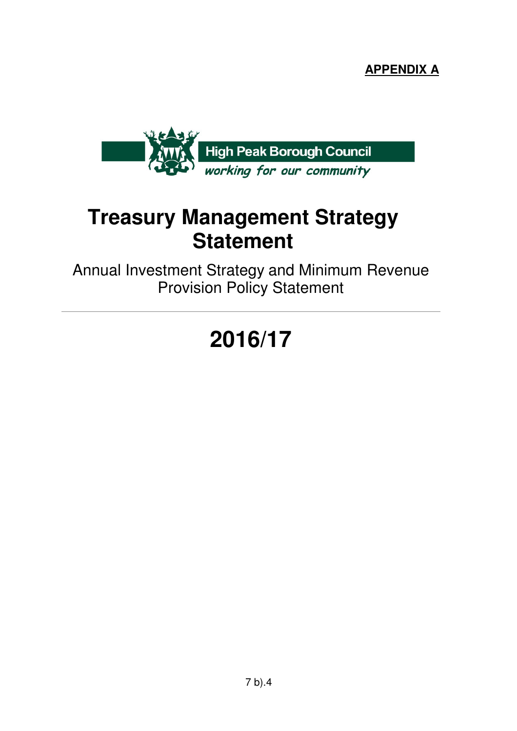**APPENDIX A**

High Peak Borough Council

*working for our community*

# Treasury Management Strategy Statement

Annual Investment Strategy and Minimum Revenue Provision Policy Statement

---

# 2016/17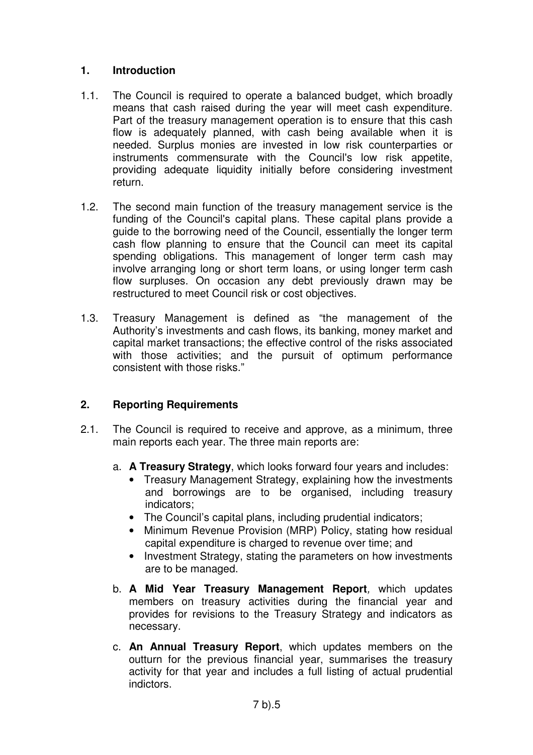## 1. Introduction

1.1. The Council is required to operate a balanced budget, which broadly means that cash raised during the year will meet cash expenditure. Part of the treasury management operation is to ensure that this cash flow is adequately planned, with cash being available when it is needed. Surplus monies are invested in low risk counterparties or instruments commensurate with the Council's low risk appetite, providing adequate liquidity initially before considering investment return.

1.2. The second main function of the treasury management service is the funding of the Council's capital plans. These capital plans provide a guide to the borrowing need of the Council, essentially the longer term cash flow planning to ensure that the Council can meet its capital spending obligations. This management of longer term cash may involve arranging long or short term loans, or using longer term cash flow surpluses. On occasion any debt previously drawn may be restructured to meet Council risk or cost objectives.

1.3. Treasury Management is defined as "the management of the Authority's investments and cash flows, its banking, money market and capital market transactions; the effective control of the risks associated with those activities; and the pursuit of optimum performance consistent with those risks."

## 2. Reporting Requirements

2.1. The Council is required to receive and approve, as a minimum, three main reports each year. The three main reports are:

a. **A Treasury Strategy**, which looks forward four years and includes:
   - Treasury Management Strategy, explaining how the investments and borrowings are to be organised, including treasury indicators;
   - The Council's capital plans, including prudential indicators;
   - Minimum Revenue Provision (MRP) Policy, stating how residual capital expenditure is charged to revenue over time; and
   - Investment Strategy, stating the parameters on how investments are to be managed.

b. **A Mid Year Treasury Management Report**, which updates members on treasury activities during the financial year and provides for revisions to the Treasury Strategy and indicators as necessary.

c. **An Annual Treasury Report**, which updates members on the outturn for the previous financial year, summarises the treasury activity for that year and includes a full listing of actual prudential indictors.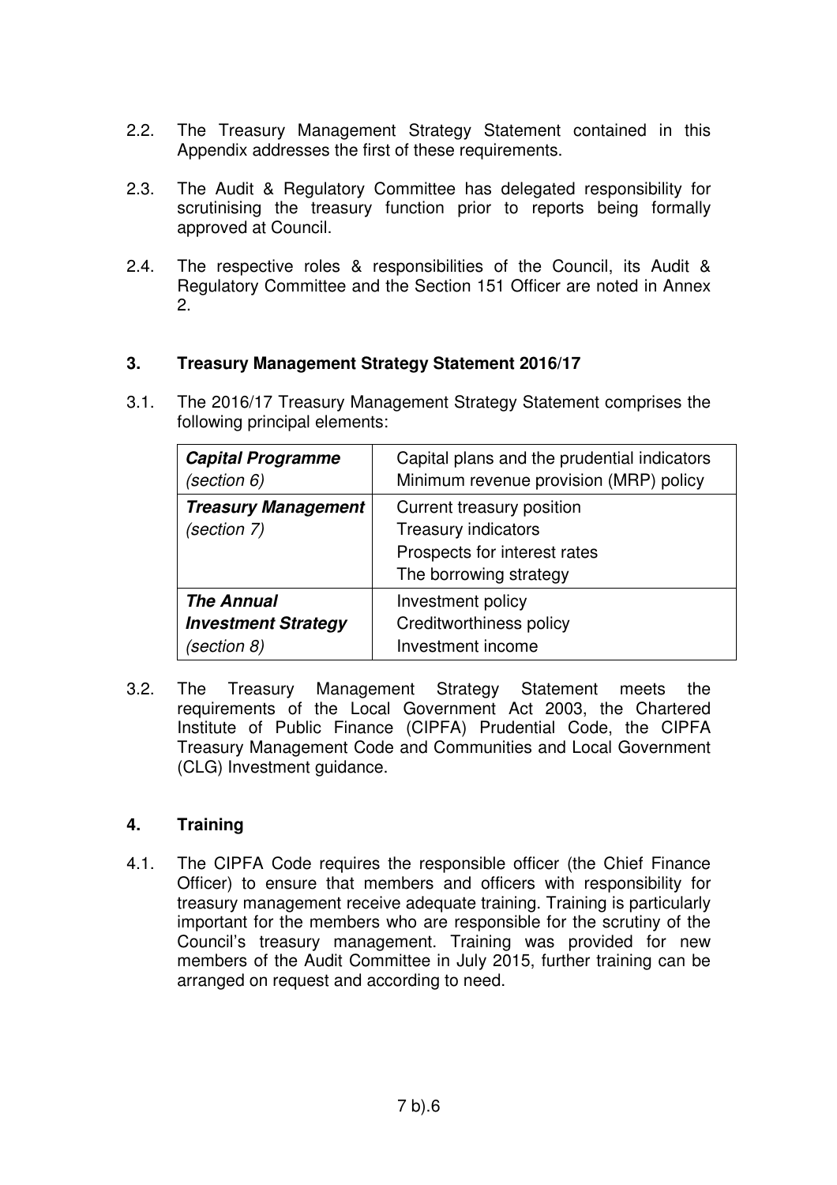2.2. The Treasury Management Strategy Statement contained in this Appendix addresses the first of these requirements.

2.3. The Audit & Regulatory Committee has delegated responsibility for scrutinising the treasury function prior to reports being formally approved at Council.

2.4. The respective roles & responsibilities of the Council, its Audit & Regulatory Committee and the Section 151 Officer are noted in Annex 2.

## 3. Treasury Management Strategy Statement 2016/17

3.1. The 2016/17 Treasury Management Strategy Statement comprises the following principal elements:

| | |
|---|---|
| ***Capital Programme*** *(section 6)* | Capital plans and the prudential indicators<br>Minimum revenue provision (MRP) policy |
| ***Treasury Management*** *(section 7)* | Current treasury position<br>Treasury indicators<br>Prospects for interest rates<br>The borrowing strategy |
| ***The Annual Investment Strategy*** *(section 8)* | Investment policy<br>Creditworthiness policy<br>Investment income |

3.2. The Treasury Management Strategy Statement meets the requirements of the Local Government Act 2003, the Chartered Institute of Public Finance (CIPFA) Prudential Code, the CIPFA Treasury Management Code and Communities and Local Government (CLG) Investment guidance.

## 4. Training

4.1. The CIPFA Code requires the responsible officer (the Chief Finance Officer) to ensure that members and officers with responsibility for treasury management receive adequate training. Training is particularly important for the members who are responsible for the scrutiny of the Council's treasury management. Training was provided for new members of the Audit Committee in July 2015, further training can be arranged on request and according to need.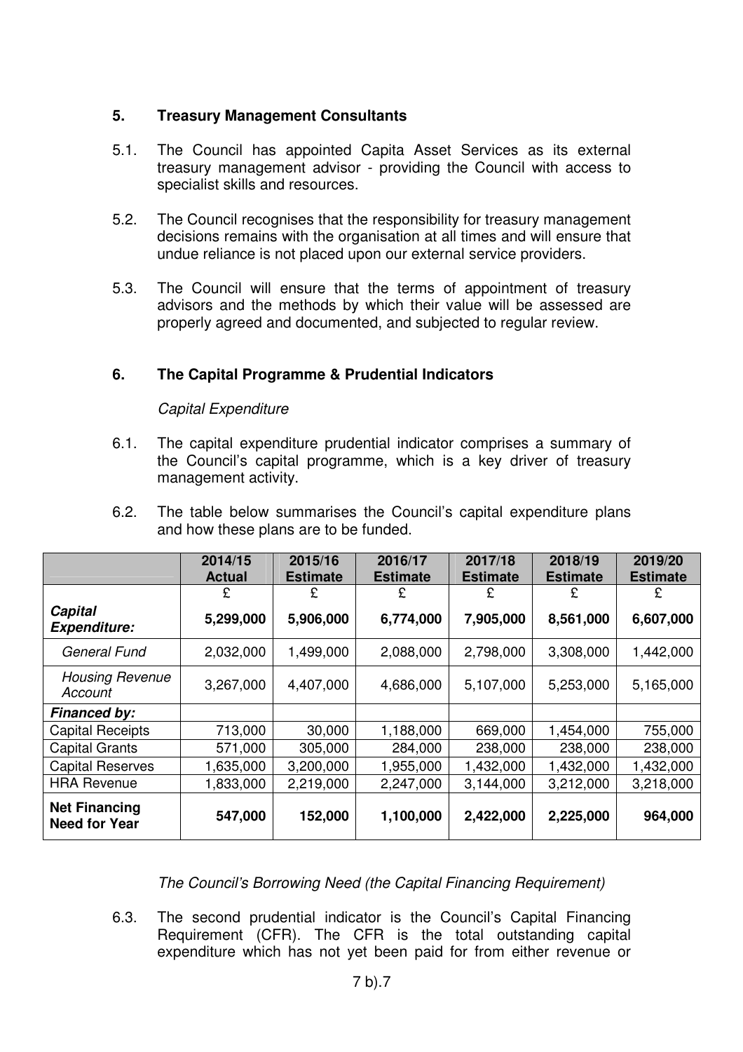## 5. Treasury Management Consultants

5.1. The Council has appointed Capita Asset Services as its external treasury management advisor - providing the Council with access to specialist skills and resources.

5.2. The Council recognises that the responsibility for treasury management decisions remains with the organisation at all times and will ensure that undue reliance is not placed upon our external service providers.

5.3. The Council will ensure that the terms of appointment of treasury advisors and the methods by which their value will be assessed are properly agreed and documented, and subjected to regular review.

## 6. The Capital Programme & Prudential Indicators

*Capital Expenditure*

6.1. The capital expenditure prudential indicator comprises a summary of the Council's capital programme, which is a key driver of treasury management activity.

6.2. The table below summarises the Council's capital expenditure plans and how these plans are to be funded.

| | 2014/15 Actual | 2015/16 Estimate | 2016/17 Estimate | 2017/18 Estimate | 2018/19 Estimate | 2019/20 Estimate |
|---|---|---|---|---|---|---|
| | £ | £ | £ | £ | £ | £ |
| ***Capital Expenditure:*** | **5,299,000** | **5,906,000** | **6,774,000** | **7,905,000** | **8,561,000** | **6,607,000** |
| *General Fund* | 2,032,000 | 1,499,000 | 2,088,000 | 2,798,000 | 3,308,000 | 1,442,000 |
| *Housing Revenue Account* | 3,267,000 | 4,407,000 | 4,686,000 | 5,107,000 | 5,253,000 | 5,165,000 |
| ***Financed by:*** | | | | | | |
| Capital Receipts | 713,000 | 30,000 | 1,188,000 | 669,000 | 1,454,000 | 755,000 |
| Capital Grants | 571,000 | 305,000 | 284,000 | 238,000 | 238,000 | 238,000 |
| Capital Reserves | 1,635,000 | 3,200,000 | 1,955,000 | 1,432,000 | 1,432,000 | 1,432,000 |
| HRA Revenue | 1,833,000 | 2,219,000 | 2,247,000 | 3,144,000 | 3,212,000 | 3,218,000 |
| **Net Financing Need for Year** | **547,000** | **152,000** | **1,100,000** | **2,422,000** | **2,225,000** | **964,000** |

*The Council's Borrowing Need (the Capital Financing Requirement)*

6.3. The second prudential indicator is the Council's Capital Financing Requirement (CFR). The CFR is the total outstanding capital expenditure which has not yet been paid for from either revenue or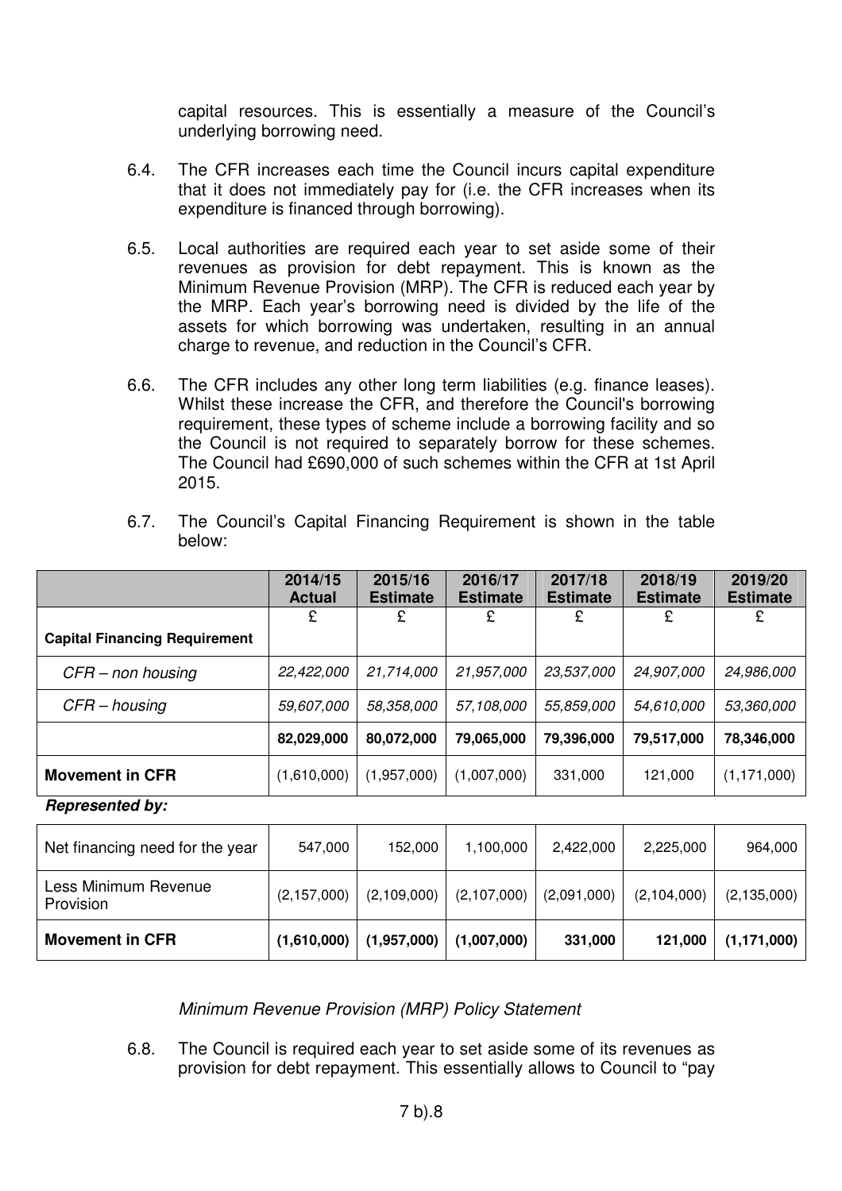capital resources. This is essentially a measure of the Council's underlying borrowing need.

6.4. The CFR increases each time the Council incurs capital expenditure that it does not immediately pay for (i.e. the CFR increases when its expenditure is financed through borrowing).

6.5. Local authorities are required each year to set aside some of their revenues as provision for debt repayment. This is known as the Minimum Revenue Provision (MRP). The CFR is reduced each year by the MRP. Each year's borrowing need is divided by the life of the assets for which borrowing was undertaken, resulting in an annual charge to revenue, and reduction in the Council's CFR.

6.6. The CFR includes any other long term liabilities (e.g. finance leases). Whilst these increase the CFR, and therefore the Council's borrowing requirement, these types of scheme include a borrowing facility and so the Council is not required to separately borrow for these schemes. The Council had £690,000 of such schemes within the CFR at 1st April 2015.

6.7. The Council's Capital Financing Requirement is shown in the table below:

| | 2014/15 Actual | 2015/16 Estimate | 2016/17 Estimate | 2017/18 Estimate | 2018/19 Estimate | 2019/20 Estimate |
|---|---|---|---|---|---|---|
| **Capital Financing Requirement** | £ | £ | £ | £ | £ | £ |
| *CFR – non housing* | *22,422,000* | *21,714,000* | *21,957,000* | *23,537,000* | *24,907,000* | *24,986,000* |
| *CFR – housing* | *59,607,000* | *58,358,000* | *57,108,000* | *55,859,000* | *54,610,000* | *53,360,000* |
| | **82,029,000** | **80,072,000** | **79,065,000** | **79,396,000** | **79,517,000** | **78,346,000** |
| **Movement in CFR** | (1,610,000) | (1,957,000) | (1,007,000) | 331,000 | 121,000 | (1,171,000) |
| ***Represented by:*** | | | | | | |
| Net financing need for the year | 547,000 | 152,000 | 1,100,000 | 2,422,000 | 2,225,000 | 964,000 |
| Less Minimum Revenue Provision | (2,157,000) | (2,109,000) | (2,107,000) | (2,091,000) | (2,104,000) | (2,135,000) |
| **Movement in CFR** | **(1,610,000)** | **(1,957,000)** | **(1,007,000)** | **331,000** | **121,000** | **(1,171,000)** |

*Minimum Revenue Provision (MRP) Policy Statement*

6.8. The Council is required each year to set aside some of its revenues as provision for debt repayment. This essentially allows to Council to "pay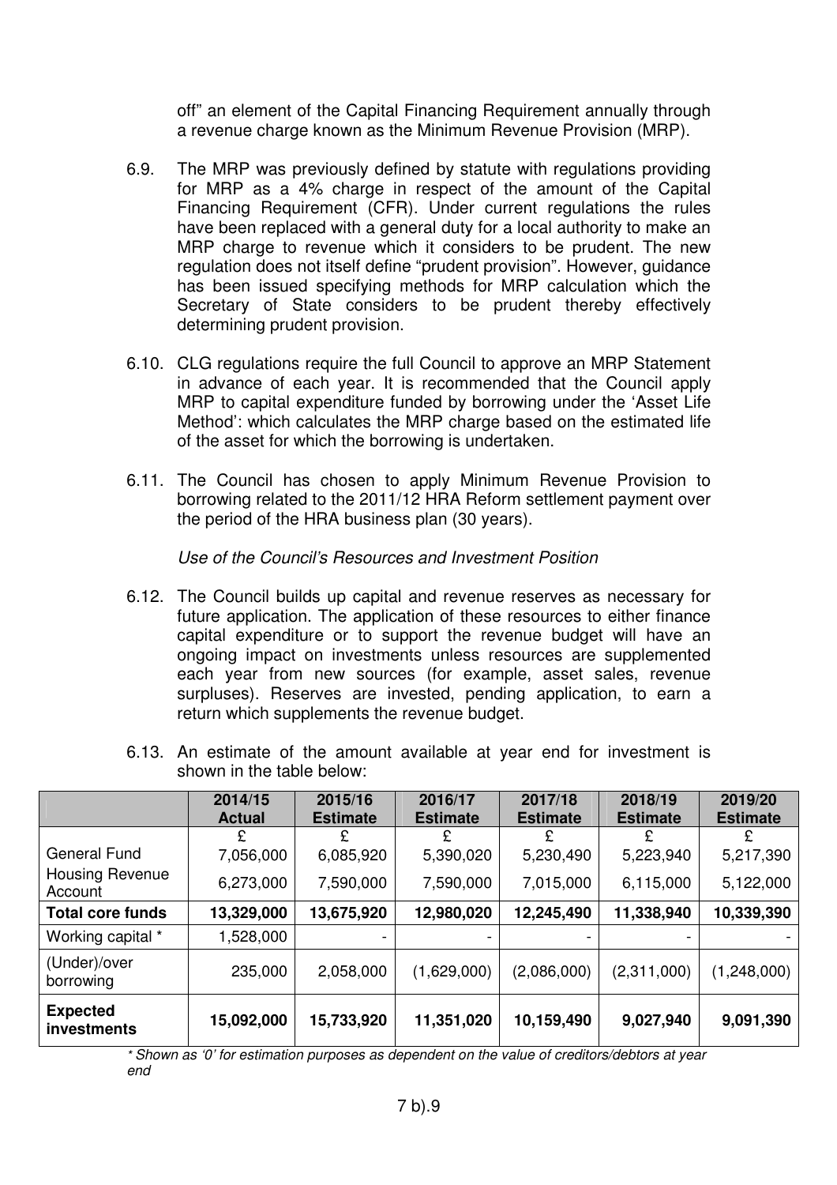off" an element of the Capital Financing Requirement annually through a revenue charge known as the Minimum Revenue Provision (MRP).

6.9. The MRP was previously defined by statute with regulations providing for MRP as a 4% charge in respect of the amount of the Capital Financing Requirement (CFR). Under current regulations the rules have been replaced with a general duty for a local authority to make an MRP charge to revenue which it considers to be prudent. The new regulation does not itself define "prudent provision". However, guidance has been issued specifying methods for MRP calculation which the Secretary of State considers to be prudent thereby effectively determining prudent provision.

6.10. CLG regulations require the full Council to approve an MRP Statement in advance of each year. It is recommended that the Council apply MRP to capital expenditure funded by borrowing under the 'Asset Life Method': which calculates the MRP charge based on the estimated life of the asset for which the borrowing is undertaken.

6.11. The Council has chosen to apply Minimum Revenue Provision to borrowing related to the 2011/12 HRA Reform settlement payment over the period of the HRA business plan (30 years).

*Use of the Council's Resources and Investment Position*

6.12. The Council builds up capital and revenue reserves as necessary for future application. The application of these resources to either finance capital expenditure or to support the revenue budget will have an ongoing impact on investments unless resources are supplemented each year from new sources (for example, asset sales, revenue surpluses). Reserves are invested, pending application, to earn a return which supplements the revenue budget.

6.13. An estimate of the amount available at year end for investment is shown in the table below:

| | **2014/15 Actual** | **2015/16 Estimate** | **2016/17 Estimate** | **2017/18 Estimate** | **2018/19 Estimate** | **2019/20 Estimate** |
|---|---|---|---|---|---|---|
| | £ | £ | £ | £ | £ | £ |
| General Fund | 7,056,000 | 6,085,920 | 5,390,020 | 5,230,490 | 5,223,940 | 5,217,390 |
| Housing Revenue Account | 6,273,000 | 7,590,000 | 7,590,000 | 7,015,000 | 6,115,000 | 5,122,000 |
| **Total core funds** | **13,329,000** | **13,675,920** | **12,980,020** | **12,245,490** | **11,338,940** | **10,339,390** |
| Working capital * | 1,528,000 | - | - | - | - | - |
| (Under)/over borrowing | 235,000 | 2,058,000 | (1,629,000) | (2,086,000) | (2,311,000) | (1,248,000) |
| **Expected investments** | **15,092,000** | **15,733,920** | **11,351,020** | **10,159,490** | **9,027,940** | **9,091,390** |

*\* Shown as '0' for estimation purposes as dependent on the value of creditors/debtors at year end*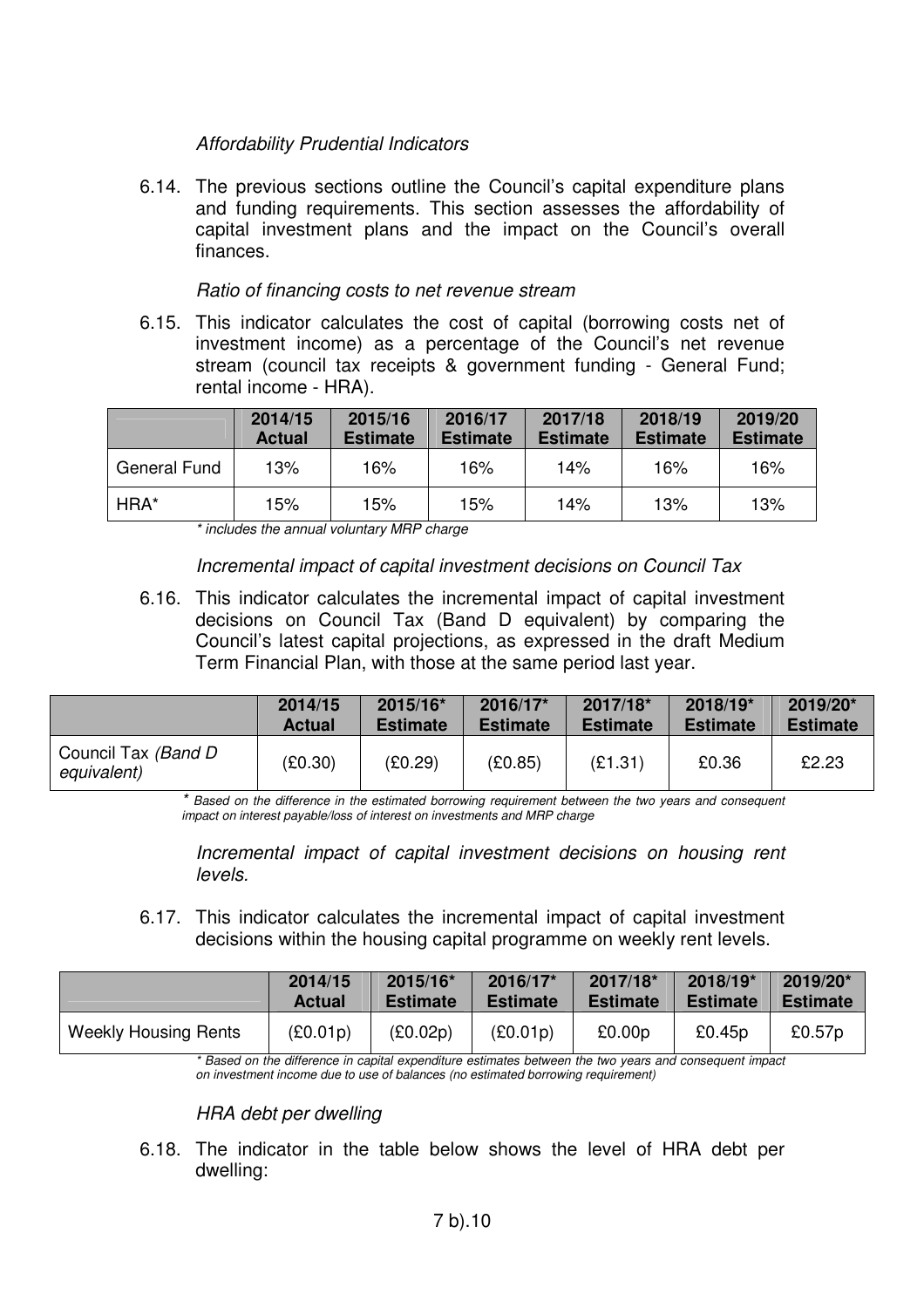*Affordability Prudential Indicators*

6.14. The previous sections outline the Council's capital expenditure plans and funding requirements. This section assesses the affordability of capital investment plans and the impact on the Council's overall finances.

*Ratio of financing costs to net revenue stream*

6.15. This indicator calculates the cost of capital (borrowing costs net of investment income) as a percentage of the Council's net revenue stream (council tax receipts & government funding - General Fund; rental income - HRA).

| | 2014/15 Actual | 2015/16 Estimate | 2016/17 Estimate | 2017/18 Estimate | 2018/19 Estimate | 2019/20 Estimate |
|---|---|---|---|---|---|---|
| General Fund | 13% | 16% | 16% | 14% | 16% | 16% |
| HRA* | 15% | 15% | 15% | 14% | 13% | 13% |

*\* includes the annual voluntary MRP charge*

*Incremental impact of capital investment decisions on Council Tax*

6.16. This indicator calculates the incremental impact of capital investment decisions on Council Tax (Band D equivalent) by comparing the Council's latest capital projections, as expressed in the draft Medium Term Financial Plan, with those at the same period last year.

| | 2014/15 Actual | 2015/16* Estimate | 2016/17* Estimate | 2017/18* Estimate | 2018/19* Estimate | 2019/20* Estimate |
|---|---|---|---|---|---|---|
| Council Tax *(Band D equivalent)* | (£0.30) | (£0.29) | (£0.85) | (£1.31) | £0.36 | £2.23 |

*\* Based on the difference in the estimated borrowing requirement between the two years and consequent impact on interest payable/loss of interest on investments and MRP charge*

*Incremental impact of capital investment decisions on housing rent levels.*

6.17. This indicator calculates the incremental impact of capital investment decisions within the housing capital programme on weekly rent levels.

| | 2014/15 Actual | 2015/16* Estimate | 2016/17* Estimate | 2017/18* Estimate | 2018/19* Estimate | 2019/20* Estimate |
|---|---|---|---|---|---|---|
| Weekly Housing Rents | (£0.01p) | (£0.02p) | (£0.01p) | £0.00p | £0.45p | £0.57p |

*\* Based on the difference in capital expenditure estimates between the two years and consequent impact on investment income due to use of balances (no estimated borrowing requirement)*

*HRA debt per dwelling*

6.18. The indicator in the table below shows the level of HRA debt per dwelling: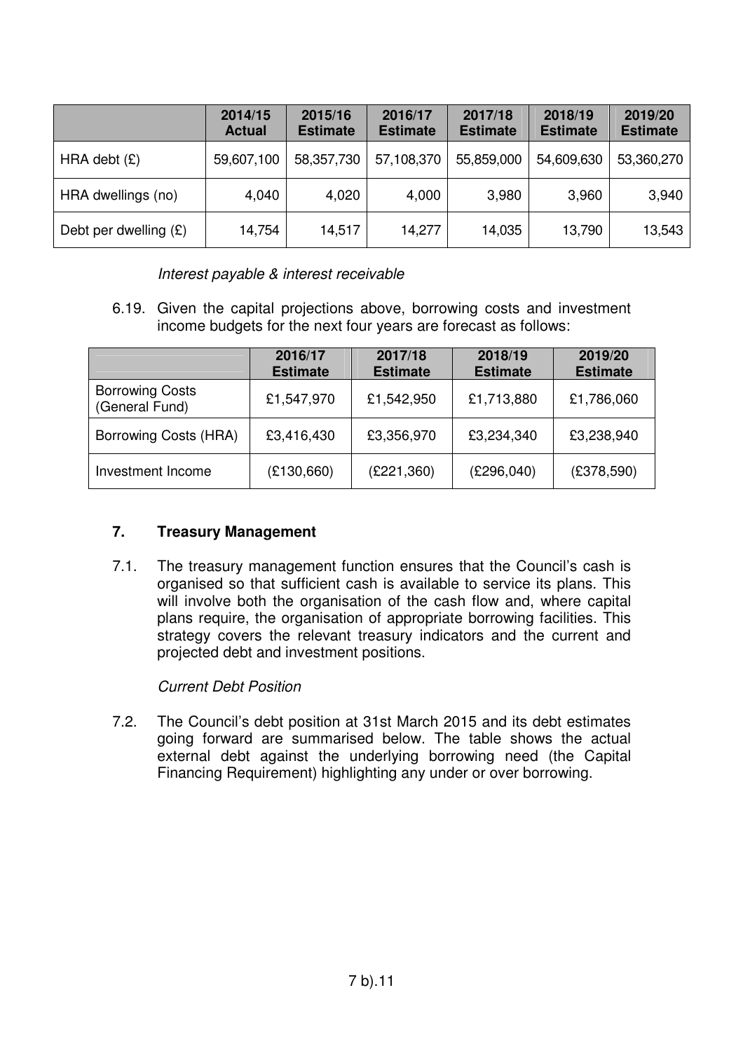| | 2014/15 Actual | 2015/16 Estimate | 2016/17 Estimate | 2017/18 Estimate | 2018/19 Estimate | 2019/20 Estimate |
|---|---|---|---|---|---|---|
| HRA debt (£) | 59,607,100 | 58,357,730 | 57,108,370 | 55,859,000 | 54,609,630 | 53,360,270 |
| HRA dwellings (no) | 4,040 | 4,020 | 4,000 | 3,980 | 3,960 | 3,940 |
| Debt per dwelling (£) | 14,754 | 14,517 | 14,277 | 14,035 | 13,790 | 13,543 |

*Interest payable & interest receivable*

6.19. Given the capital projections above, borrowing costs and investment income budgets for the next four years are forecast as follows:

| | 2016/17 Estimate | 2017/18 Estimate | 2018/19 Estimate | 2019/20 Estimate |
|---|---|---|---|---|
| Borrowing Costs (General Fund) | £1,547,970 | £1,542,950 | £1,713,880 | £1,786,060 |
| Borrowing Costs (HRA) | £3,416,430 | £3,356,970 | £3,234,340 | £3,238,940 |
| Investment Income | (£130,660) | (£221,360) | (£296,040) | (£378,590) |

## 7. Treasury Management

7.1. The treasury management function ensures that the Council's cash is organised so that sufficient cash is available to service its plans. This will involve both the organisation of the cash flow and, where capital plans require, the organisation of appropriate borrowing facilities. This strategy covers the relevant treasury indicators and the current and projected debt and investment positions.

*Current Debt Position*

7.2. The Council's debt position at 31st March 2015 and its debt estimates going forward are summarised below. The table shows the actual external debt against the underlying borrowing need (the Capital Financing Requirement) highlighting any under or over borrowing.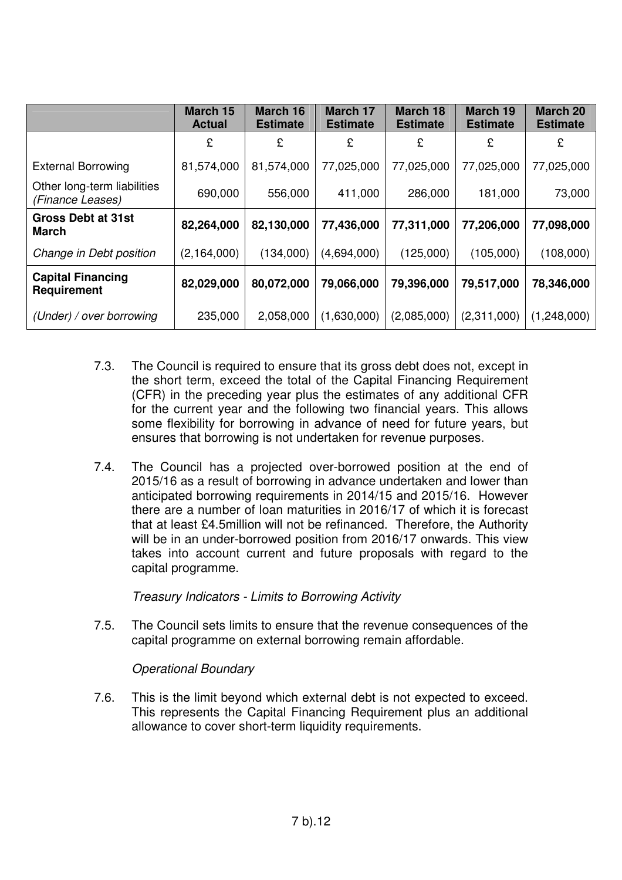| | March 15 Actual | March 16 Estimate | March 17 Estimate | March 18 Estimate | March 19 Estimate | March 20 Estimate |
|---|---|---|---|---|---|---|
| | £ | £ | £ | £ | £ | £ |
| External Borrowing | 81,574,000 | 81,574,000 | 77,025,000 | 77,025,000 | 77,025,000 | 77,025,000 |
| Other long-term liabilities *(Finance Leases)* | 690,000 | 556,000 | 411,000 | 286,000 | 181,000 | 73,000 |
| **Gross Debt at 31st March** | **82,264,000** | **82,130,000** | **77,436,000** | **77,311,000** | **77,206,000** | **77,098,000** |
| *Change in Debt position* | (2,164,000) | (134,000) | (4,694,000) | (125,000) | (105,000) | (108,000) |
| **Capital Financing Requirement** | **82,029,000** | **80,072,000** | **79,066,000** | **79,396,000** | **79,517,000** | **78,346,000** |
| *(Under) / over borrowing* | 235,000 | 2,058,000 | (1,630,000) | (2,085,000) | (2,311,000) | (1,248,000) |

7.3. The Council is required to ensure that its gross debt does not, except in the short term, exceed the total of the Capital Financing Requirement (CFR) in the preceding year plus the estimates of any additional CFR for the current year and the following two financial years. This allows some flexibility for borrowing in advance of need for future years, but ensures that borrowing is not undertaken for revenue purposes.

7.4. The Council has a projected over-borrowed position at the end of 2015/16 as a result of borrowing in advance undertaken and lower than anticipated borrowing requirements in 2014/15 and 2015/16. However there are a number of loan maturities in 2016/17 of which it is forecast that at least £4.5million will not be refinanced. Therefore, the Authority will be in an under-borrowed position from 2016/17 onwards. This view takes into account current and future proposals with regard to the capital programme.

*Treasury Indicators - Limits to Borrowing Activity*

7.5. The Council sets limits to ensure that the revenue consequences of the capital programme on external borrowing remain affordable.

*Operational Boundary*

7.6. This is the limit beyond which external debt is not expected to exceed. This represents the Capital Financing Requirement plus an additional allowance to cover short-term liquidity requirements.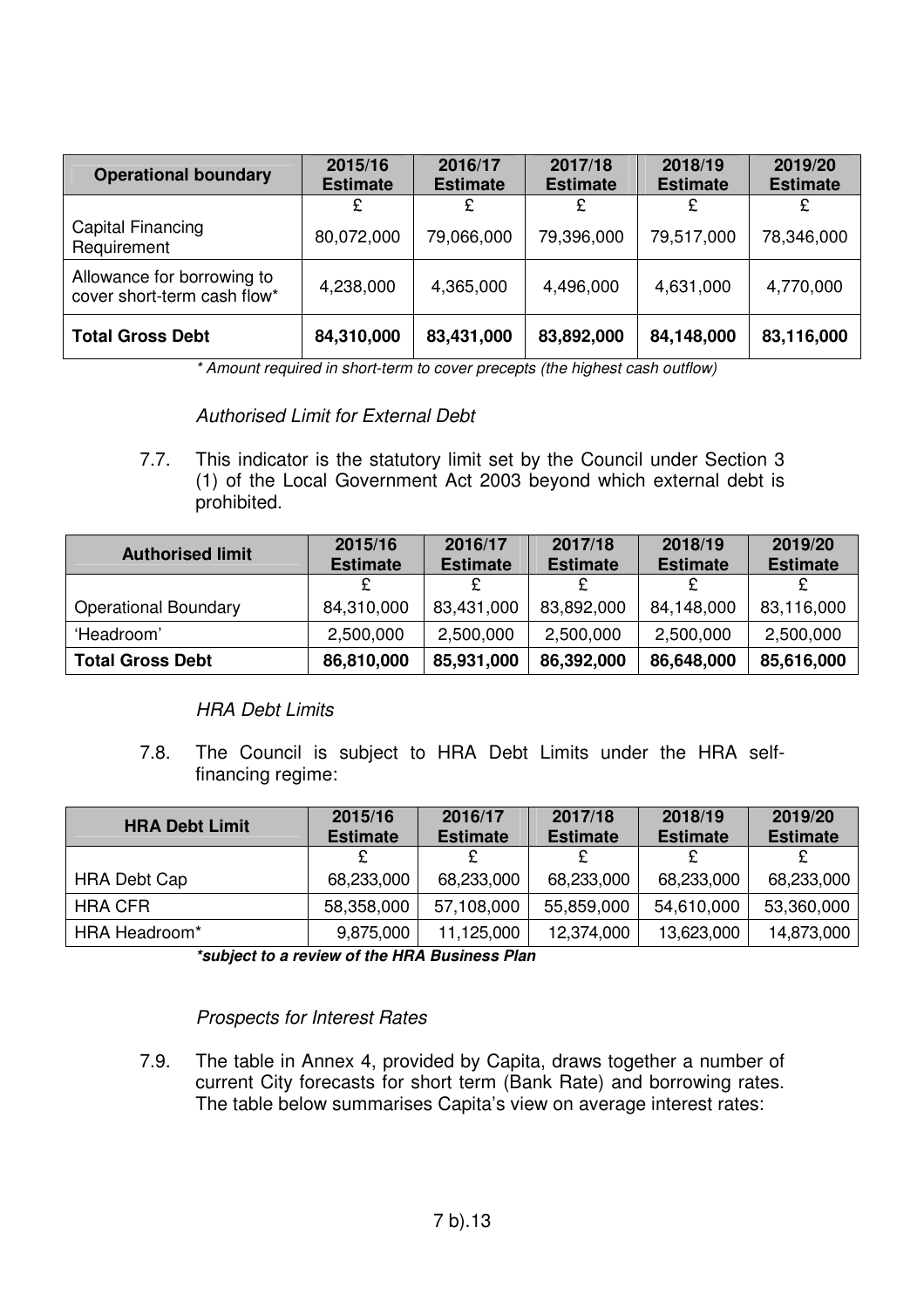| Operational boundary | 2015/16 Estimate | 2016/17 Estimate | 2017/18 Estimate | 2018/19 Estimate | 2019/20 Estimate |
|---|---|---|---|---|---|
| | £ | £ | £ | £ | £ |
| Capital Financing Requirement | 80,072,000 | 79,066,000 | 79,396,000 | 79,517,000 | 78,346,000 |
| Allowance for borrowing to cover short-term cash flow* | 4,238,000 | 4,365,000 | 4,496,000 | 4,631,000 | 4,770,000 |
| **Total Gross Debt** | **84,310,000** | **83,431,000** | **83,892,000** | **84,148,000** | **83,116,000** |

*\* Amount required in short-term to cover precepts (the highest cash outflow)*

*Authorised Limit for External Debt*

7.7. This indicator is the statutory limit set by the Council under Section 3 (1) of the Local Government Act 2003 beyond which external debt is prohibited.

| Authorised limit | 2015/16 Estimate | 2016/17 Estimate | 2017/18 Estimate | 2018/19 Estimate | 2019/20 Estimate |
|---|---|---|---|---|---|
| | £ | £ | £ | £ | £ |
| Operational Boundary | 84,310,000 | 83,431,000 | 83,892,000 | 84,148,000 | 83,116,000 |
| 'Headroom' | 2,500,000 | 2,500,000 | 2,500,000 | 2,500,000 | 2,500,000 |
| **Total Gross Debt** | **86,810,000** | **85,931,000** | **86,392,000** | **86,648,000** | **85,616,000** |

*HRA Debt Limits*

7.8. The Council is subject to HRA Debt Limits under the HRA self-financing regime:

| HRA Debt Limit | 2015/16 Estimate | 2016/17 Estimate | 2017/18 Estimate | 2018/19 Estimate | 2019/20 Estimate |
|---|---|---|---|---|---|
| | £ | £ | £ | £ | £ |
| HRA Debt Cap | 68,233,000 | 68,233,000 | 68,233,000 | 68,233,000 | 68,233,000 |
| HRA CFR | 58,358,000 | 57,108,000 | 55,859,000 | 54,610,000 | 53,360,000 |
| HRA Headroom* | 9,875,000 | 11,125,000 | 12,374,000 | 13,623,000 | 14,873,000 |

***subject to a review of the HRA Business Plan***

*Prospects for Interest Rates*

7.9. The table in Annex 4, provided by Capita, draws together a number of current City forecasts for short term (Bank Rate) and borrowing rates. The table below summarises Capita's view on average interest rates: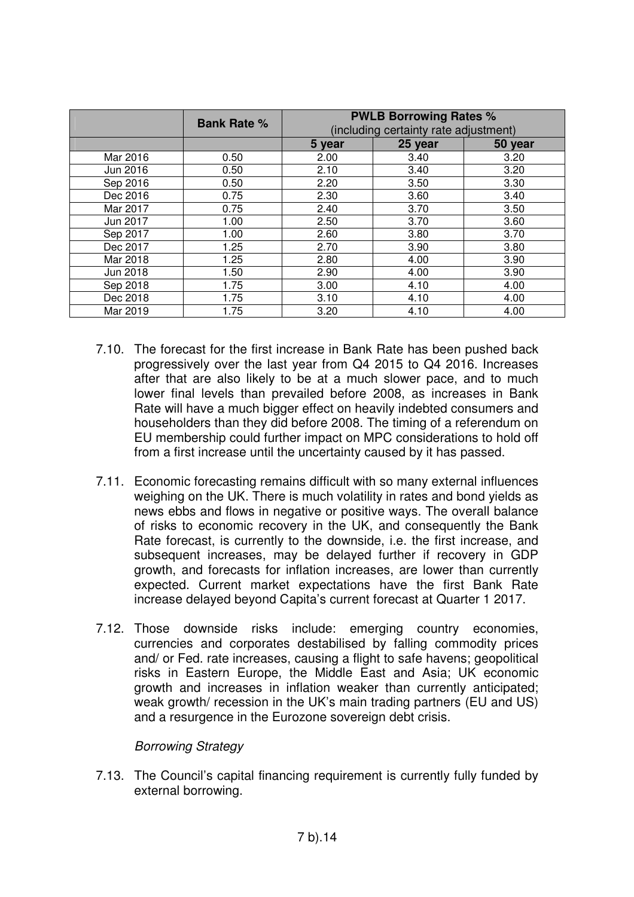| | Bank Rate % | PWLB Borrowing Rates % (including certainty rate adjustment) | | |
|---|---|---|---|---|
| | | 5 year | 25 year | 50 year |
| Mar 2016 | 0.50 | 2.00 | 3.40 | 3.20 |
| Jun 2016 | 0.50 | 2.10 | 3.40 | 3.20 |
| Sep 2016 | 0.50 | 2.20 | 3.50 | 3.30 |
| Dec 2016 | 0.75 | 2.30 | 3.60 | 3.40 |
| Mar 2017 | 0.75 | 2.40 | 3.70 | 3.50 |
| Jun 2017 | 1.00 | 2.50 | 3.70 | 3.60 |
| Sep 2017 | 1.00 | 2.60 | 3.80 | 3.70 |
| Dec 2017 | 1.25 | 2.70 | 3.90 | 3.80 |
| Mar 2018 | 1.25 | 2.80 | 4.00 | 3.90 |
| Jun 2018 | 1.50 | 2.90 | 4.00 | 3.90 |
| Sep 2018 | 1.75 | 3.00 | 4.10 | 4.00 |
| Dec 2018 | 1.75 | 3.10 | 4.10 | 4.00 |
| Mar 2019 | 1.75 | 3.20 | 4.10 | 4.00 |

7.10. The forecast for the first increase in Bank Rate has been pushed back progressively over the last year from Q4 2015 to Q4 2016. Increases after that are also likely to be at a much slower pace, and to much lower final levels than prevailed before 2008, as increases in Bank Rate will have a much bigger effect on heavily indebted consumers and householders than they did before 2008. The timing of a referendum on EU membership could further impact on MPC considerations to hold off from a first increase until the uncertainty caused by it has passed.

7.11. Economic forecasting remains difficult with so many external influences weighing on the UK. There is much volatility in rates and bond yields as news ebbs and flows in negative or positive ways. The overall balance of risks to economic recovery in the UK, and consequently the Bank Rate forecast, is currently to the downside, i.e. the first increase, and subsequent increases, may be delayed further if recovery in GDP growth, and forecasts for inflation increases, are lower than currently expected. Current market expectations have the first Bank Rate increase delayed beyond Capita's current forecast at Quarter 1 2017.

7.12. Those downside risks include: emerging country economies, currencies and corporates destabilised by falling commodity prices and/ or Fed. rate increases, causing a flight to safe havens; geopolitical risks in Eastern Europe, the Middle East and Asia; UK economic growth and increases in inflation weaker than currently anticipated; weak growth/ recession in the UK's main trading partners (EU and US) and a resurgence in the Eurozone sovereign debt crisis.

*Borrowing Strategy*

7.13. The Council's capital financing requirement is currently fully funded by external borrowing.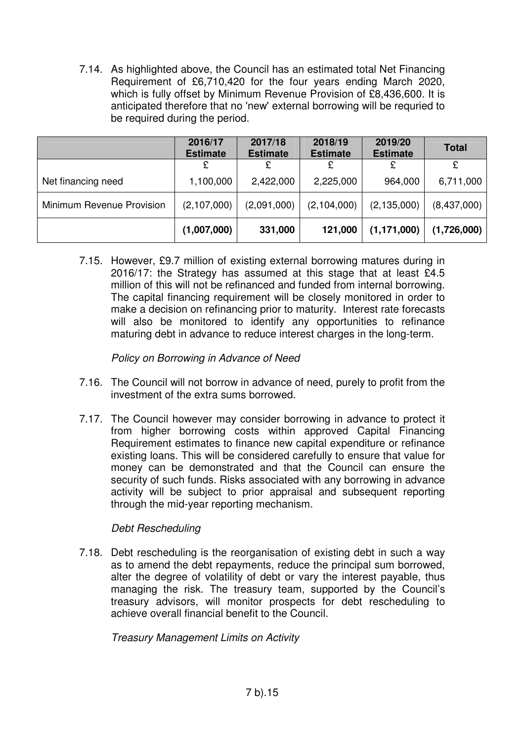7.14. As highlighted above, the Council has an estimated total Net Financing Requirement of £6,710,420 for the four years ending March 2020, which is fully offset by Minimum Revenue Provision of £8,436,600. It is anticipated therefore that no 'new' external borrowing will be requried to be required during the period.

| | 2016/17 Estimate | 2017/18 Estimate | 2018/19 Estimate | 2019/20 Estimate | Total |
|---|---|---|---|---|---|
| | £ | £ | £ | £ | £ |
| Net financing need | 1,100,000 | 2,422,000 | 2,225,000 | 964,000 | 6,711,000 |
| Minimum Revenue Provision | (2,107,000) | (2,091,000) | (2,104,000) | (2,135,000) | (8,437,000) |
| | **(1,007,000)** | **331,000** | **121,000** | **(1,171,000)** | **(1,726,000)** |

7.15. However, £9.7 million of existing external borrowing matures during in 2016/17: the Strategy has assumed at this stage that at least £4.5 million of this will not be refinanced and funded from internal borrowing. The capital financing requirement will be closely monitored in order to make a decision on refinancing prior to maturity. Interest rate forecasts will also be monitored to identify any opportunities to refinance maturing debt in advance to reduce interest charges in the long-term.

*Policy on Borrowing in Advance of Need*

7.16. The Council will not borrow in advance of need, purely to profit from the investment of the extra sums borrowed.

7.17. The Council however may consider borrowing in advance to protect it from higher borrowing costs within approved Capital Financing Requirement estimates to finance new capital expenditure or refinance existing loans. This will be considered carefully to ensure that value for money can be demonstrated and that the Council can ensure the security of such funds. Risks associated with any borrowing in advance activity will be subject to prior appraisal and subsequent reporting through the mid-year reporting mechanism.

*Debt Rescheduling*

7.18. Debt rescheduling is the reorganisation of existing debt in such a way as to amend the debt repayments, reduce the principal sum borrowed, alter the degree of volatility of debt or vary the interest payable, thus managing the risk. The treasury team, supported by the Council's treasury advisors, will monitor prospects for debt rescheduling to achieve overall financial benefit to the Council.

*Treasury Management Limits on Activity*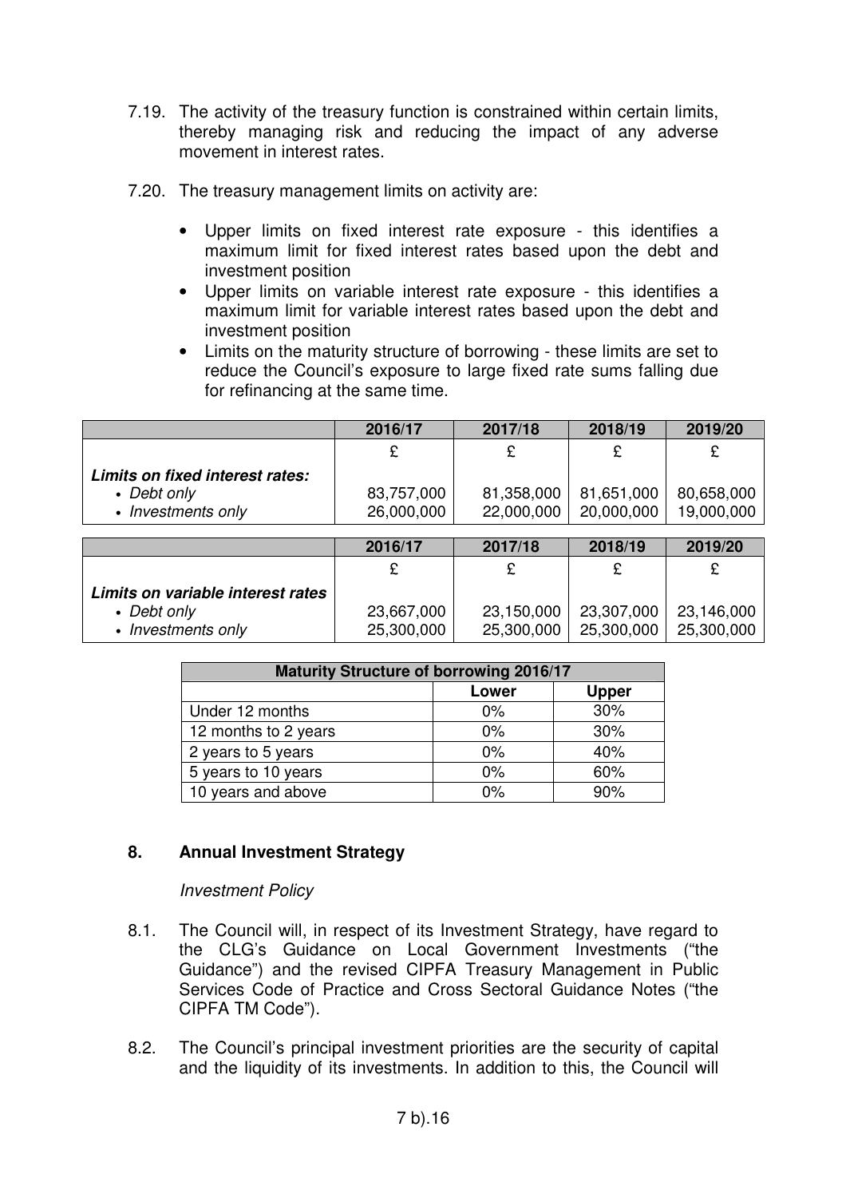7.19. The activity of the treasury function is constrained within certain limits, thereby managing risk and reducing the impact of any adverse movement in interest rates.

7.20. The treasury management limits on activity are:

- Upper limits on fixed interest rate exposure - this identifies a maximum limit for fixed interest rates based upon the debt and investment position
- Upper limits on variable interest rate exposure - this identifies a maximum limit for variable interest rates based upon the debt and investment position
- Limits on the maturity structure of borrowing - these limits are set to reduce the Council's exposure to large fixed rate sums falling due for refinancing at the same time.

| | 2016/17 | 2017/18 | 2018/19 | 2019/20 |
|---|---|---|---|---|
| | £ | £ | £ | £ |
| ***Limits on fixed interest rates:*** | | | | |
| • *Debt only* | 83,757,000 | 81,358,000 | 81,651,000 | 80,658,000 |
| • *Investments only* | 26,000,000 | 22,000,000 | 20,000,000 | 19,000,000 |

| | 2016/17 | 2017/18 | 2018/19 | 2019/20 |
|---|---|---|---|---|
| | £ | £ | £ | £ |
| ***Limits on variable interest rates*** | | | | |
| • *Debt only* | 23,667,000 | 23,150,000 | 23,307,000 | 23,146,000 |
| • *Investments only* | 25,300,000 | 25,300,000 | 25,300,000 | 25,300,000 |

| Maturity Structure of borrowing 2016/17 | | |
|---|---|---|
| | Lower | Upper |
| Under 12 months | 0% | 30% |
| 12 months to 2 years | 0% | 30% |
| 2 years to 5 years | 0% | 40% |
| 5 years to 10 years | 0% | 60% |
| 10 years and above | 0% | 90% |

## 8. Annual Investment Strategy

*Investment Policy*

8.1. The Council will, in respect of its Investment Strategy, have regard to the CLG's Guidance on Local Government Investments ("the Guidance") and the revised CIPFA Treasury Management in Public Services Code of Practice and Cross Sectoral Guidance Notes ("the CIPFA TM Code").

8.2. The Council's principal investment priorities are the security of capital and the liquidity of its investments. In addition to this, the Council will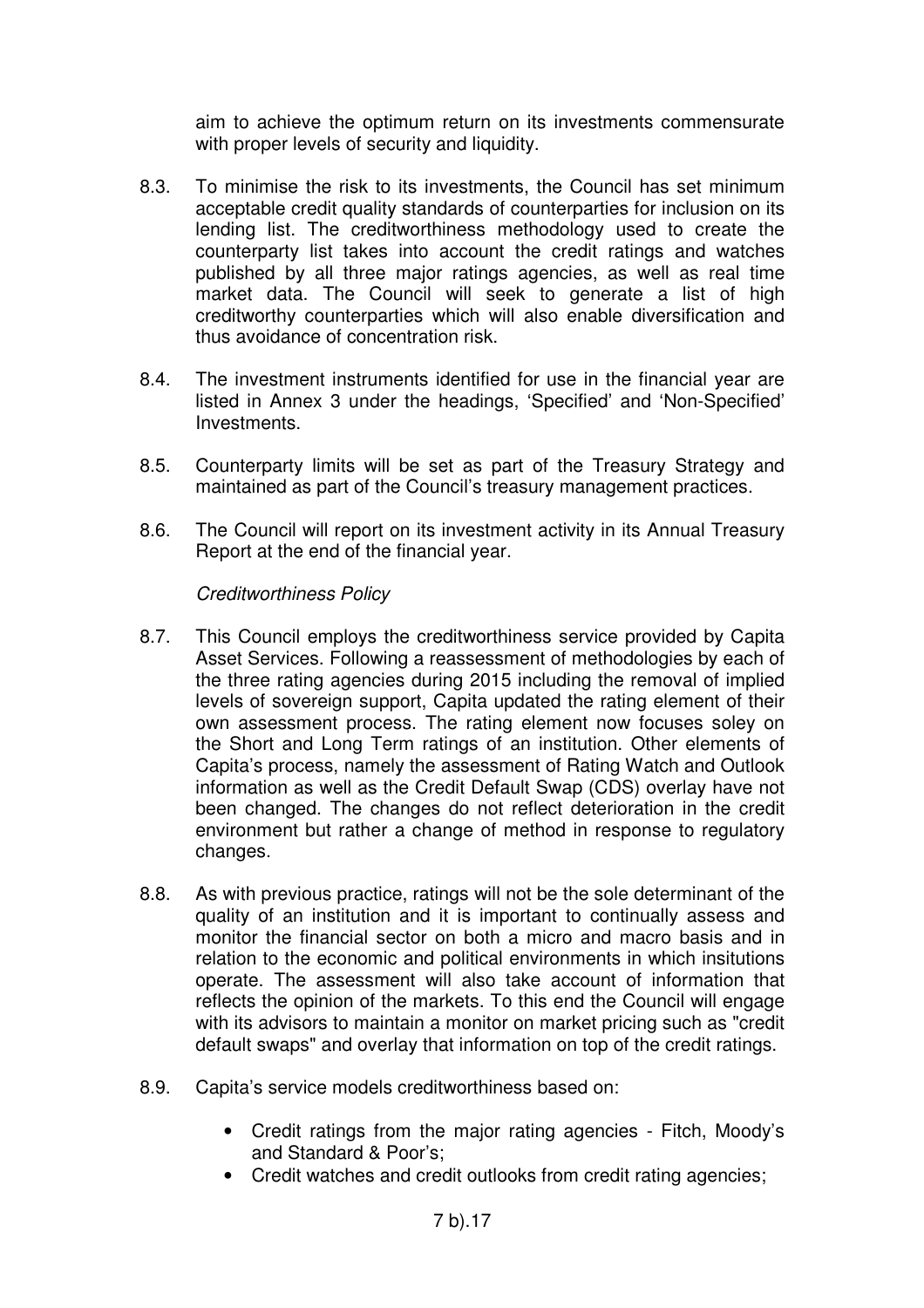aim to achieve the optimum return on its investments commensurate with proper levels of security and liquidity.

8.3. To minimise the risk to its investments, the Council has set minimum acceptable credit quality standards of counterparties for inclusion on its lending list. The creditworthiness methodology used to create the counterparty list takes into account the credit ratings and watches published by all three major ratings agencies, as well as real time market data. The Council will seek to generate a list of high creditworthy counterparties which will also enable diversification and thus avoidance of concentration risk.

8.4. The investment instruments identified for use in the financial year are listed in Annex 3 under the headings, 'Specified' and 'Non-Specified' Investments.

8.5. Counterparty limits will be set as part of the Treasury Strategy and maintained as part of the Council's treasury management practices.

8.6. The Council will report on its investment activity in its Annual Treasury Report at the end of the financial year.

*Creditworthiness Policy*

8.7. This Council employs the creditworthiness service provided by Capita Asset Services. Following a reassessment of methodologies by each of the three rating agencies during 2015 including the removal of implied levels of sovereign support, Capita updated the rating element of their own assessment process. The rating element now focuses soley on the Short and Long Term ratings of an institution. Other elements of Capita's process, namely the assessment of Rating Watch and Outlook information as well as the Credit Default Swap (CDS) overlay have not been changed. The changes do not reflect deterioration in the credit environment but rather a change of method in response to regulatory changes.

8.8. As with previous practice, ratings will not be the sole determinant of the quality of an institution and it is important to continually assess and monitor the financial sector on both a micro and macro basis and in relation to the economic and political environments in which insitutions operate. The assessment will also take account of information that reflects the opinion of the markets. To this end the Council will engage with its advisors to maintain a monitor on market pricing such as "credit default swaps" and overlay that information on top of the credit ratings.

8.9. Capita's service models creditworthiness based on:

- Credit ratings from the major rating agencies - Fitch, Moody's and Standard & Poor's;
- Credit watches and credit outlooks from credit rating agencies;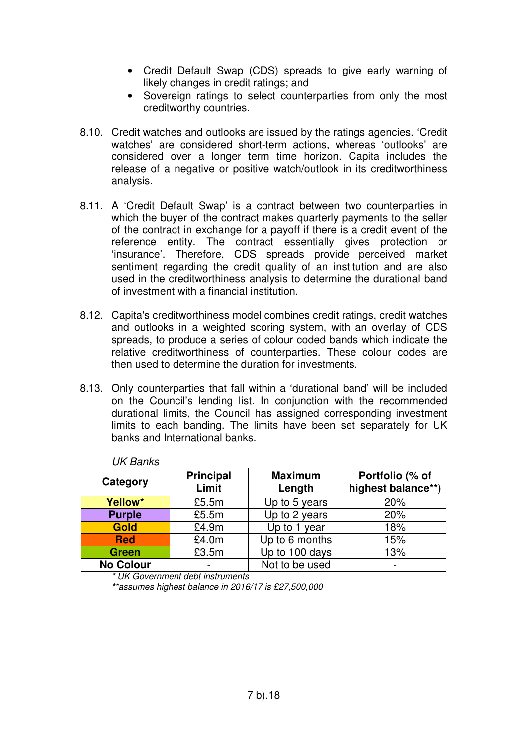- Credit Default Swap (CDS) spreads to give early warning of likely changes in credit ratings; and
- Sovereign ratings to select counterparties from only the most creditworthy countries.

8.10. Credit watches and outlooks are issued by the ratings agencies. 'Credit watches' are considered short-term actions, whereas 'outlooks' are considered over a longer term time horizon. Capita includes the release of a negative or positive watch/outlook in its creditworthiness analysis.

8.11. A 'Credit Default Swap' is a contract between two counterparties in which the buyer of the contract makes quarterly payments to the seller of the contract in exchange for a payoff if there is a credit event of the reference entity. The contract essentially gives protection or 'insurance'. Therefore, CDS spreads provide perceived market sentiment regarding the credit quality of an institution and are also used in the creditworthiness analysis to determine the durational band of investment with a financial institution.

8.12. Capita's creditworthiness model combines credit ratings, credit watches and outlooks in a weighted scoring system, with an overlay of CDS spreads, to produce a series of colour coded bands which indicate the relative creditworthiness of counterparties. These colour codes are then used to determine the duration for investments.

8.13. Only counterparties that fall within a 'durational band' will be included on the Council's lending list. In conjunction with the recommended durational limits, the Council has assigned corresponding investment limits to each banding. The limits have been set separately for UK banks and International banks.

*UK Banks*

| Category | Principal Limit | Maximum Length | Portfolio (% of highest balance**) |
|---|---|---|---|
| **Yellow*** | £5.5m | Up to 5 years | 20% |
| **Purple** | £5.5m | Up to 2 years | 20% |
| **Gold** | £4.9m | Up to 1 year | 18% |
| **Red** | £4.0m | Up to 6 months | 15% |
| **Green** | £3.5m | Up to 100 days | 13% |
| **No Colour** | - | Not to be used | - |

*\* UK Government debt instruments*
*\*\*assumes highest balance in 2016/17 is £27,500,000*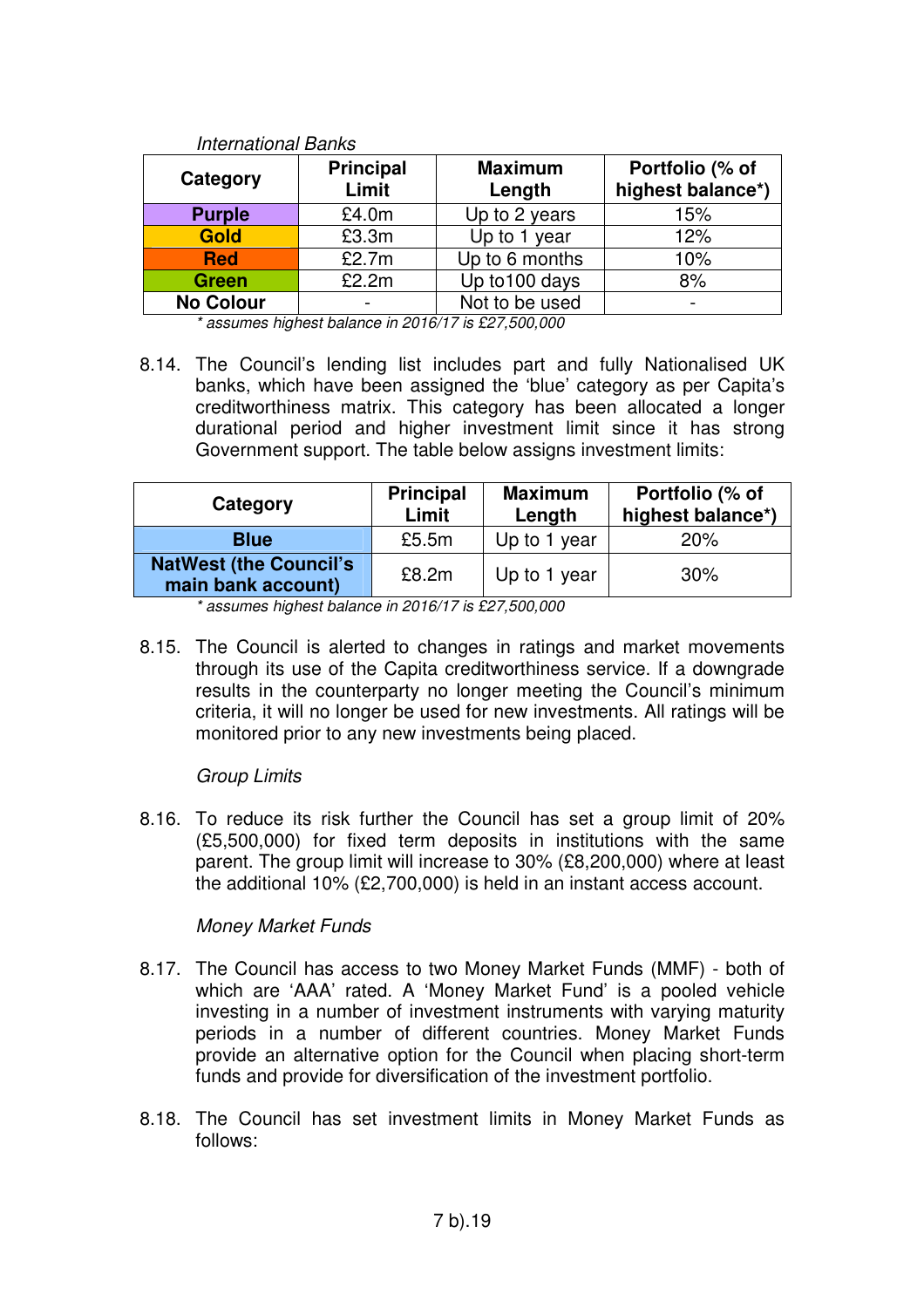*International Banks*

| Category | Principal Limit | Maximum Length | Portfolio (% of highest balance*) |
|---|---|---|---|
| **Purple** | £4.0m | Up to 2 years | 15% |
| **Gold** | £3.3m | Up to 1 year | 12% |
| **Red** | £2.7m | Up to 6 months | 10% |
| **Green** | £2.2m | Up to100 days | 8% |
| **No Colour** | - | Not to be used | - |

*\* assumes highest balance in 2016/17 is £27,500,000*

8.14. The Council's lending list includes part and fully Nationalised UK banks, which have been assigned the 'blue' category as per Capita's creditworthiness matrix. This category has been allocated a longer durational period and higher investment limit since it has strong Government support. The table below assigns investment limits:

| Category | Principal Limit | Maximum Length | Portfolio (% of highest balance*) |
|---|---|---|---|
| **Blue** | £5.5m | Up to 1 year | 20% |
| **NatWest (the Council's main bank account)** | £8.2m | Up to 1 year | 30% |

*\* assumes highest balance in 2016/17 is £27,500,000*

8.15. The Council is alerted to changes in ratings and market movements through its use of the Capita creditworthiness service. If a downgrade results in the counterparty no longer meeting the Council's minimum criteria, it will no longer be used for new investments. All ratings will be monitored prior to any new investments being placed.

*Group Limits*

8.16. To reduce its risk further the Council has set a group limit of 20% (£5,500,000) for fixed term deposits in institutions with the same parent. The group limit will increase to 30% (£8,200,000) where at least the additional 10% (£2,700,000) is held in an instant access account.

*Money Market Funds*

8.17. The Council has access to two Money Market Funds (MMF) - both of which are 'AAA' rated. A 'Money Market Fund' is a pooled vehicle investing in a number of investment instruments with varying maturity periods in a number of different countries. Money Market Funds provide an alternative option for the Council when placing short-term funds and provide for diversification of the investment portfolio.

8.18. The Council has set investment limits in Money Market Funds as follows: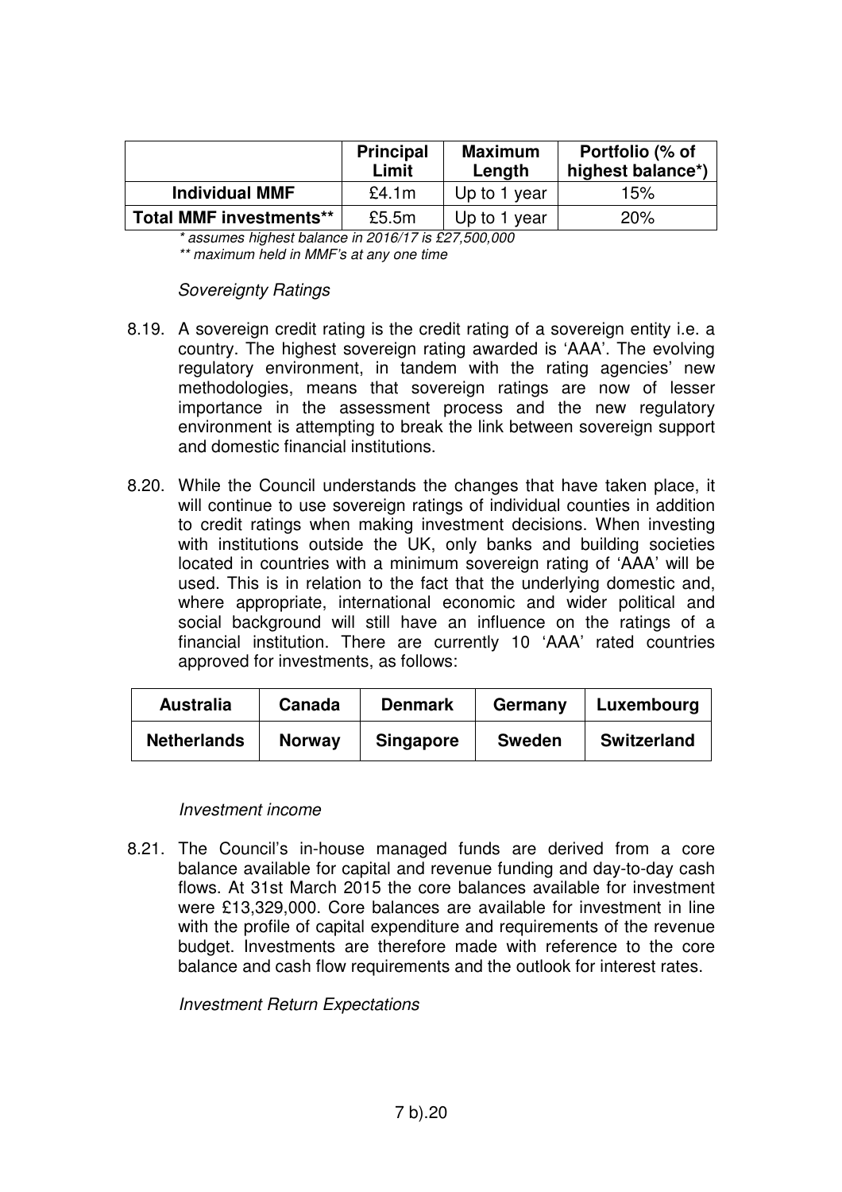| | Principal Limit | Maximum Length | Portfolio (% of highest balance*) |
|---|---|---|---|
| **Individual MMF** | £4.1m | Up to 1 year | 15% |
| **Total MMF investments**** | £5.5m | Up to 1 year | 20% |

*\* assumes highest balance in 2016/17 is £27,500,000*

*\*\* maximum held in MMF's at any one time*

*Sovereignty Ratings*

8.19. A sovereign credit rating is the credit rating of a sovereign entity i.e. a country. The highest sovereign rating awarded is 'AAA'. The evolving regulatory environment, in tandem with the rating agencies' new methodologies, means that sovereign ratings are now of lesser importance in the assessment process and the new regulatory environment is attempting to break the link between sovereign support and domestic financial institutions.

8.20. While the Council understands the changes that have taken place, it will continue to use sovereign ratings of individual counties in addition to credit ratings when making investment decisions. When investing with institutions outside the UK, only banks and building societies located in countries with a minimum sovereign rating of 'AAA' will be used. This is in relation to the fact that the underlying domestic and, where appropriate, international economic and wider political and social background will still have an influence on the ratings of a financial institution. There are currently 10 'AAA' rated countries approved for investments, as follows:

| Australia | Canada | Denmark | Germany | Luxembourg |
|---|---|---|---|---|
| **Netherlands** | **Norway** | **Singapore** | **Sweden** | **Switzerland** |

*Investment income*

8.21. The Council's in-house managed funds are derived from a core balance available for capital and revenue funding and day-to-day cash flows. At 31st March 2015 the core balances available for investment were £13,329,000. Core balances are available for investment in line with the profile of capital expenditure and requirements of the revenue budget. Investments are therefore made with reference to the core balance and cash flow requirements and the outlook for interest rates.

*Investment Return Expectations*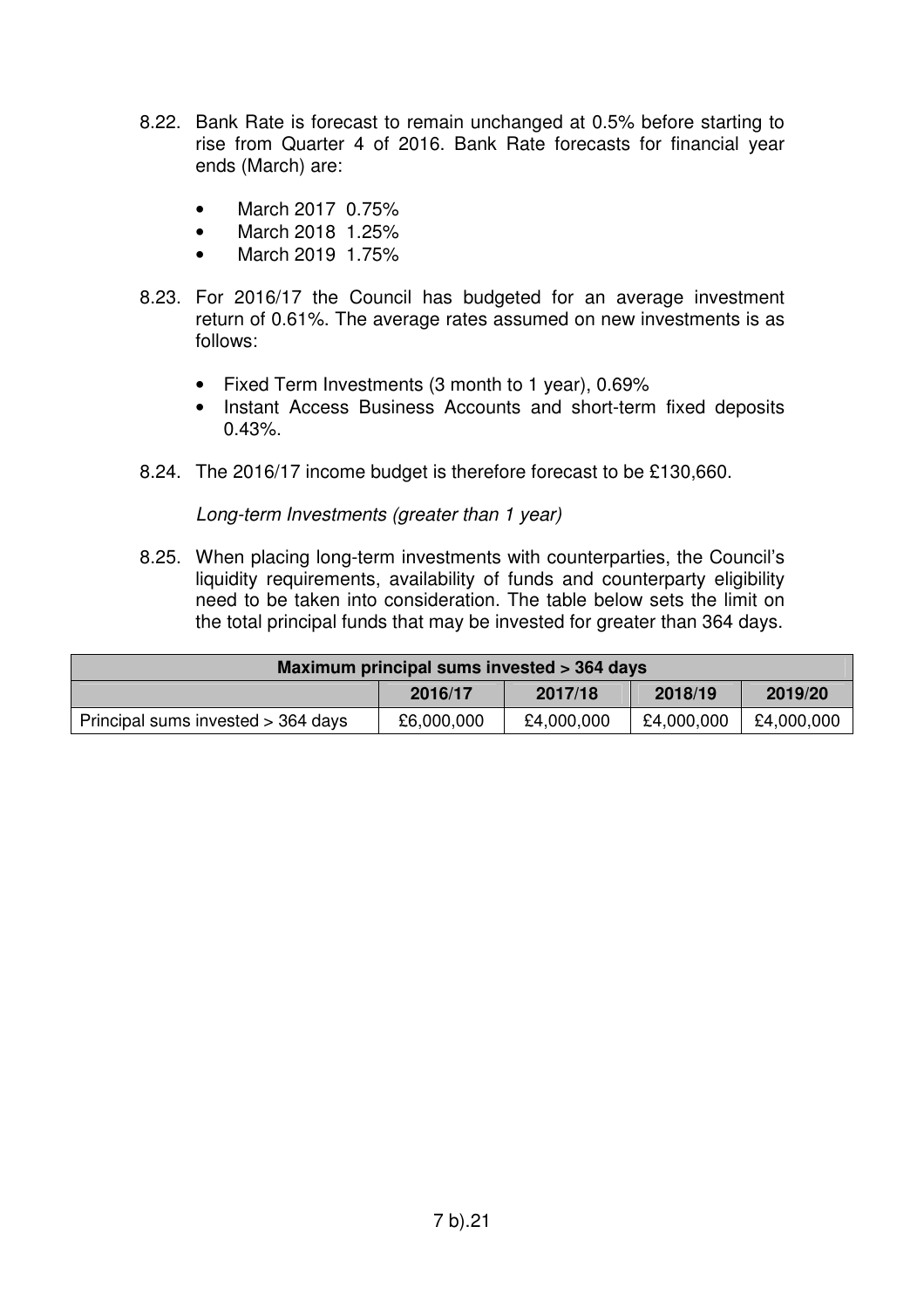8.22. Bank Rate is forecast to remain unchanged at 0.5% before starting to rise from Quarter 4 of 2016. Bank Rate forecasts for financial year ends (March) are:

- March 2017 0.75%
- March 2018 1.25%
- March 2019 1.75%

8.23. For 2016/17 the Council has budgeted for an average investment return of 0.61%. The average rates assumed on new investments is as follows:

- Fixed Term Investments (3 month to 1 year), 0.69%
- Instant Access Business Accounts and short-term fixed deposits 0.43%.

8.24. The 2016/17 income budget is therefore forecast to be £130,660.

*Long-term Investments (greater than 1 year)*

8.25. When placing long-term investments with counterparties, the Council's liquidity requirements, availability of funds and counterparty eligibility need to be taken into consideration. The table below sets the limit on the total principal funds that may be invested for greater than 364 days.

| **Maximum principal sums invested > 364 days** | | | | |
|---|---|---|---|---|
| | **2016/17** | **2017/18** | **2018/19** | **2019/20** |
| Principal sums invested > 364 days | £6,000,000 | £4,000,000 | £4,000,000 | £4,000,000 |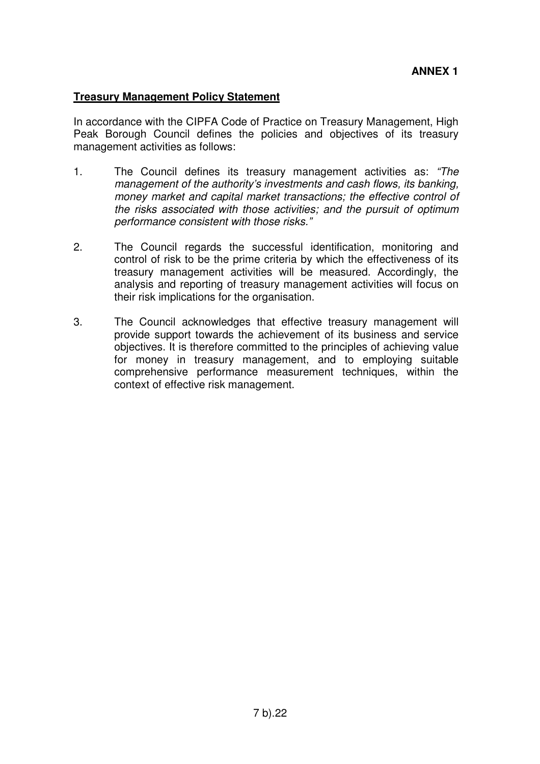**ANNEX 1**

**Treasury Management Policy Statement**

In accordance with the CIPFA Code of Practice on Treasury Management, High Peak Borough Council defines the policies and objectives of its treasury management activities as follows:

1. The Council defines its treasury management activities as: *"The management of the authority's investments and cash flows, its banking, money market and capital market transactions; the effective control of the risks associated with those activities; and the pursuit of optimum performance consistent with those risks."*

2. The Council regards the successful identification, monitoring and control of risk to be the prime criteria by which the effectiveness of its treasury management activities will be measured. Accordingly, the analysis and reporting of treasury management activities will focus on their risk implications for the organisation.

3. The Council acknowledges that effective treasury management will provide support towards the achievement of its business and service objectives. It is therefore committed to the principles of achieving value for money in treasury management, and to employing suitable comprehensive performance measurement techniques, within the context of effective risk management.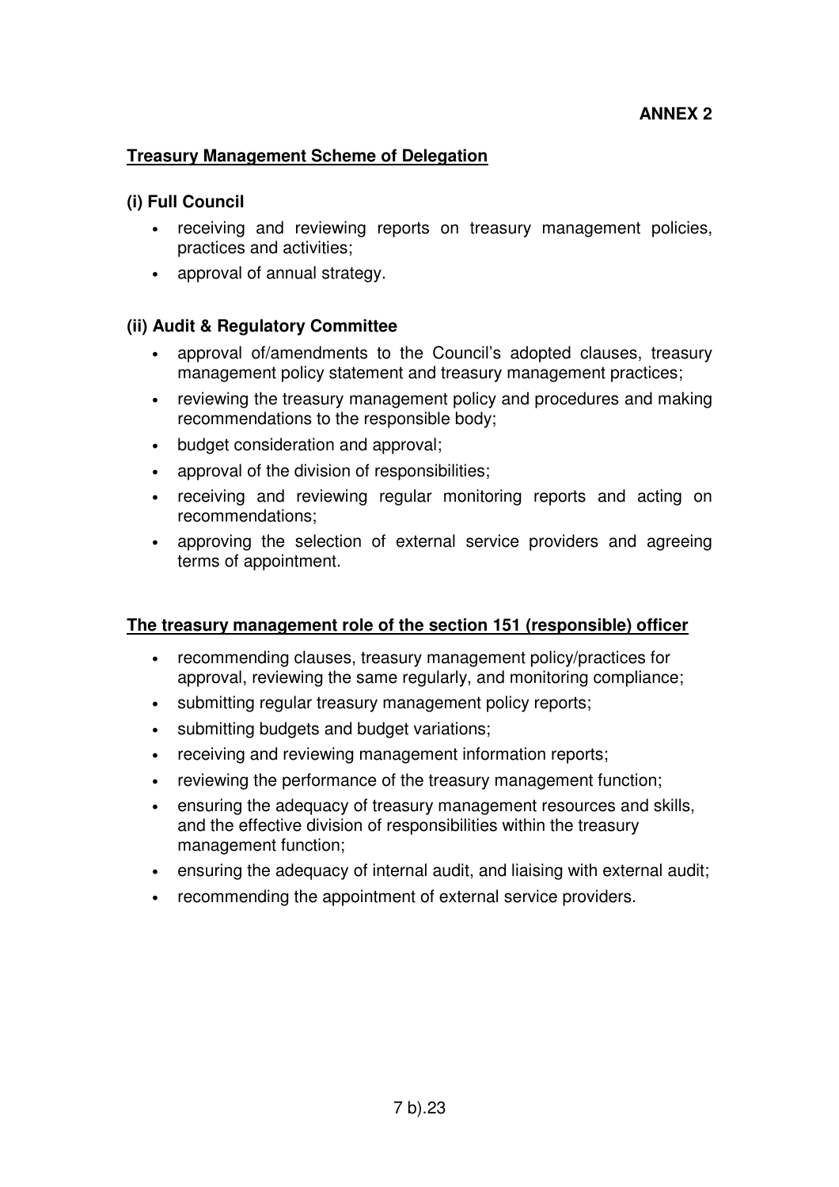**ANNEX 2**

## Treasury Management Scheme of Delegation

### (i) Full Council

- receiving and reviewing reports on treasury management policies, practices and activities;
- approval of annual strategy.

### (ii) Audit & Regulatory Committee

- approval of/amendments to the Council's adopted clauses, treasury management policy statement and treasury management practices;
- reviewing the treasury management policy and procedures and making recommendations to the responsible body;
- budget consideration and approval;
- approval of the division of responsibilities;
- receiving and reviewing regular monitoring reports and acting on recommendations;
- approving the selection of external service providers and agreeing terms of appointment.

## The treasury management role of the section 151 (responsible) officer

- recommending clauses, treasury management policy/practices for approval, reviewing the same regularly, and monitoring compliance;
- submitting regular treasury management policy reports;
- submitting budgets and budget variations;
- receiving and reviewing management information reports;
- reviewing the performance of the treasury management function;
- ensuring the adequacy of treasury management resources and skills, and the effective division of responsibilities within the treasury management function;
- ensuring the adequacy of internal audit, and liaising with external audit;
- recommending the appointment of external service providers.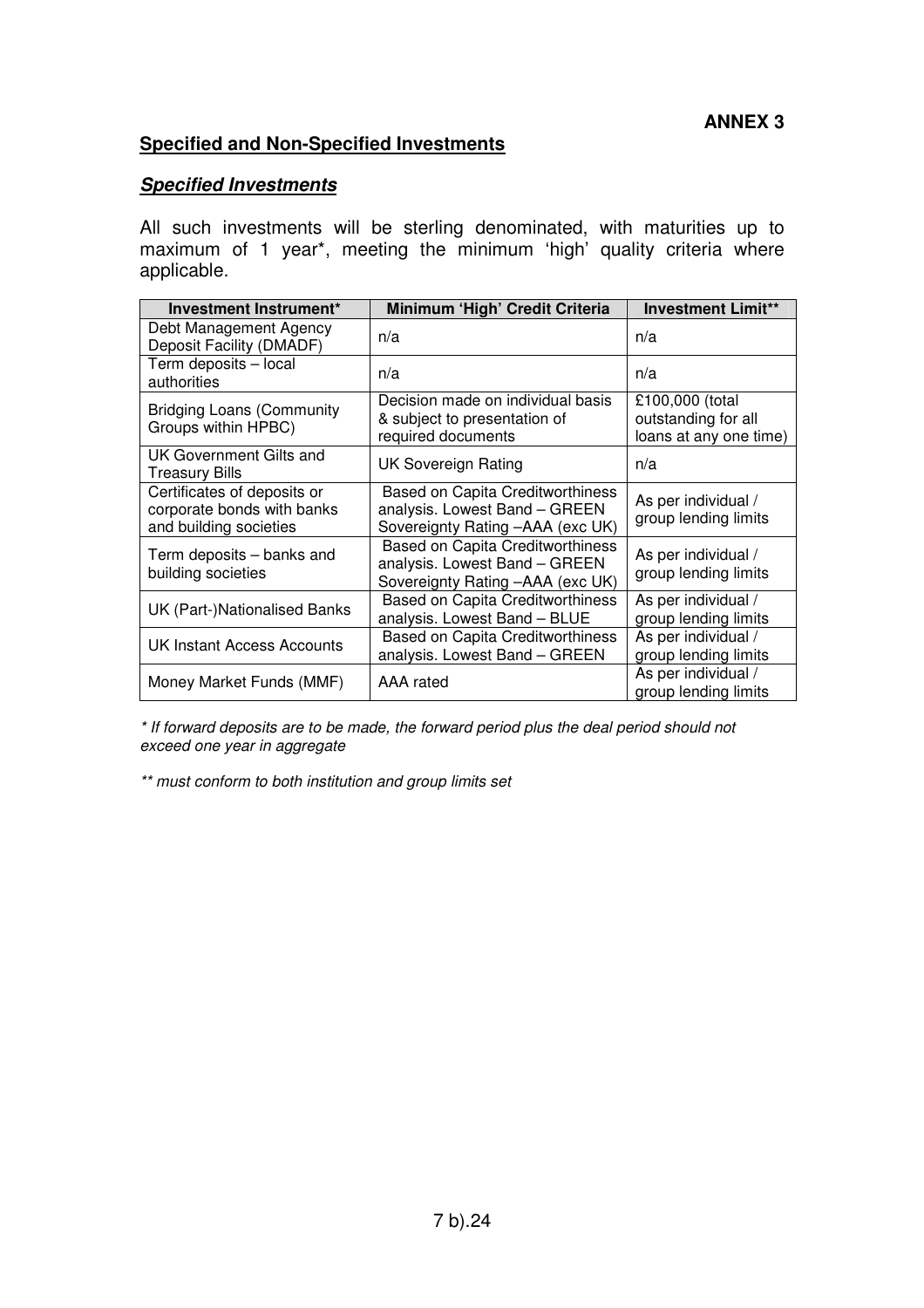**ANNEX 3**

## Specified and Non-Specified Investments

### *Specified Investments*

All such investments will be sterling denominated, with maturities up to maximum of 1 year*, meeting the minimum 'high' quality criteria where applicable.

| Investment Instrument* | Minimum 'High' Credit Criteria | Investment Limit** |
|---|---|---|
| Debt Management Agency Deposit Facility (DMADF) | n/a | n/a |
| Term deposits – local authorities | n/a | n/a |
| Bridging Loans (Community Groups within HPBC) | Decision made on individual basis & subject to presentation of required documents | £100,000 (total outstanding for all loans at any one time) |
| UK Government Gilts and Treasury Bills | UK Sovereign Rating | n/a |
| Certificates of deposits or corporate bonds with banks and building societies | Based on Capita Creditworthiness analysis. Lowest Band – GREEN Sovereignty Rating –AAA (exc UK) | As per individual / group lending limits |
| Term deposits – banks and building societies | Based on Capita Creditworthiness analysis. Lowest Band – GREEN Sovereignty Rating –AAA (exc UK) | As per individual / group lending limits |
| UK (Part-)Nationalised Banks | Based on Capita Creditworthiness analysis. Lowest Band – BLUE | As per individual / group lending limits |
| UK Instant Access Accounts | Based on Capita Creditworthiness analysis. Lowest Band – GREEN | As per individual / group lending limits |
| Money Market Funds (MMF) | AAA rated | As per individual / group lending limits |

*\* If forward deposits are to be made, the forward period plus the deal period should not exceed one year in aggregate*

*\*\* must conform to both institution and group limits set*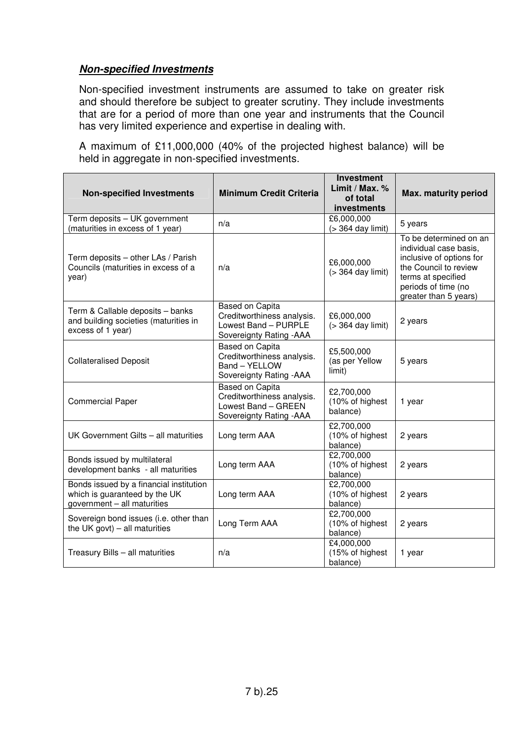***Non-specified Investments***

Non-specified investment instruments are assumed to take on greater risk and should therefore be subject to greater scrutiny. They include investments that are for a period of more than one year and instruments that the Council has very limited experience and expertise in dealing with.

A maximum of £11,000,000 (40% of the projected highest balance) will be held in aggregate in non-specified investments.

| Non-specified Investments | Minimum Credit Criteria | Investment Limit / Max. % of total investments | Max. maturity period |
|---|---|---|---|
| Term deposits – UK government (maturities in excess of 1 year) | n/a | £6,000,000 (> 364 day limit) | 5 years |
| Term deposits – other LAs / Parish Councils (maturities in excess of a year) | n/a | £6,000,000 (> 364 day limit) | To be determined on an individual case basis, inclusive of options for the Council to review terms at specified periods of time (no greater than 5 years) |
| Term & Callable deposits – banks and building societies (maturities in excess of 1 year) | Based on Capita Creditworthiness analysis. Lowest Band – PURPLE Sovereignty Rating -AAA | £6,000,000 (> 364 day limit) | 2 years |
| Collateralised Deposit | Based on Capita Creditworthiness analysis. Band – YELLOW Sovereignty Rating -AAA | £5,500,000 (as per Yellow limit) | 5 years |
| Commercial Paper | Based on Capita Creditworthiness analysis. Lowest Band – GREEN Sovereignty Rating -AAA | £2,700,000 (10% of highest balance) | 1 year |
| UK Government Gilts – all maturities | Long term AAA | £2,700,000 (10% of highest balance) | 2 years |
| Bonds issued by multilateral development banks - all maturities | Long term AAA | £2,700,000 (10% of highest balance) | 2 years |
| Bonds issued by a financial institution which is guaranteed by the UK government – all maturities | Long term AAA | £2,700,000 (10% of highest balance) | 2 years |
| Sovereign bond issues (i.e. other than the UK govt) – all maturities | Long Term AAA | £2,700,000 (10% of highest balance) | 2 years |
| Treasury Bills – all maturities | n/a | £4,000,000 (15% of highest balance) | 1 year |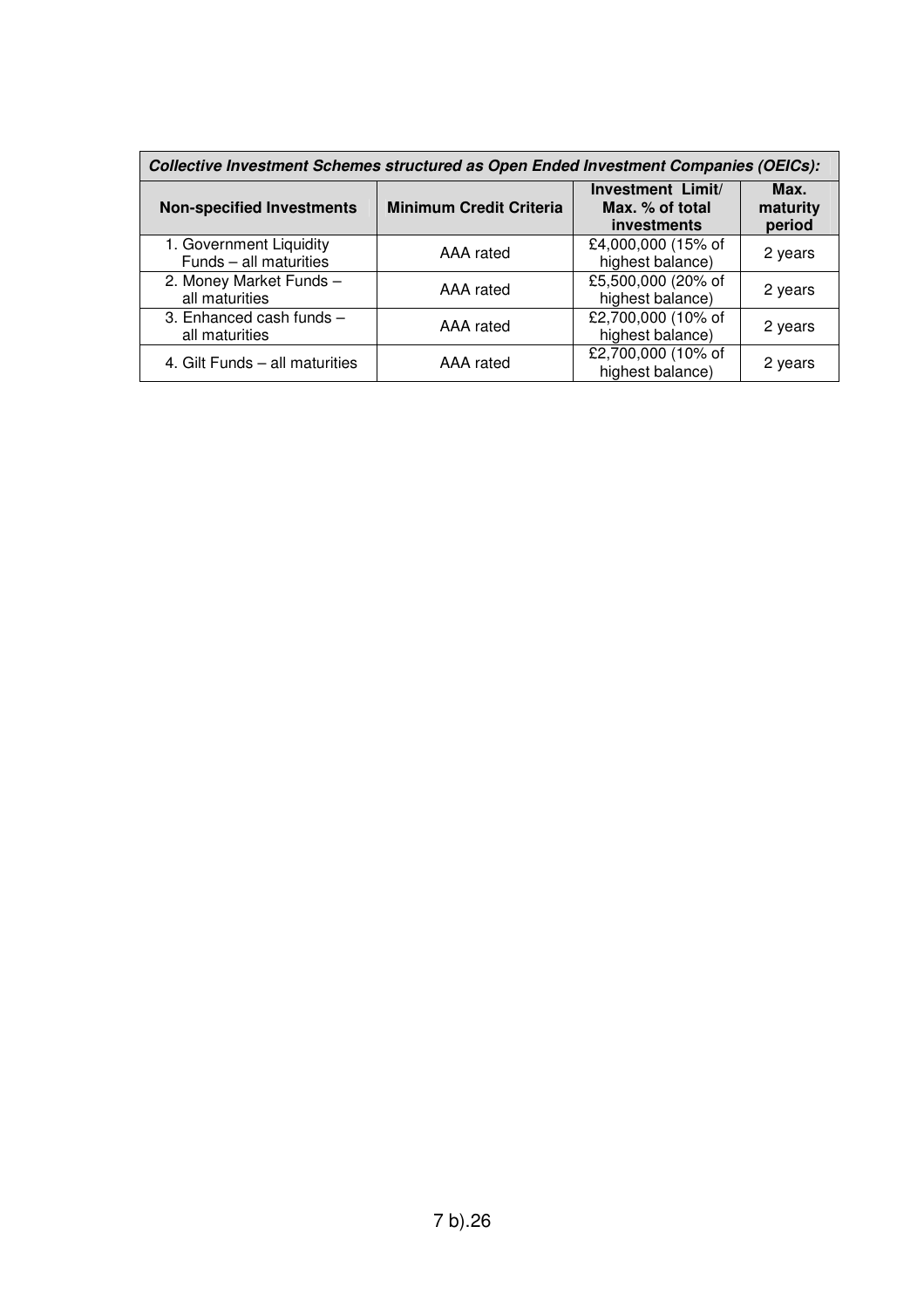| ***Collective Investment Schemes structured as Open Ended Investment Companies (OEICs):*** | | | |
|---|---|---|---|
| **Non-specified Investments** | **Minimum Credit Criteria** | **Investment Limit/ Max. % of total investments** | **Max. maturity period** |
| 1. Government Liquidity Funds – all maturities | AAA rated | £4,000,000 (15% of highest balance) | 2 years |
| 2. Money Market Funds – all maturities | AAA rated | £5,500,000 (20% of highest balance) | 2 years |
| 3. Enhanced cash funds – all maturities | AAA rated | £2,700,000 (10% of highest balance) | 2 years |
| 4. Gilt Funds – all maturities | AAA rated | £2,700,000 (10% of highest balance) | 2 years |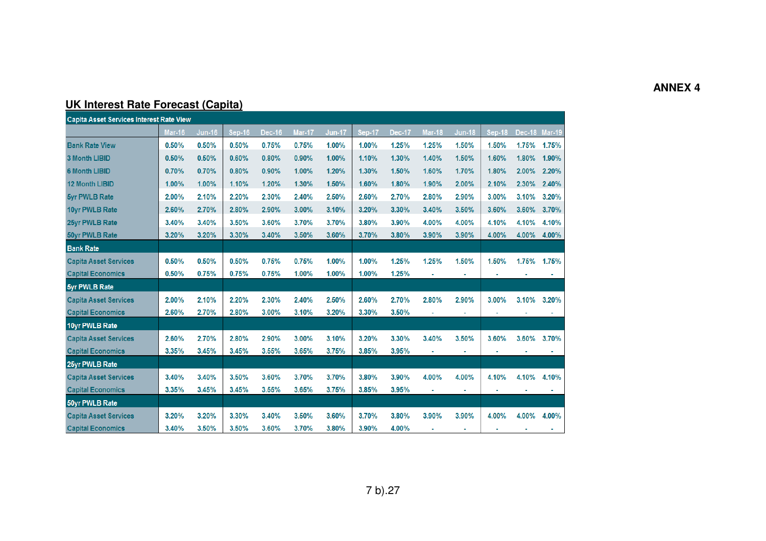**ANNEX 4**

## UK Interest Rate Forecast (Capita)

| Capita Asset Services Interest Rate View | | | | | | | | | | | | | |
|---|---|---|---|---|---|---|---|---|---|---|---|---|---|
| | Mar-16 | Jun-16 | Sep-16 | Dec-16 | Mar-17 | Jun-17 | Sep-17 | Dec-17 | Mar-18 | Jun-18 | Sep-18 | Dec-18 | Mar-19 |
| Bank Rate View | 0.50% | 0.50% | 0.50% | 0.75% | 0.75% | 1.00% | 1.00% | 1.25% | 1.25% | 1.50% | 1.50% | 1.75% | 1.75% |
| 3 Month LIBID | 0.50% | 0.50% | 0.60% | 0.80% | 0.90% | 1.00% | 1.10% | 1.30% | 1.40% | 1.50% | 1.60% | 1.80% | 1.90% |
| 6 Month LIBID | 0.70% | 0.70% | 0.80% | 0.90% | 1.00% | 1.20% | 1.30% | 1.50% | 1.60% | 1.70% | 1.80% | 2.00% | 2.20% |
| 12 Month LIBID | 1.00% | 1.00% | 1.10% | 1.20% | 1.30% | 1.50% | 1.60% | 1.80% | 1.90% | 2.00% | 2.10% | 2.30% | 2.40% |
| 5yr PWLB Rate | 2.00% | 2.10% | 2.20% | 2.30% | 2.40% | 2.50% | 2.60% | 2.70% | 2.80% | 2.90% | 3.00% | 3.10% | 3.20% |
| 10yr PWLB Rate | 2.60% | 2.70% | 2.80% | 2.90% | 3.00% | 3.10% | 3.20% | 3.30% | 3.40% | 3.50% | 3.60% | 3.60% | 3.70% |
| 25yr PWLB Rate | 3.40% | 3.40% | 3.50% | 3.60% | 3.70% | 3.70% | 3.80% | 3.90% | 4.00% | 4.00% | 4.10% | 4.10% | 4.10% |
| 50yr PWLB Rate | 3.20% | 3.20% | 3.30% | 3.40% | 3.50% | 3.60% | 3.70% | 3.80% | 3.90% | 3.90% | 4.00% | 4.00% | 4.00% |
| **Bank Rate** | | | | | | | | | | | | | |
| Capita Asset Services | 0.50% | 0.50% | 0.50% | 0.75% | 0.75% | 1.00% | 1.00% | 1.25% | 1.25% | 1.50% | 1.50% | 1.75% | 1.75% |
| Capital Economics | 0.50% | 0.75% | 0.75% | 0.75% | 1.00% | 1.00% | 1.00% | 1.25% | - | - | - | - | - |
| **5yr PWLB Rate** | | | | | | | | | | | | | |
| Capita Asset Services | 2.00% | 2.10% | 2.20% | 2.30% | 2.40% | 2.50% | 2.60% | 2.70% | 2.80% | 2.90% | 3.00% | 3.10% | 3.20% |
| Capital Economics | 2.60% | 2.70% | 2.80% | 3.00% | 3.10% | 3.20% | 3.30% | 3.50% | - | - | - | - | - |
| **10yr PWLB Rate** | | | | | | | | | | | | | |
| Capita Asset Services | 2.60% | 2.70% | 2.80% | 2.90% | 3.00% | 3.10% | 3.20% | 3.30% | 3.40% | 3.50% | 3.60% | 3.60% | 3.70% |
| Capital Economics | 3.35% | 3.45% | 3.45% | 3.55% | 3.65% | 3.75% | 3.85% | 3.95% | - | - | - | - | - |
| **25yr PWLB Rate** | | | | | | | | | | | | | |
| Capita Asset Services | 3.40% | 3.40% | 3.50% | 3.60% | 3.70% | 3.70% | 3.80% | 3.90% | 4.00% | 4.00% | 4.10% | 4.10% | 4.10% |
| Capital Economics | 3.35% | 3.45% | 3.45% | 3.55% | 3.65% | 3.75% | 3.85% | 3.95% | - | - | - | - | - |
| **50yr PWLB Rate** | | | | | | | | | | | | | |
| Capita Asset Services | 3.20% | 3.20% | 3.30% | 3.40% | 3.50% | 3.60% | 3.70% | 3.80% | 3.90% | 3.90% | 4.00% | 4.00% | 4.00% |
| Capital Economics | 3.40% | 3.50% | 3.50% | 3.60% | 3.70% | 3.80% | 3.90% | 4.00% | - | - | - | - | - |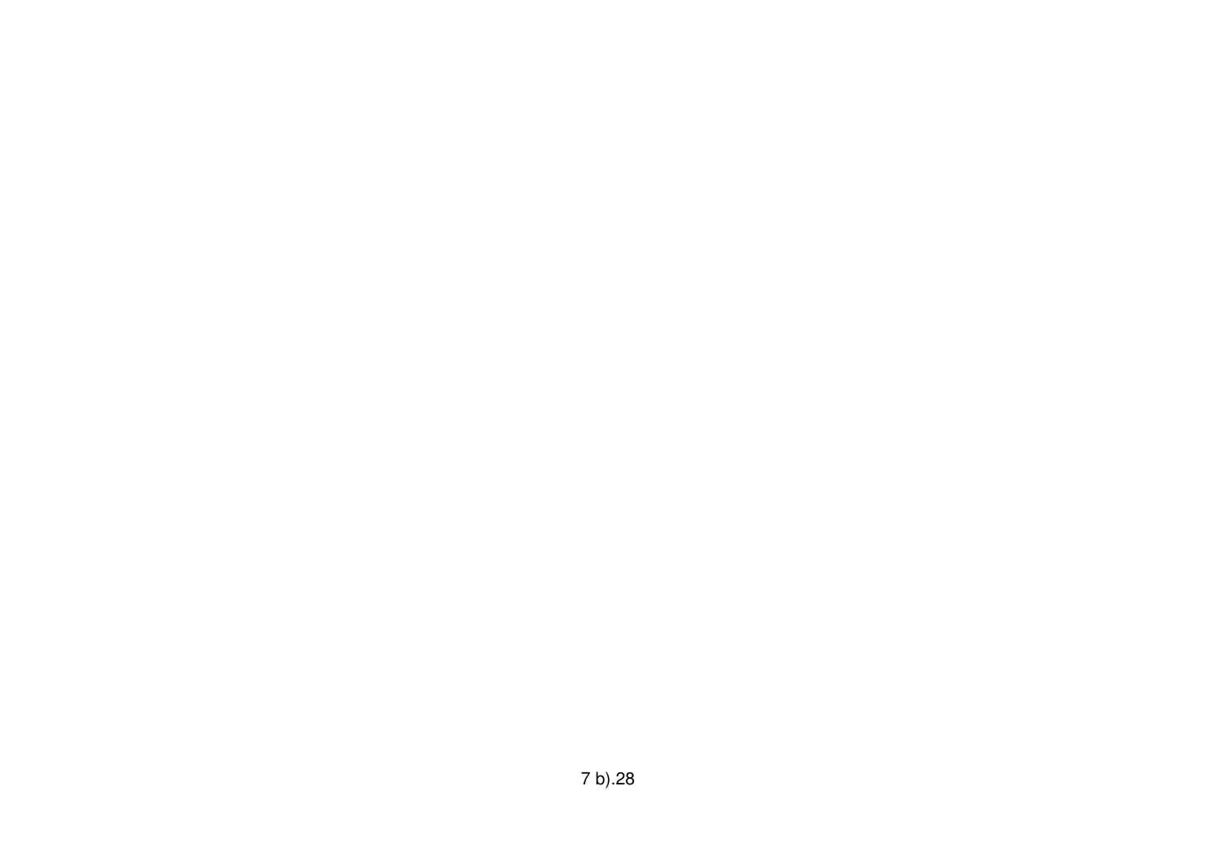7 b).28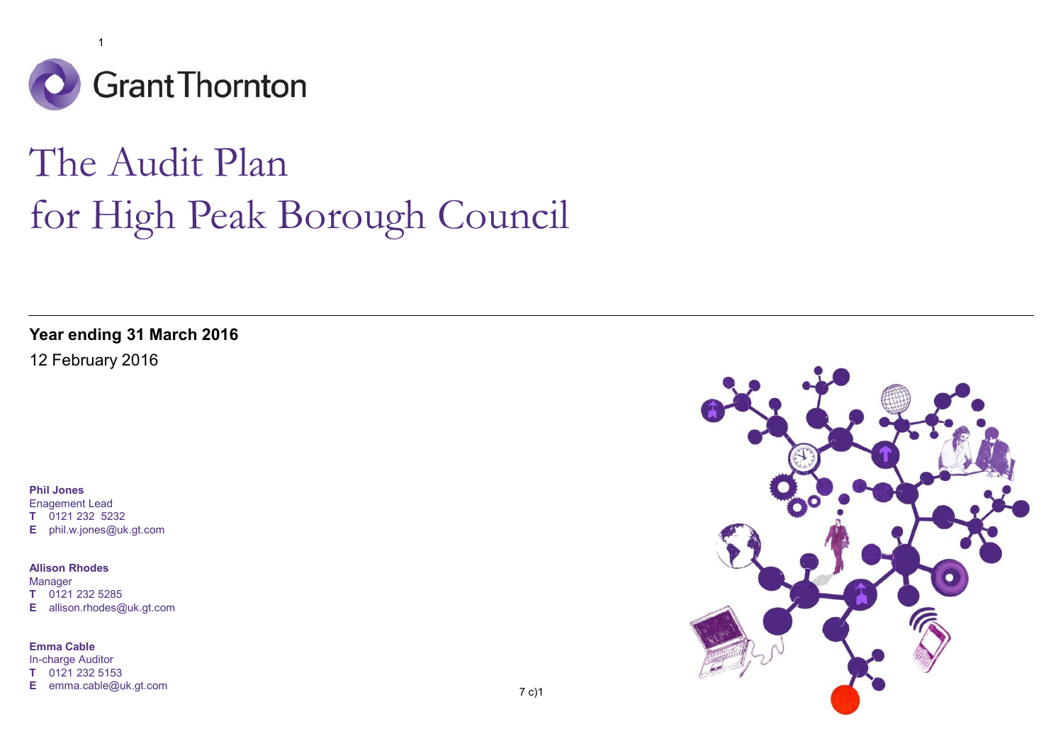Grant Thornton

# The Audit Plan for High Peak Borough Council

**Year ending 31 March 2016**

12 February 2016

**Phil Jones**
Enagement Lead
**T** 0121 232 5232
**E** phil.w.jones@uk.gt.com

**Allison Rhodes**
Manager
**T** 0121 232 5285
**E** allison.rhodes@uk.gt.com

**Emma Cable**
In-charge Auditor
**T** 0121 232 5153
**E** emma.cable@uk.gt.com

7 c)1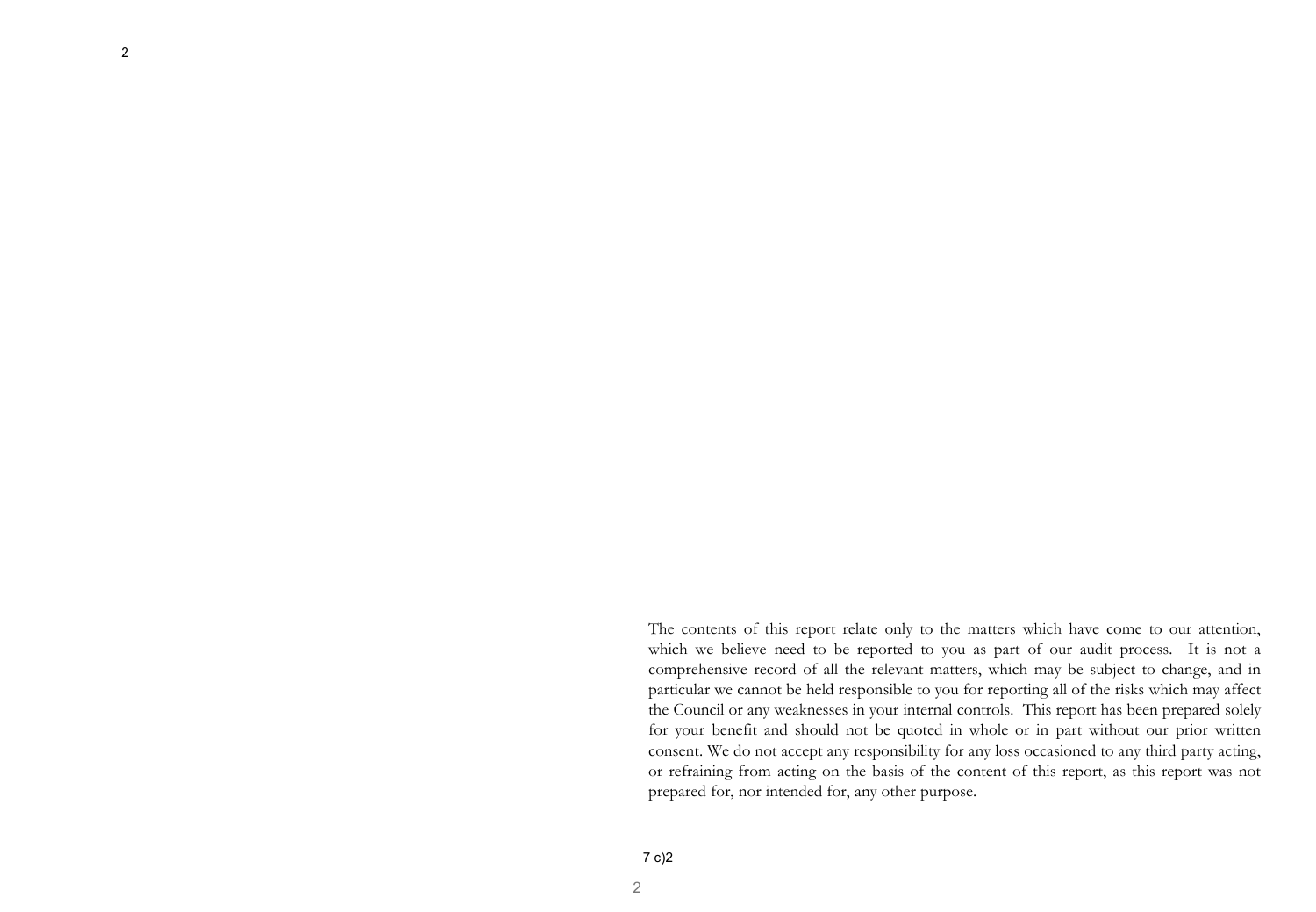The contents of this report relate only to the matters which have come to our attention, which we believe need to be reported to you as part of our audit process. It is not a comprehensive record of all the relevant matters, which may be subject to change, and in particular we cannot be held responsible to you for reporting all of the risks which may affect the Council or any weaknesses in your internal controls. This report has been prepared solely for your benefit and should not be quoted in whole or in part without our prior written consent. We do not accept any responsibility for any loss occasioned to any third party acting, or refraining from acting on the basis of the content of this report, as this report was not prepared for, nor intended for, any other purpose.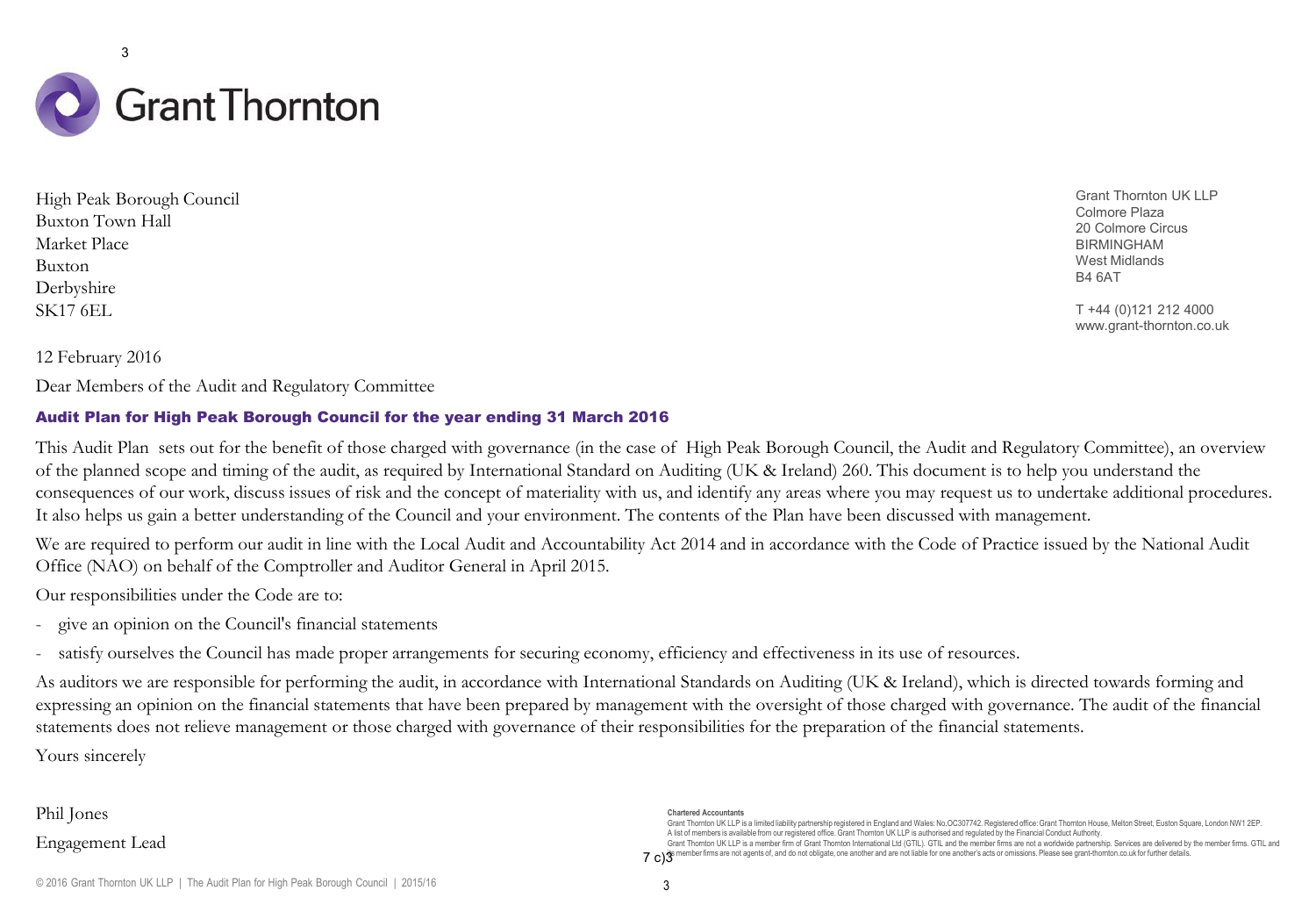Grant Thornton

High Peak Borough Council
Buxton Town Hall
Market Place
Buxton
Derbyshire
SK17 6EL

Grant Thornton UK LLP
Colmore Plaza
20 Colmore Circus
BIRMINGHAM
West Midlands
B4 6AT

T +44 (0)121 212 4000
www.grant-thornton.co.uk

12 February 2016

Dear Members of the Audit and Regulatory Committee

## Audit Plan for High Peak Borough Council for the year ending 31 March 2016

This Audit Plan sets out for the benefit of those charged with governance (in the case of High Peak Borough Council, the Audit and Regulatory Committee), an overview of the planned scope and timing of the audit, as required by International Standard on Auditing (UK & Ireland) 260. This document is to help you understand the consequences of our work, discuss issues of risk and the concept of materiality with us, and identify any areas where you may request us to undertake additional procedures. It also helps us gain a better understanding of the Council and your environment. The contents of the Plan have been discussed with management.

We are required to perform our audit in line with the Local Audit and Accountability Act 2014 and in accordance with the Code of Practice issued by the National Audit Office (NAO) on behalf of the Comptroller and Auditor General in April 2015.

Our responsibilities under the Code are to:

- give an opinion on the Council's financial statements
- satisfy ourselves the Council has made proper arrangements for securing economy, efficiency and effectiveness in its use of resources.

As auditors we are responsible for performing the audit, in accordance with International Standards on Auditing (UK & Ireland), which is directed towards forming and expressing an opinion on the financial statements that have been prepared by management with the oversight of those charged with governance. The audit of the financial statements does not relieve management or those charged with governance of their responsibilities for the preparation of the financial statements.

Yours sincerely

Phil Jones

Engagement Lead

**Chartered Accountants**
Grant Thornton UK LLP is a limited liability partnership registered in England and Wales: No.OC307742. Registered office: Grant Thornton House, Melton Street, Euston Square, London NW1 2EP.
A list of members is available from our registered office. Grant Thornton UK LLP is authorised and regulated by the Financial Conduct Authority.
Grant Thornton UK LLP is a member firm of Grant Thornton International Ltd (GTIL). GTIL and the member firms are not a worldwide partnership. Services are delivered by the member firms. GTIL and its member firms are not agents of, and do not obligate, one another and are not liable for one another's acts or omissions. Please see grant-thornton.co.uk for further details.

7 c)3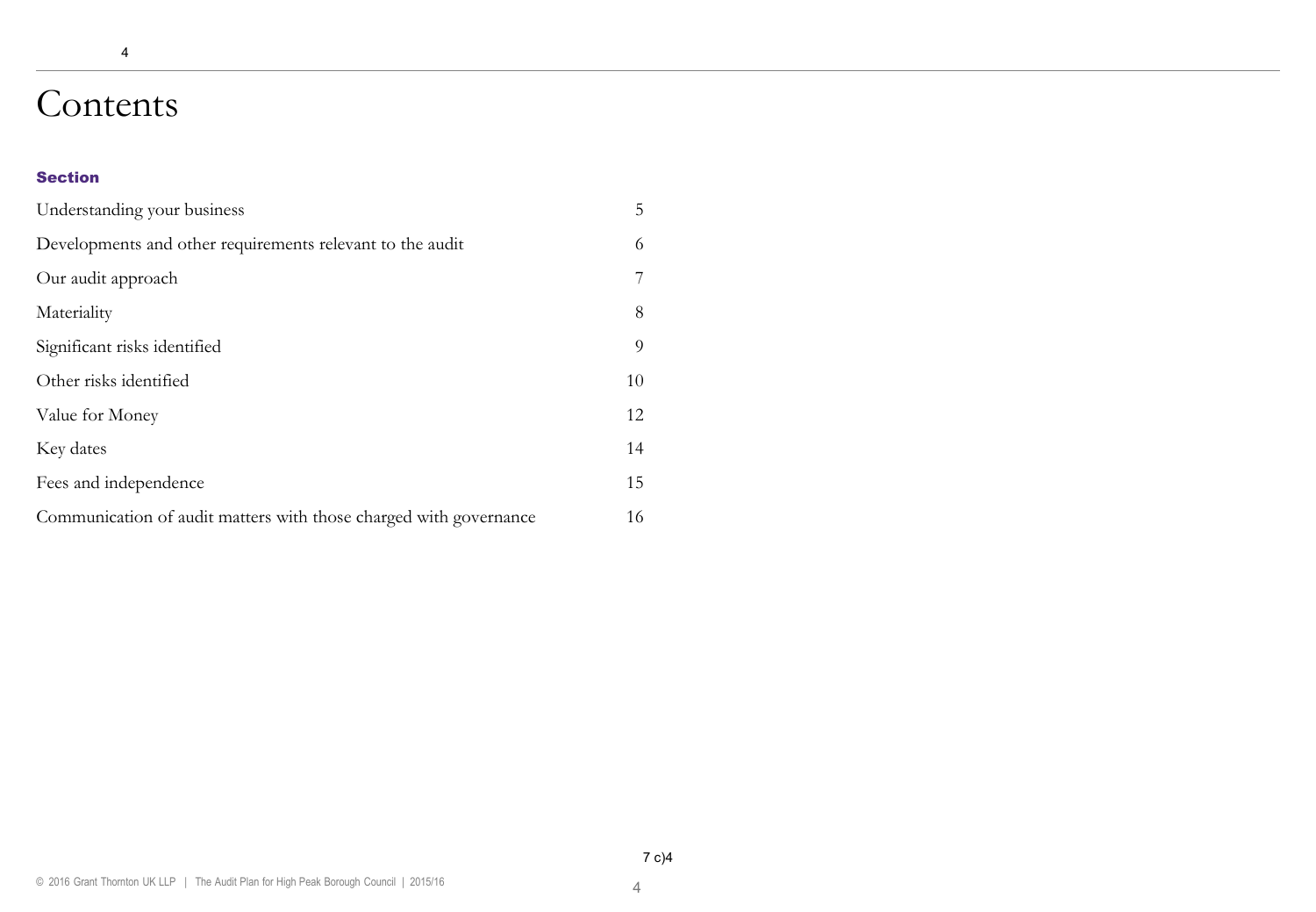# Contents

**Section**

| | |
|---|---|
| Understanding your business | 5 |
| Developments and other requirements relevant to the audit | 6 |
| Our audit approach | 7 |
| Materiality | 8 |
| Significant risks identified | 9 |
| Other risks identified | 10 |
| Value for Money | 12 |
| Key dates | 14 |
| Fees and independence | 15 |
| Communication of audit matters with those charged with governance | 16 |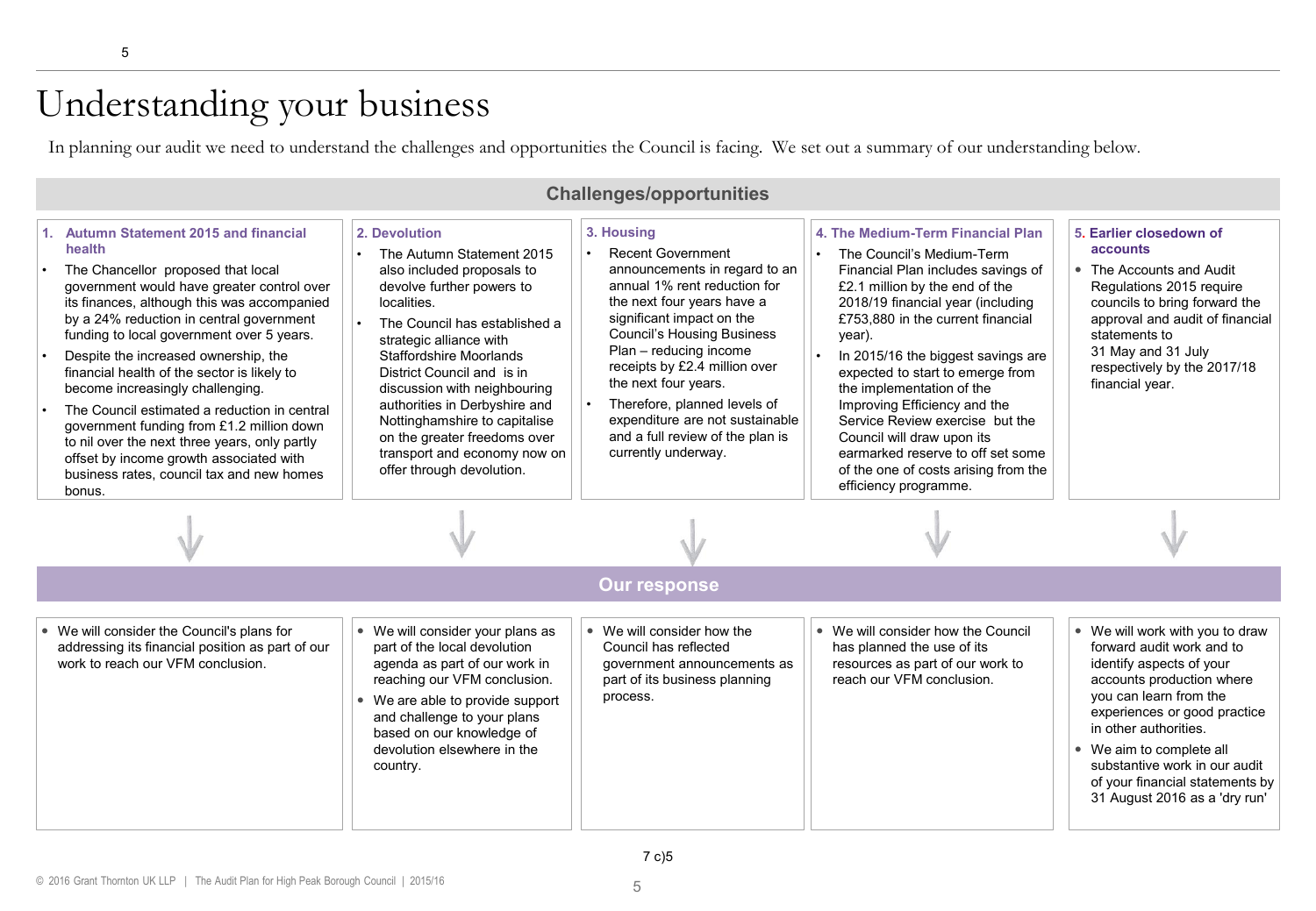# Understanding your business

In planning our audit we need to understand the challenges and opportunities the Council is facing. We set out a summary of our understanding below.

## Challenges/opportunities

### 1. Autumn Statement 2015 and financial health

- The Chancellor proposed that local government would have greater control over its finances, although this was accompanied by a 24% reduction in central government funding to local government over 5 years.
- Despite the increased ownership, the financial health of the sector is likely to become increasingly challenging.
- The Council estimated a reduction in central government funding from £1.2 million down to nil over the next three years, only partly offset by income growth associated with business rates, council tax and new homes bonus.

### 2. Devolution

- The Autumn Statement 2015 also included proposals to devolve further powers to localities.
- The Council has established a strategic alliance with Staffordshire Moorlands District Council and is in discussion with neighbouring authorities in Derbyshire and Nottinghamshire to capitalise on the greater freedoms over transport and economy now on offer through devolution.

### 3. Housing

- Recent Government announcements in regard to an annual 1% rent reduction for the next four years have a significant impact on the Council's Housing Business Plan – reducing income receipts by £2.4 million over the next four years.
- Therefore, planned levels of expenditure are not sustainable and a full review of the plan is currently underway.

### 4. The Medium-Term Financial Plan

- The Council's Medium-Term Financial Plan includes savings of £2.1 million by the end of the 2018/19 financial year (including £753,880 in the current financial year).
- In 2015/16 the biggest savings are expected to start to emerge from the implementation of the Improving Efficiency and the Service Review exercise but the Council will draw upon its earmarked reserve to off set some of the one of costs arising from the efficiency programme.

### 5. Earlier closedown of accounts

- The Accounts and Audit Regulations 2015 require councils to bring forward the approval and audit of financial statements to 31 May and 31 July respectively by the 2017/18 financial year.

## Our response

### 1. Autumn Statement 2015 and financial health

- We will consider the Council's plans for addressing its financial position as part of our work to reach our VFM conclusion.

### 2. Devolution

- We will consider your plans as part of the local devolution agenda as part of our work in reaching our VFM conclusion.
- We are able to provide support and challenge to your plans based on our knowledge of devolution elsewhere in the country.

### 3. Housing

- We will consider how the Council has reflected government announcements as part of its business planning process.

### 4. The Medium-Term Financial Plan

- We will consider how the Council has planned the use of its resources as part of our work to reach our VFM conclusion.

### 5. Earlier closedown of accounts

- We will work with you to draw forward audit work and to identify aspects of your accounts production where you can learn from the experiences or good practice in other authorities.
- We aim to complete all substantive work in our audit of your financial statements by 31 August 2016 as a 'dry run'

7 c)5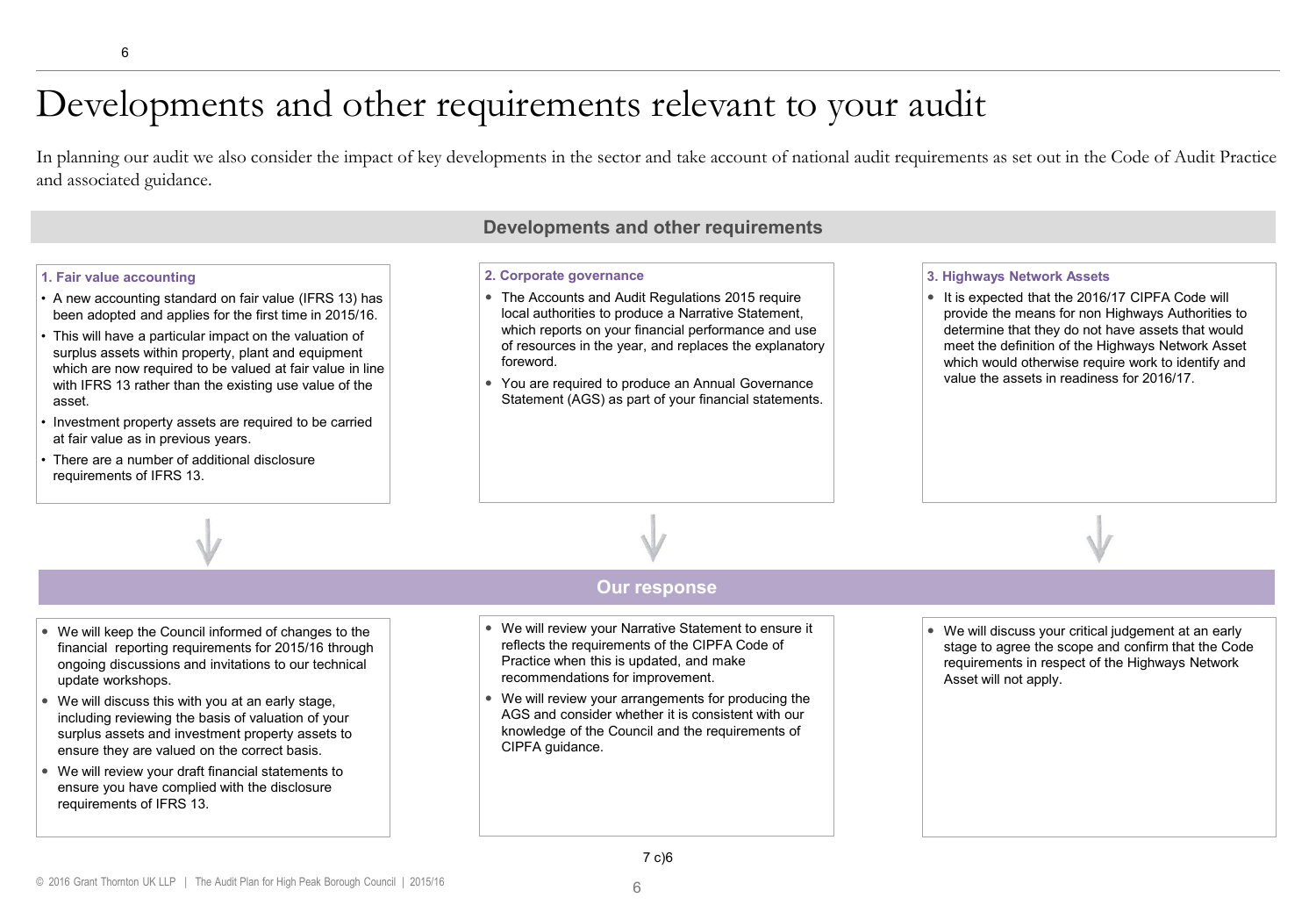# Developments and other requirements relevant to your audit

In planning our audit we also consider the impact of key developments in the sector and take account of national audit requirements as set out in the Code of Audit Practice and associated guidance.

## Developments and other requirements

### 1. Fair value accounting

- A new accounting standard on fair value (IFRS 13) has been adopted and applies for the first time in 2015/16.
- This will have a particular impact on the valuation of surplus assets within property, plant and equipment which are now required to be valued at fair value in line with IFRS 13 rather than the existing use value of the asset.
- Investment property assets are required to be carried at fair value as in previous years.
- There are a number of additional disclosure requirements of IFRS 13.

**Our response**

- We will keep the Council informed of changes to the financial reporting requirements for 2015/16 through ongoing discussions and invitations to our technical update workshops.
- We will discuss this with you at an early stage, including reviewing the basis of valuation of your surplus assets and investment property assets to ensure they are valued on the correct basis.
- We will review your draft financial statements to ensure you have complied with the disclosure requirements of IFRS 13.

### 2. Corporate governance

- The Accounts and Audit Regulations 2015 require local authorities to produce a Narrative Statement, which reports on your financial performance and use of resources in the year, and replaces the explanatory foreword.
- You are required to produce an Annual Governance Statement (AGS) as part of your financial statements.

**Our response**

- We will review your Narrative Statement to ensure it reflects the requirements of the CIPFA Code of Practice when this is updated, and make recommendations for improvement.
- We will review your arrangements for producing the AGS and consider whether it is consistent with our knowledge of the Council and the requirements of CIPFA guidance.

### 3. Highways Network Assets

- It is expected that the 2016/17 CIPFA Code will provide the means for non Highways Authorities to determine that they do not have assets that would meet the definition of the Highways Network Asset which would otherwise require work to identify and value the assets in readiness for 2016/17.

**Our response**

- We will discuss your critical judgement at an early stage to agree the scope and confirm that the Code requirements in respect of the Highways Network Asset will not apply.

7 c)6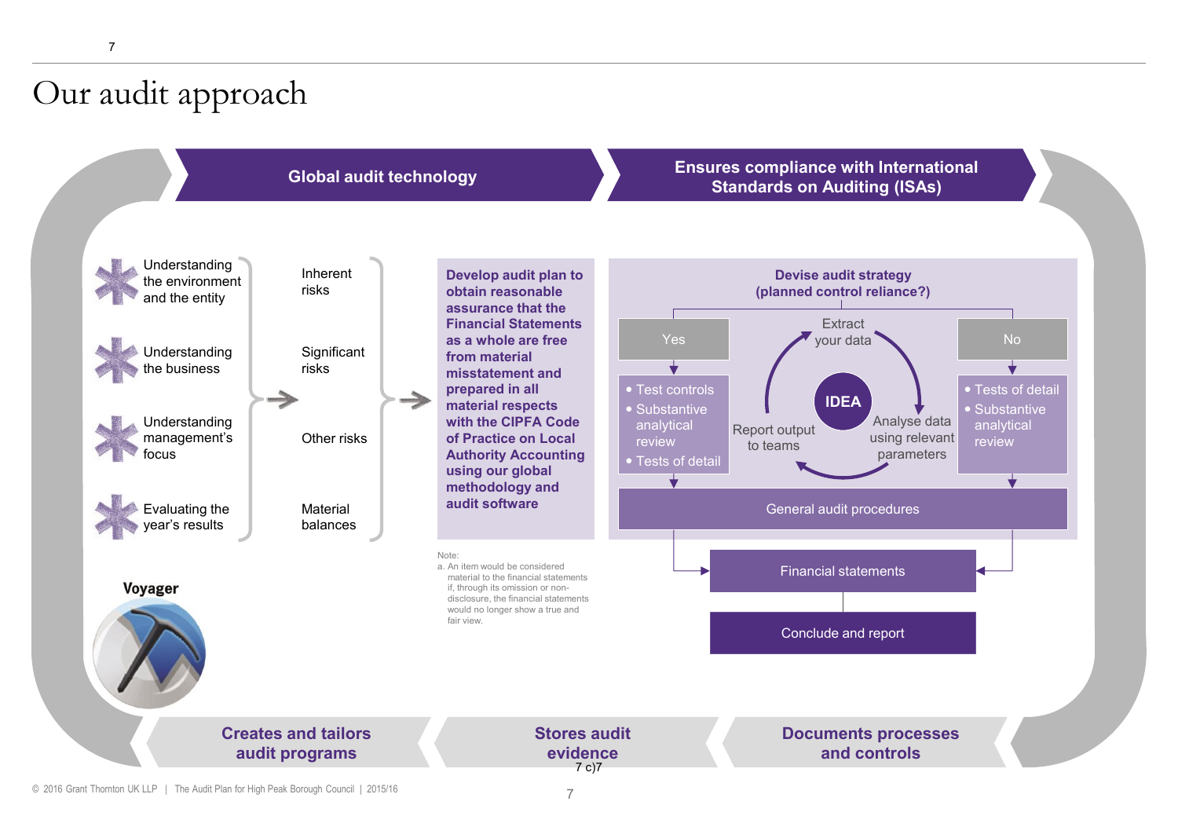# Our audit approach

**Global audit technology**

**Ensures compliance with International Standards on Auditing (ISAs)**

- Understanding the environment and the entity
- Understanding the business
- Understanding management's focus
- Evaluating the year's results

→

- Inherent risks
- Significant risks
- Other risks
- Material balances

→

**Develop audit plan to obtain reasonable assurance that the Financial Statements as a whole are free from material misstatement and prepared in all material respects with the CIPFA Code of Practice on Local Authority Accounting using our global methodology and audit software**

Note:
a. An item would be considered material to the financial statements if, through its omission or non-disclosure, the financial statements would no longer show a true and fair view.

**Devise audit strategy (planned control reliance?)**

| Yes | No |
|---|---|
| • Test controls<br>• Substantive analytical review<br>• Tests of detail | • Tests of detail<br>• Substantive analytical review |

IDEA: Extract your data → Analyse data using relevant parameters → Report output to teams

General audit procedures

Financial statements

Conclude and report

**Voyager**

**Creates and tailors audit programs**

**Stores audit evidence**

**Documents processes and controls**

7 c)7

© 2016 Grant Thornton UK LLP | The Audit Plan for High Peak Borough Council | 2015/16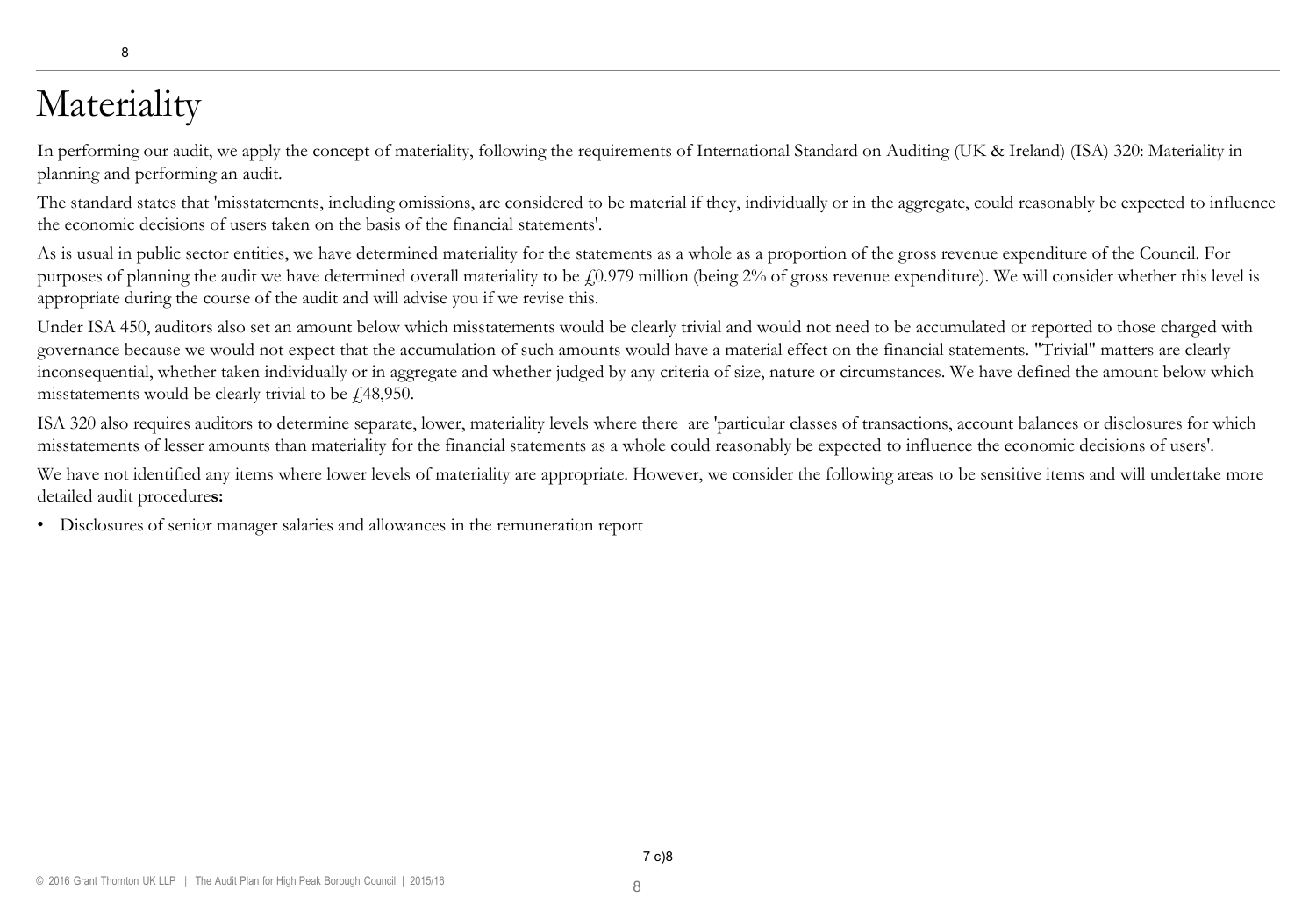# Materiality

In performing our audit, we apply the concept of materiality, following the requirements of International Standard on Auditing (UK & Ireland) (ISA) 320: Materiality in planning and performing an audit.

The standard states that 'misstatements, including omissions, are considered to be material if they, individually or in the aggregate, could reasonably be expected to influence the economic decisions of users taken on the basis of the financial statements'.

As is usual in public sector entities, we have determined materiality for the statements as a whole as a proportion of the gross revenue expenditure of the Council. For purposes of planning the audit we have determined overall materiality to be £0.979 million (being 2% of gross revenue expenditure). We will consider whether this level is appropriate during the course of the audit and will advise you if we revise this.

Under ISA 450, auditors also set an amount below which misstatements would be clearly trivial and would not need to be accumulated or reported to those charged with governance because we would not expect that the accumulation of such amounts would have a material effect on the financial statements. "Trivial" matters are clearly inconsequential, whether taken individually or in aggregate and whether judged by any criteria of size, nature or circumstances. We have defined the amount below which misstatements would be clearly trivial to be £48,950.

ISA 320 also requires auditors to determine separate, lower, materiality levels where there are 'particular classes of transactions, account balances or disclosures for which misstatements of lesser amounts than materiality for the financial statements as a whole could reasonably be expected to influence the economic decisions of users'.

We have not identified any items where lower levels of materiality are appropriate. However, we consider the following areas to be sensitive items and will undertake more detailed audit procedures:

- Disclosures of senior manager salaries and allowances in the remuneration report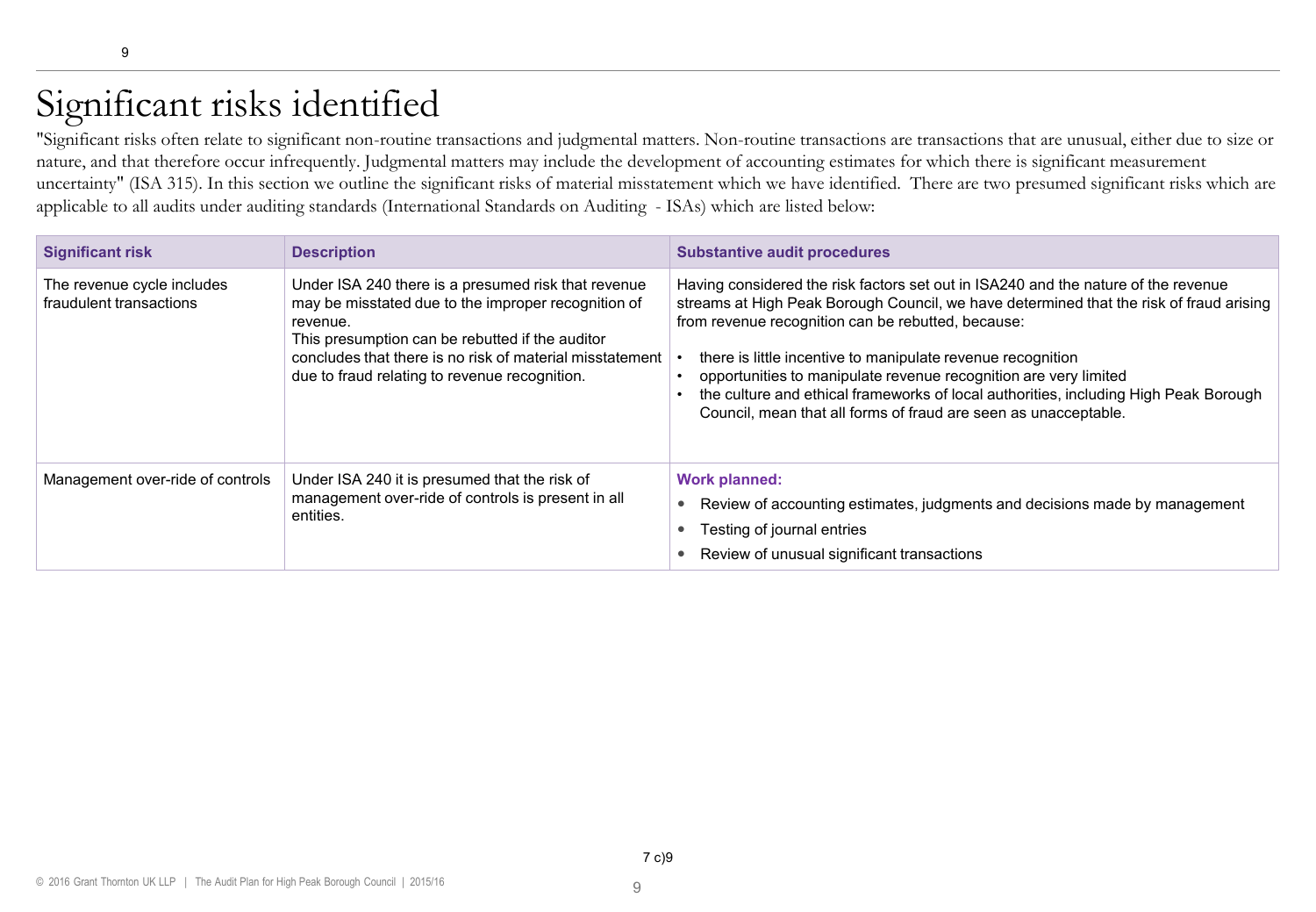# Significant risks identified

"Significant risks often relate to significant non-routine transactions and judgmental matters. Non-routine transactions are transactions that are unusual, either due to size or nature, and that therefore occur infrequently. Judgmental matters may include the development of accounting estimates for which there is significant measurement uncertainty" (ISA 315). In this section we outline the significant risks of material misstatement which we have identified. There are two presumed significant risks which are applicable to all audits under auditing standards (International Standards on Auditing - ISAs) which are listed below:

| Significant risk | Description | Substantive audit procedures |
|---|---|---|
| The revenue cycle includes fraudulent transactions | Under ISA 240 there is a presumed risk that revenue may be misstated due to the improper recognition of revenue.<br>This presumption can be rebutted if the auditor concludes that there is no risk of material misstatement due to fraud relating to revenue recognition. | Having considered the risk factors set out in ISA240 and the nature of the revenue streams at High Peak Borough Council, we have determined that the risk of fraud arising from revenue recognition can be rebutted, because:<br>• there is little incentive to manipulate revenue recognition<br>• opportunities to manipulate revenue recognition are very limited<br>• the culture and ethical frameworks of local authorities, including High Peak Borough Council, mean that all forms of fraud are seen as unacceptable. |
| Management over-ride of controls | Under ISA 240 it is presumed that the risk of management over-ride of controls is present in all entities. | **Work planned:**<br>• Review of accounting estimates, judgments and decisions made by management<br>• Testing of journal entries<br>• Review of unusual significant transactions |

7 c)9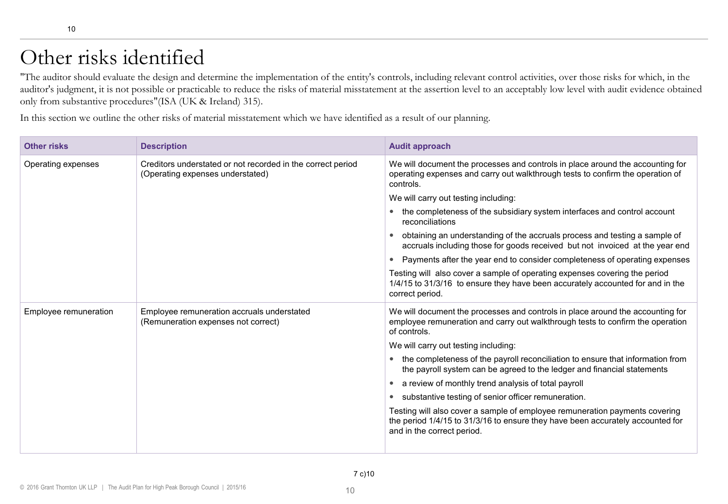# Other risks identified

"The auditor should evaluate the design and determine the implementation of the entity's controls, including relevant control activities, over those risks for which, in the auditor's judgment, it is not possible or practicable to reduce the risks of material misstatement at the assertion level to an acceptably low level with audit evidence obtained only from substantive procedures"(ISA (UK & Ireland) 315).

In this section we outline the other risks of material misstatement which we have identified as a result of our planning.

| Other risks | Description | Audit approach |
|---|---|---|
| Operating expenses | Creditors understated or not recorded in the correct period (Operating expenses understated) | We will document the processes and controls in place around the accounting for operating expenses and carry out walkthrough tests to confirm the operation of controls.<br><br>We will carry out testing including:<br>• the completeness of the subsidiary system interfaces and control account reconciliations<br>• obtaining an understanding of the accruals process and testing a sample of accruals including those for goods received but not invoiced at the year end<br>• Payments after the year end to consider completeness of operating expenses<br><br>Testing will also cover a sample of operating expenses covering the period 1/4/15 to 31/3/16 to ensure they have been accurately accounted for and in the correct period. |
| Employee remuneration | Employee remuneration accruals understated (Remuneration expenses not correct) | We will document the processes and controls in place around the accounting for employee remuneration and carry out walkthrough tests to confirm the operation of controls.<br><br>We will carry out testing including:<br>• the completeness of the payroll reconciliation to ensure that information from the payroll system can be agreed to the ledger and financial statements<br>• a review of monthly trend analysis of total payroll<br>• substantive testing of senior officer remuneration.<br><br>Testing will also cover a sample of employee remuneration payments covering the period 1/4/15 to 31/3/16 to ensure they have been accurately accounted for and in the correct period. |

7 c)10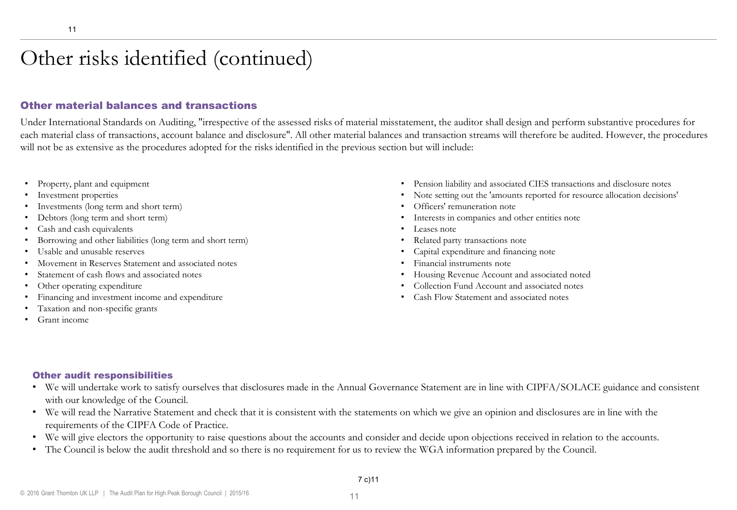# Other risks identified (continued)

## Other material balances and transactions

Under International Standards on Auditing, "irrespective of the assessed risks of material misstatement, the auditor shall design and perform substantive procedures for each material class of transactions, account balance and disclosure". All other material balances and transaction streams will therefore be audited. However, the procedures will not be as extensive as the procedures adopted for the risks identified in the previous section but will include:

- Property, plant and equipment
- Investment properties
- Investments (long term and short term)
- Debtors (long term and short term)
- Cash and cash equivalents
- Borrowing and other liabilities (long term and short term)
- Usable and unusable reserves
- Movement in Reserves Statement and associated notes
- Statement of cash flows and associated notes
- Other operating expenditure
- Financing and investment income and expenditure
- Taxation and non-specific grants
- Grant income
- Pension liability and associated CIES transactions and disclosure notes
- Note setting out the 'amounts reported for resource allocation decisions'
- Officers' remuneration note
- Interests in companies and other entities note
- Leases note
- Related party transactions note
- Capital expenditure and financing note
- Financial instruments note
- Housing Revenue Account and associated noted
- Collection Fund Account and associated notes
- Cash Flow Statement and associated notes

## Other audit responsibilities

- We will undertake work to satisfy ourselves that disclosures made in the Annual Governance Statement are in line with CIPFA/SOLACE guidance and consistent with our knowledge of the Council.
- We will read the Narrative Statement and check that it is consistent with the statements on which we give an opinion and disclosures are in line with the requirements of the CIPFA Code of Practice.
- We will give electors the opportunity to raise questions about the accounts and consider and decide upon objections received in relation to the accounts.
- The Council is below the audit threshold and so there is no requirement for us to review the WGA information prepared by the Council.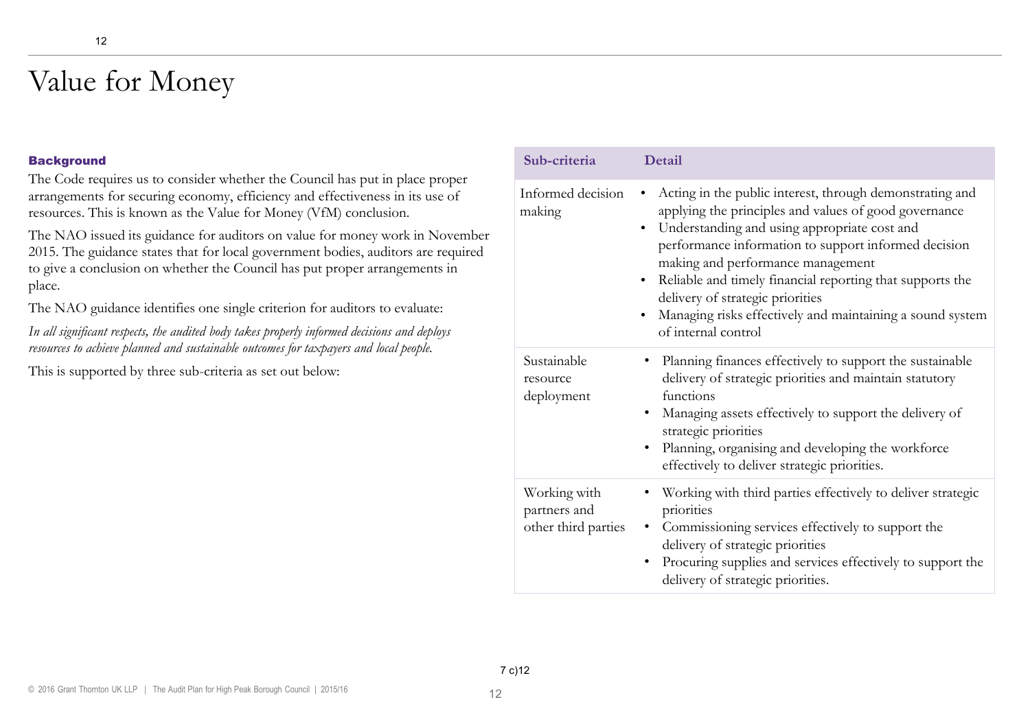# Value for Money

### Background

The Code requires us to consider whether the Council has put in place proper arrangements for securing economy, efficiency and effectiveness in its use of resources. This is known as the Value for Money (VfM) conclusion.

The NAO issued its guidance for auditors on value for money work in November 2015. The guidance states that for local government bodies, auditors are required to give a conclusion on whether the Council has put proper arrangements in place.

The NAO guidance identifies one single criterion for auditors to evaluate:

*In all significant respects, the audited body takes properly informed decisions and deploys resources to achieve planned and sustainable outcomes for taxpayers and local people.*

This is supported by three sub-criteria as set out below:

| Sub-criteria | Detail |
|---|---|
| Informed decision making | • Acting in the public interest, through demonstrating and applying the principles and values of good governance<br>• Understanding and using appropriate cost and performance information to support informed decision making and performance management<br>• Reliable and timely financial reporting that supports the delivery of strategic priorities<br>• Managing risks effectively and maintaining a sound system of internal control |
| Sustainable resource deployment | • Planning finances effectively to support the sustainable delivery of strategic priorities and maintain statutory functions<br>• Managing assets effectively to support the delivery of strategic priorities<br>• Planning, organising and developing the workforce effectively to deliver strategic priorities. |
| Working with partners and other third parties | • Working with third parties effectively to deliver strategic priorities<br>• Commissioning services effectively to support the delivery of strategic priorities<br>• Procuring supplies and services effectively to support the delivery of strategic priorities. |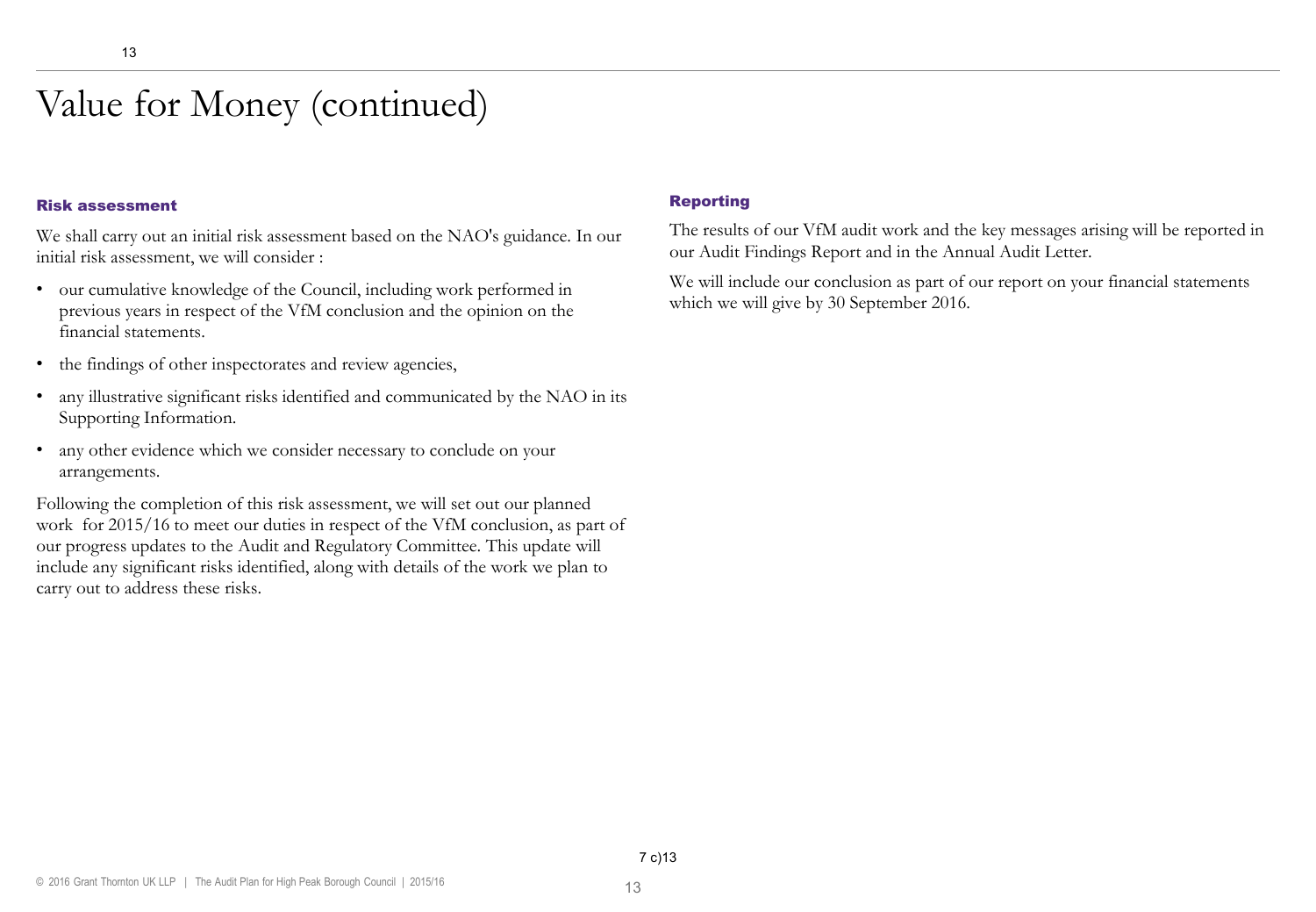# Value for Money (continued)

### Risk assessment

We shall carry out an initial risk assessment based on the NAO's guidance. In our initial risk assessment, we will consider :

- our cumulative knowledge of the Council, including work performed in previous years in respect of the VfM conclusion and the opinion on the financial statements.
- the findings of other inspectorates and review agencies,
- any illustrative significant risks identified and communicated by the NAO in its Supporting Information.
- any other evidence which we consider necessary to conclude on your arrangements.

Following the completion of this risk assessment, we will set out our planned work for 2015/16 to meet our duties in respect of the VfM conclusion, as part of our progress updates to the Audit and Regulatory Committee. This update will include any significant risks identified, along with details of the work we plan to carry out to address these risks.

### Reporting

The results of our VfM audit work and the key messages arising will be reported in our Audit Findings Report and in the Annual Audit Letter.

We will include our conclusion as part of our report on your financial statements which we will give by 30 September 2016.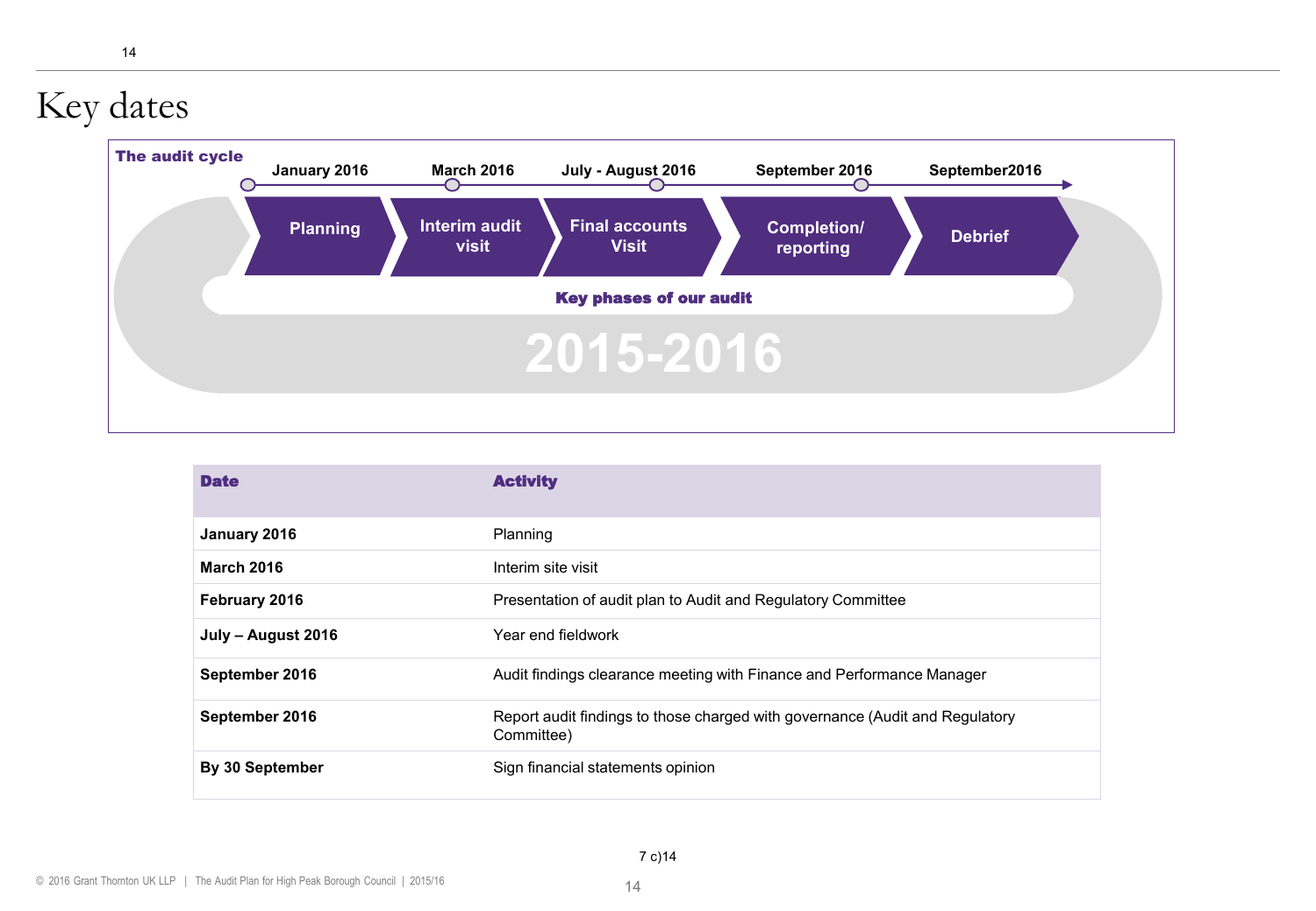# Key dates

**The audit cycle**

| January 2016 | March 2016 | July - August 2016 | September 2016 | September2016 |
|---|---|---|---|---|
| Planning | Interim audit visit | Final accounts Visit | Completion/ reporting | Debrief |

**Key phases of our audit**

2015-2016

| Date | Activity |
|---|---|
| **January 2016** | Planning |
| **March 2016** | Interim site visit |
| **February 2016** | Presentation of audit plan to Audit and Regulatory Committee |
| **July – August 2016** | Year end fieldwork |
| **September 2016** | Audit findings clearance meeting with Finance and Performance Manager |
| **September 2016** | Report audit findings to those charged with governance (Audit and Regulatory Committee) |
| **By 30 September** | Sign financial statements opinion |

7 c)14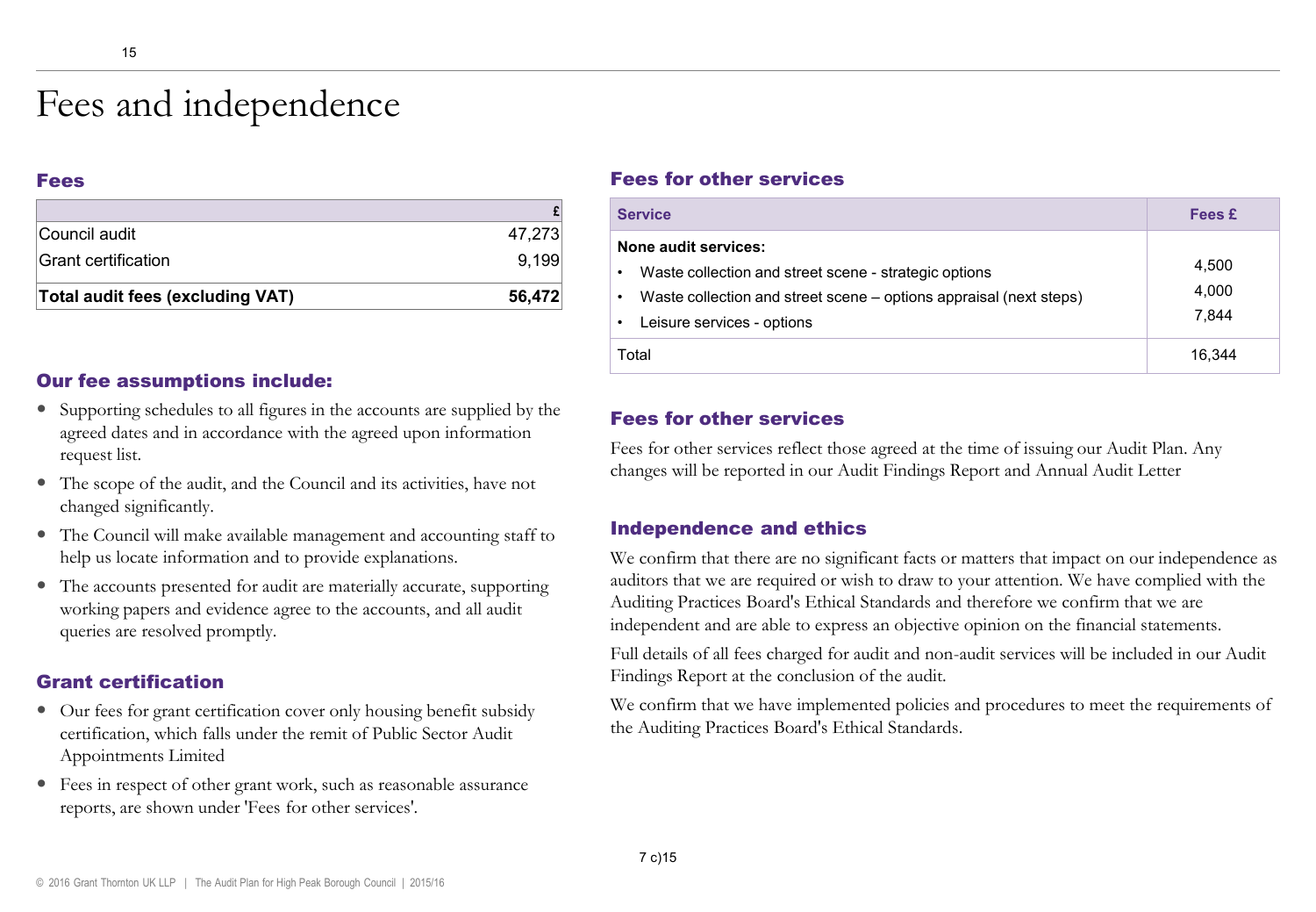# Fees and independence

## Fees

| | £ |
|---|---|
| Council audit | 47,273 |
| Grant certification | 9,199 |
| **Total audit fees (excluding VAT)** | **56,472** |

## Our fee assumptions include:

- Supporting schedules to all figures in the accounts are supplied by the agreed dates and in accordance with the agreed upon information request list.
- The scope of the audit, and the Council and its activities, have not changed significantly.
- The Council will make available management and accounting staff to help us locate information and to provide explanations.
- The accounts presented for audit are materially accurate, supporting working papers and evidence agree to the accounts, and all audit queries are resolved promptly.

## Grant certification

- Our fees for grant certification cover only housing benefit subsidy certification, which falls under the remit of Public Sector Audit Appointments Limited
- Fees in respect of other grant work, such as reasonable assurance reports, are shown under 'Fees for other services'.

## Fees for other services

| Service | Fees £ |
|---|---|
| **None audit services:** | |
| • Waste collection and street scene - strategic options | 4,500 |
| • Waste collection and street scene – options appraisal (next steps) | 4,000 |
| • Leisure services - options | 7,844 |
| Total | 16,344 |

## Fees for other services

Fees for other services reflect those agreed at the time of issuing our Audit Plan. Any changes will be reported in our Audit Findings Report and Annual Audit Letter

## Independence and ethics

We confirm that there are no significant facts or matters that impact on our independence as auditors that we are required or wish to draw to your attention. We have complied with the Auditing Practices Board's Ethical Standards and therefore we confirm that we are independent and are able to express an objective opinion on the financial statements.

Full details of all fees charged for audit and non-audit services will be included in our Audit Findings Report at the conclusion of the audit.

We confirm that we have implemented policies and procedures to meet the requirements of the Auditing Practices Board's Ethical Standards.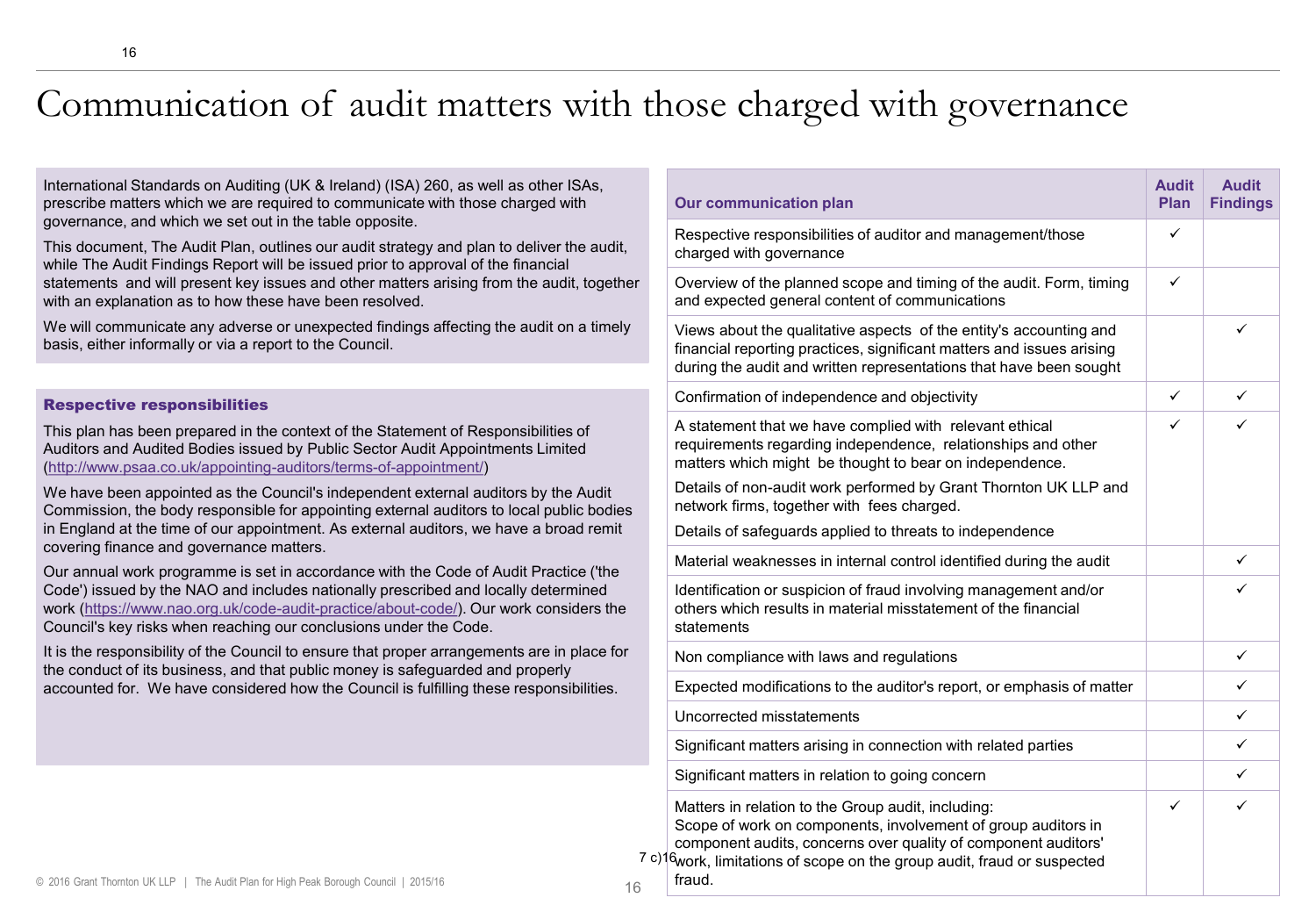# Communication of audit matters with those charged with governance

International Standards on Auditing (UK & Ireland) (ISA) 260, as well as other ISAs, prescribe matters which we are required to communicate with those charged with governance, and which we set out in the table opposite.

This document, The Audit Plan, outlines our audit strategy and plan to deliver the audit, while The Audit Findings Report will be issued prior to approval of the financial statements and will present key issues and other matters arising from the audit, together with an explanation as to how these have been resolved.

We will communicate any adverse or unexpected findings affecting the audit on a timely basis, either informally or via a report to the Council.

### Respective responsibilities

This plan has been prepared in the context of the Statement of Responsibilities of Auditors and Audited Bodies issued by Public Sector Audit Appointments Limited (http://www.psaa.co.uk/appointing-auditors/terms-of-appointment/)

We have been appointed as the Council's independent external auditors by the Audit Commission, the body responsible for appointing external auditors to local public bodies in England at the time of our appointment. As external auditors, we have a broad remit covering finance and governance matters.

Our annual work programme is set in accordance with the Code of Audit Practice ('the Code') issued by the NAO and includes nationally prescribed and locally determined work (https://www.nao.org.uk/code-audit-practice/about-code/). Our work considers the Council's key risks when reaching our conclusions under the Code.

It is the responsibility of the Council to ensure that proper arrangements are in place for the conduct of its business, and that public money is safeguarded and properly accounted for. We have considered how the Council is fulfilling these responsibilities.

| Our communication plan | Audit Plan | Audit Findings |
|---|---|---|
| Respective responsibilities of auditor and management/those charged with governance | ✓ | |
| Overview of the planned scope and timing of the audit. Form, timing and expected general content of communications | ✓ | |
| Views about the qualitative aspects of the entity's accounting and financial reporting practices, significant matters and issues arising during the audit and written representations that have been sought | | ✓ |
| Confirmation of independence and objectivity | ✓ | ✓ |
| A statement that we have complied with relevant ethical requirements regarding independence, relationships and other matters which might be thought to bear on independence. Details of non-audit work performed by Grant Thornton UK LLP and network firms, together with fees charged. Details of safeguards applied to threats to independence | ✓ | ✓ |
| Material weaknesses in internal control identified during the audit | | ✓ |
| Identification or suspicion of fraud involving management and/or others which results in material misstatement of the financial statements | | ✓ |
| Non compliance with laws and regulations | | ✓ |
| Expected modifications to the auditor's report, or emphasis of matter | | ✓ |
| Uncorrected misstatements | | ✓ |
| Significant matters arising in connection with related parties | | ✓ |
| Significant matters in relation to going concern | | ✓ |
| Matters in relation to the Group audit, including: Scope of work on components, involvement of group auditors in component audits, concerns over quality of component auditors' work, limitations of scope on the group audit, fraud or suspected fraud. | ✓ | ✓ |

7 c)16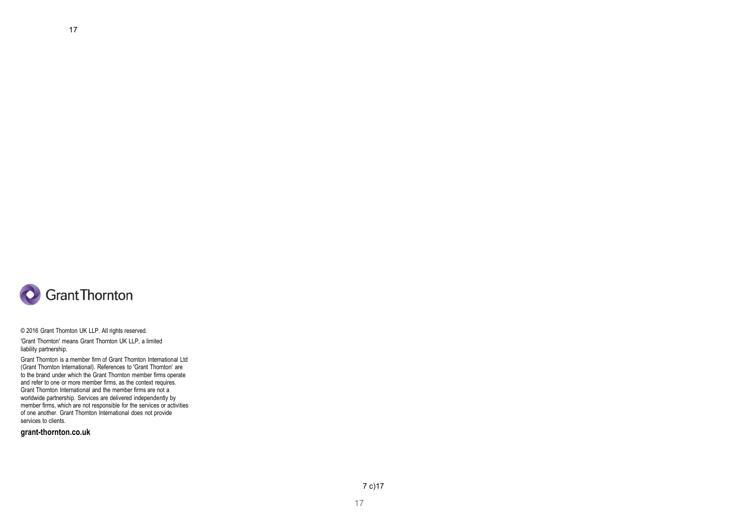Grant Thornton

© 2016 Grant Thornton UK LLP. All rights reserved.

'Grant Thornton' means Grant Thornton UK LLP, a limited liability partnership.

Grant Thornton is a member firm of Grant Thornton International Ltd (Grant Thornton International). References to 'Grant Thornton' are to the brand under which the Grant Thornton member firms operate and refer to one or more member firms, as the context requires. Grant Thornton International and the member firms are not a worldwide partnership. Services are delivered independently by member firms, which are not responsible for the services or activities of one another. Grant Thornton International does not provide services to clients.

**grant-thornton.co.uk**

7 c)17